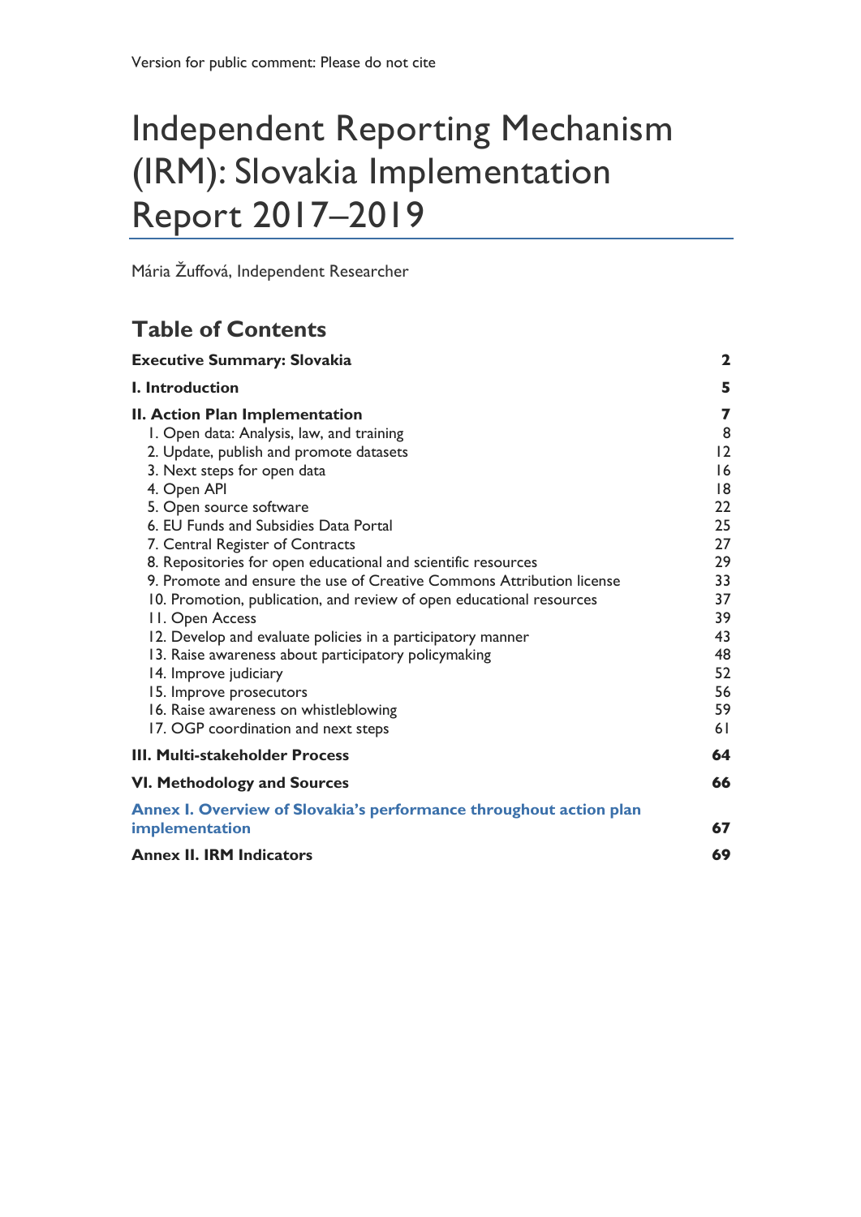Version for public comment: Please do not cite

# Independent Reporting Mechanism (IRM): Slovakia Implementation Report 2017–2019

Mária Žuffová, Independent Researcher

## Table of Contents

| | |
|---|---|
| **Executive Summary: Slovakia** | **2** |
| **I. Introduction** | **5** |
| **II. Action Plan Implementation** | **7** |
| 1. Open data: Analysis, law, and training | 8 |
| 2. Update, publish and promote datasets | 12 |
| 3. Next steps for open data | 16 |
| 4. Open API | 18 |
| 5. Open source software | 22 |
| 6. EU Funds and Subsidies Data Portal | 25 |
| 7. Central Register of Contracts | 27 |
| 8. Repositories for open educational and scientific resources | 29 |
| 9. Promote and ensure the use of Creative Commons Attribution license | 33 |
| 10. Promotion, publication, and review of open educational resources | 37 |
| 11. Open Access | 39 |
| 12. Develop and evaluate policies in a participatory manner | 43 |
| 13. Raise awareness about participatory policymaking | 48 |
| 14. Improve judiciary | 52 |
| 15. Improve prosecutors | 56 |
| 16. Raise awareness on whistleblowing | 59 |
| 17. OGP coordination and next steps | 61 |
| **III. Multi-stakeholder Process** | **64** |
| **VI. Methodology and Sources** | **66** |
| **Annex I. Overview of Slovakia's performance throughout action plan implementation** | **67** |
| **Annex II. IRM Indicators** | **69** |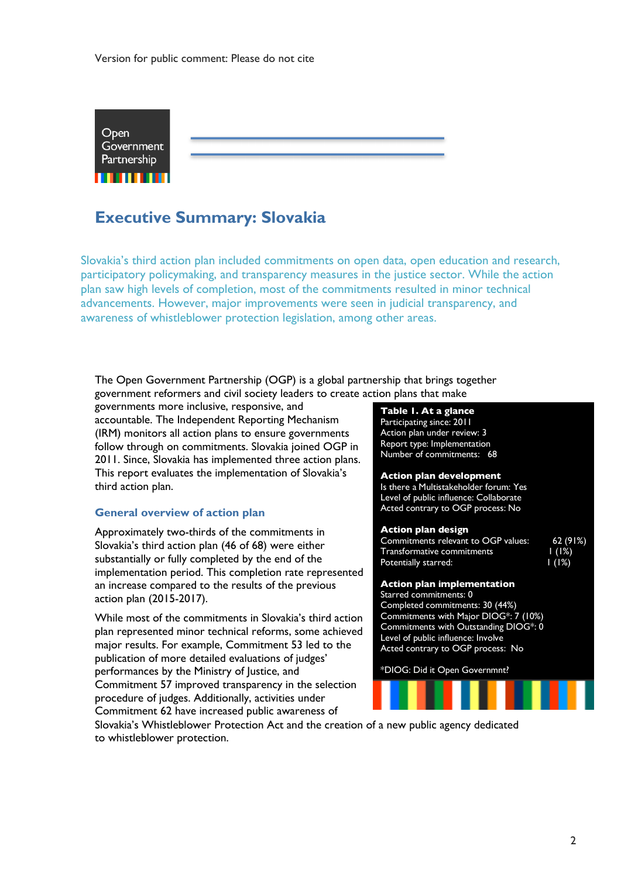Version for public comment: Please do not cite

# Executive Summary: Slovakia

Slovakia's third action plan included commitments on open data, open education and research, participatory policymaking, and transparency measures in the justice sector. While the action plan saw high levels of completion, most of the commitments resulted in minor technical advancements. However, major improvements were seen in judicial transparency, and awareness of whistleblower protection legislation, among other areas.

The Open Government Partnership (OGP) is a global partnership that brings together government reformers and civil society leaders to create action plans that make governments more inclusive, responsive, and accountable. The Independent Reporting Mechanism (IRM) monitors all action plans to ensure governments follow through on commitments. Slovakia joined OGP in 2011. Since, Slovakia has implemented three action plans. This report evaluates the implementation of Slovakia's third action plan.

**Table 1. At a glance**

Participating since: 2011
Action plan under review: 3
Report type: Implementation
Number of commitments: 68

**Action plan development**

Is there a Multistakeholder forum: Yes
Level of public influence: Collaborate
Acted contrary to OGP process: No

**Action plan design**

| | |
|---|---|
| Commitments relevant to OGP values: | 62 (91%) |
| Transformative commitments | 1 (1%) |
| Potentially starred: | 1 (1%) |

**Action plan implementation**

Starred commitments: 0
Completed commitments: 30 (44%)
Commitments with Major DIOG*: 7 (10%)
Commitments with Outstanding DIOG*: 0
Level of public influence: Involve
Acted contrary to OGP process: No

*DIOG: Did it Open Governmnt?

## General overview of action plan

Approximately two-thirds of the commitments in Slovakia's third action plan (46 of 68) were either substantially or fully completed by the end of the implementation period. This completion rate represented an increase compared to the results of the previous action plan (2015-2017).

While most of the commitments in Slovakia's third action plan represented minor technical reforms, some achieved major results. For example, Commitment 53 led to the publication of more detailed evaluations of judges' performances by the Ministry of Justice, and Commitment 57 improved transparency in the selection procedure of judges. Additionally, activities under Commitment 62 have increased public awareness of Slovakia's Whistleblower Protection Act and the creation of a new public agency dedicated to whistleblower protection.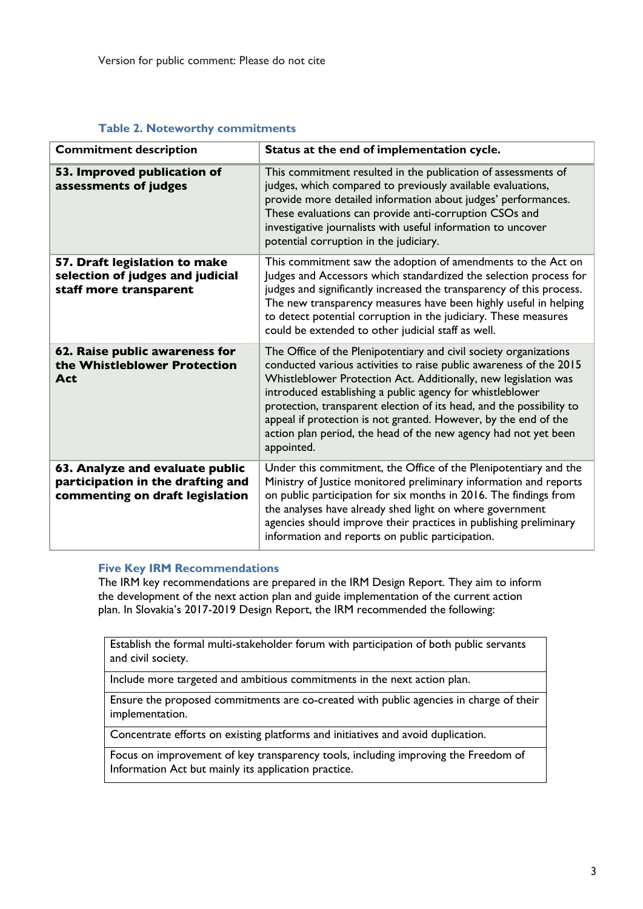Version for public comment: Please do not cite

### Table 2. Noteworthy commitments

| Commitment description | Status at the end of implementation cycle. |
|---|---|
| **53. Improved publication of assessments of judges** | This commitment resulted in the publication of assessments of judges, which compared to previously available evaluations, provide more detailed information about judges' performances. These evaluations can provide anti-corruption CSOs and investigative journalists with useful information to uncover potential corruption in the judiciary. |
| **57. Draft legislation to make selection of judges and judicial staff more transparent** | This commitment saw the adoption of amendments to the Act on Judges and Accessors which standardized the selection process for judges and significantly increased the transparency of this process. The new transparency measures have been highly useful in helping to detect potential corruption in the judiciary. These measures could be extended to other judicial staff as well. |
| **62. Raise public awareness for the Whistleblower Protection Act** | The Office of the Plenipotentiary and civil society organizations conducted various activities to raise public awareness of the 2015 Whistleblower Protection Act. Additionally, new legislation was introduced establishing a public agency for whistleblower protection, transparent election of its head, and the possibility to appeal if protection is not granted. However, by the end of the action plan period, the head of the new agency had not yet been appointed. |
| **63. Analyze and evaluate public participation in the drafting and commenting on draft legislation** | Under this commitment, the Office of the Plenipotentiary and the Ministry of Justice monitored preliminary information and reports on public participation for six months in 2016. The findings from the analyses have already shed light on where government agencies should improve their practices in publishing preliminary information and reports on public participation. |

### Five Key IRM Recommendations

The IRM key recommendations are prepared in the IRM Design Report. They aim to inform the development of the next action plan and guide implementation of the current action plan. In Slovakia's 2017-2019 Design Report, the IRM recommended the following:

| |
|---|
| Establish the formal multi-stakeholder forum with participation of both public servants and civil society. |
| Include more targeted and ambitious commitments in the next action plan. |
| Ensure the proposed commitments are co-created with public agencies in charge of their implementation. |
| Concentrate efforts on existing platforms and initiatives and avoid duplication. |
| Focus on improvement of key transparency tools, including improving the Freedom of Information Act but mainly its application practice. |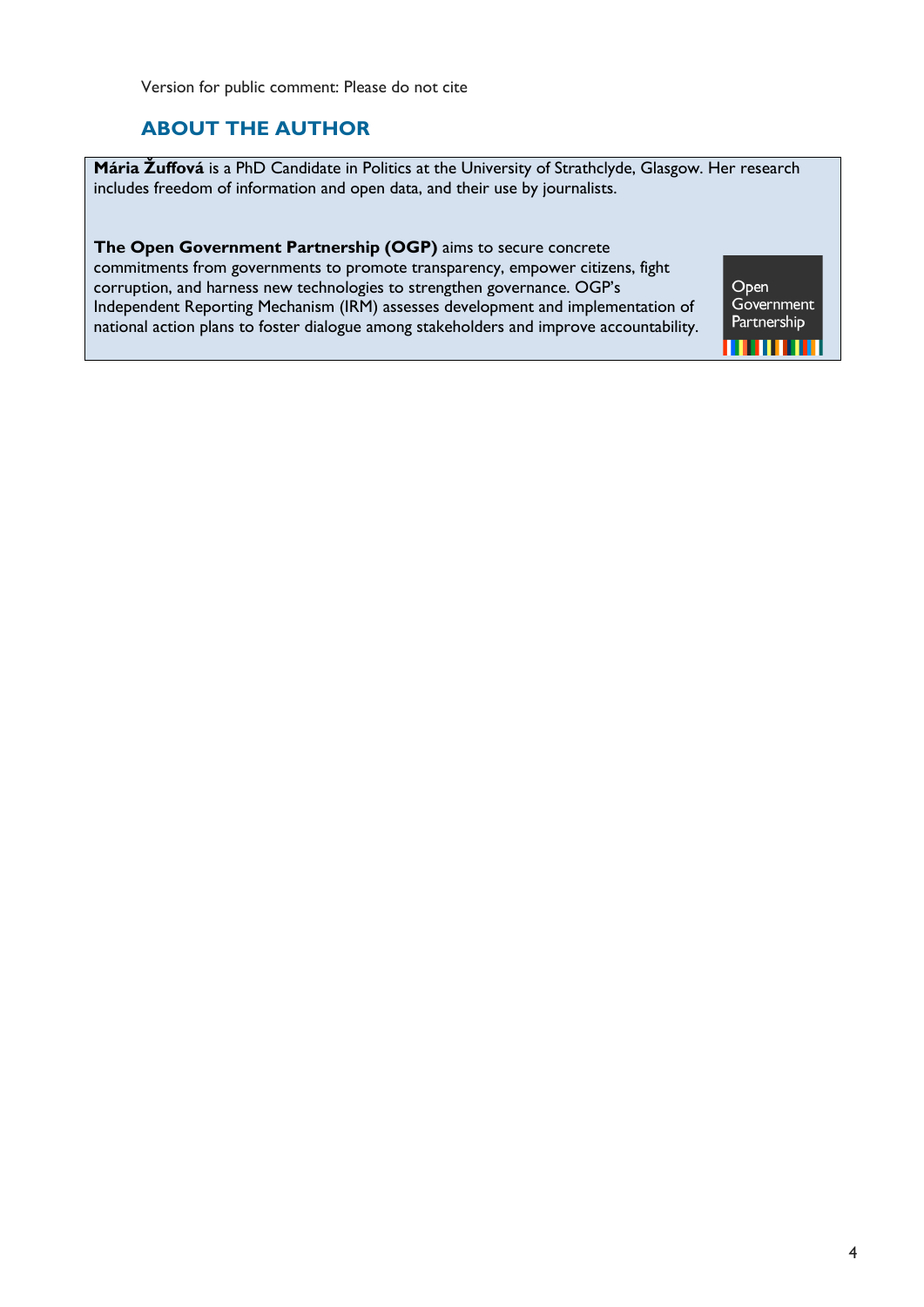Version for public comment: Please do not cite

## ABOUT THE AUTHOR

**Mária Žuffová** is a PhD Candidate in Politics at the University of Strathclyde, Glasgow. Her research includes freedom of information and open data, and their use by journalists.

**The Open Government Partnership (OGP)** aims to secure concrete commitments from governments to promote transparency, empower citizens, fight corruption, and harness new technologies to strengthen governance. OGP's Independent Reporting Mechanism (IRM) assesses development and implementation of national action plans to foster dialogue among stakeholders and improve accountability.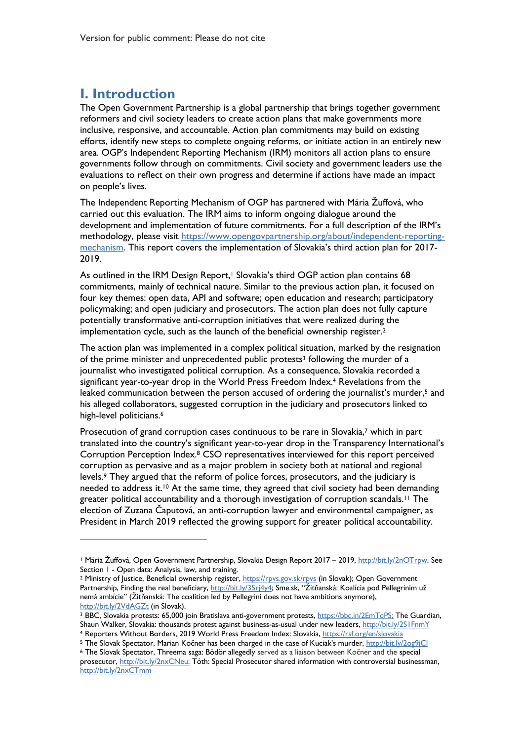# I. Introduction

The Open Government Partnership is a global partnership that brings together government reformers and civil society leaders to create action plans that make governments more inclusive, responsive, and accountable. Action plan commitments may build on existing efforts, identify new steps to complete ongoing reforms, or initiate action in an entirely new area. OGP's Independent Reporting Mechanism (IRM) monitors all action plans to ensure governments follow through on commitments. Civil society and government leaders use the evaluations to reflect on their own progress and determine if actions have made an impact on people's lives.

The Independent Reporting Mechanism of OGP has partnered with Mária Žuffová, who carried out this evaluation. The IRM aims to inform ongoing dialogue around the development and implementation of future commitments. For a full description of the IRM's methodology, please visit https://www.opengovpartnership.org/about/independent-reporting-mechanism. This report covers the implementation of Slovakia's third action plan for 2017-2019.

As outlined in the IRM Design Report,[1] Slovakia's third OGP action plan contains 68 commitments, mainly of technical nature. Similar to the previous action plan, it focused on four key themes: open data, API and software; open education and research; participatory policymaking; and open judiciary and prosecutors. The action plan does not fully capture potentially transformative anti-corruption initiatives that were realized during the implementation cycle, such as the launch of the beneficial ownership register.[2]

The action plan was implemented in a complex political situation, marked by the resignation of the prime minister and unprecedented public protests[3] following the murder of a journalist who investigated political corruption. As a consequence, Slovakia recorded a significant year-to-year drop in the World Press Freedom Index.[4] Revelations from the leaked communication between the person accused of ordering the journalist's murder,[5] and his alleged collaborators, suggested corruption in the judiciary and prosecutors linked to high-level politicians.[6]

Prosecution of grand corruption cases continuous to be rare in Slovakia,[7] which in part translated into the country's significant year-to-year drop in the Transparency International's Corruption Perception Index.[8] CSO representatives interviewed for this report perceived corruption as pervasive and as a major problem in society both at national and regional levels.[9] They argued that the reform of police forces, prosecutors, and the judiciary is needed to address it.[10] At the same time, they agreed that civil society had been demanding greater political accountability and a thorough investigation of corruption scandals.[11] The election of Zuzana Čaputová, an anti-corruption lawyer and environmental campaigner, as President in March 2019 reflected the growing support for greater political accountability.

---

[1] Mária Žuffová, Open Government Partnership, Slovakia Design Report 2017 – 2019, http://bit.ly/2nOTrpw. See Section 1 - Open data: Analysis, law, and training.

[2] Ministry of Justice, Beneficial ownership register, https://rpvs.gov.sk/rpvs (in Slovak); Open Government Partnership, Finding the real beneficiary, http://bit.ly/35rj4y4; Sme.sk, "Žitňanská: Koalícia pod Pellegrinim už nemá ambície" (Žitňanská: The coalition led by Pellegrini does not have ambitions anymore), http://bit.ly/2VdAGZt (in Slovak).

[3] BBC, Slovakia protests: 65,000 join Bratislava anti-government protests, https://bbc.in/2EmTqPS; The Guardian, Shaun Walker, Slovakia: thousands protest against business-as-usual under new leaders, http://bit.ly/2S1FnmY

[4] Reporters Without Borders, 2019 World Press Freedom Index: Slovakia, https://rsf.org/en/slovakia

[5] The Slovak Spectator, Marian Kočner has been charged in the case of Kuciak's murder, http://bit.ly/2og9jCl

[6] The Slovak Spectator, Threema saga: Bödör allegedly served as a liaison between Kočner and the special prosecutor, http://bit.ly/2nxCNeu; Tóth: Special Prosecutor shared information with controversial businessman, http://bit.ly/2nxCTmm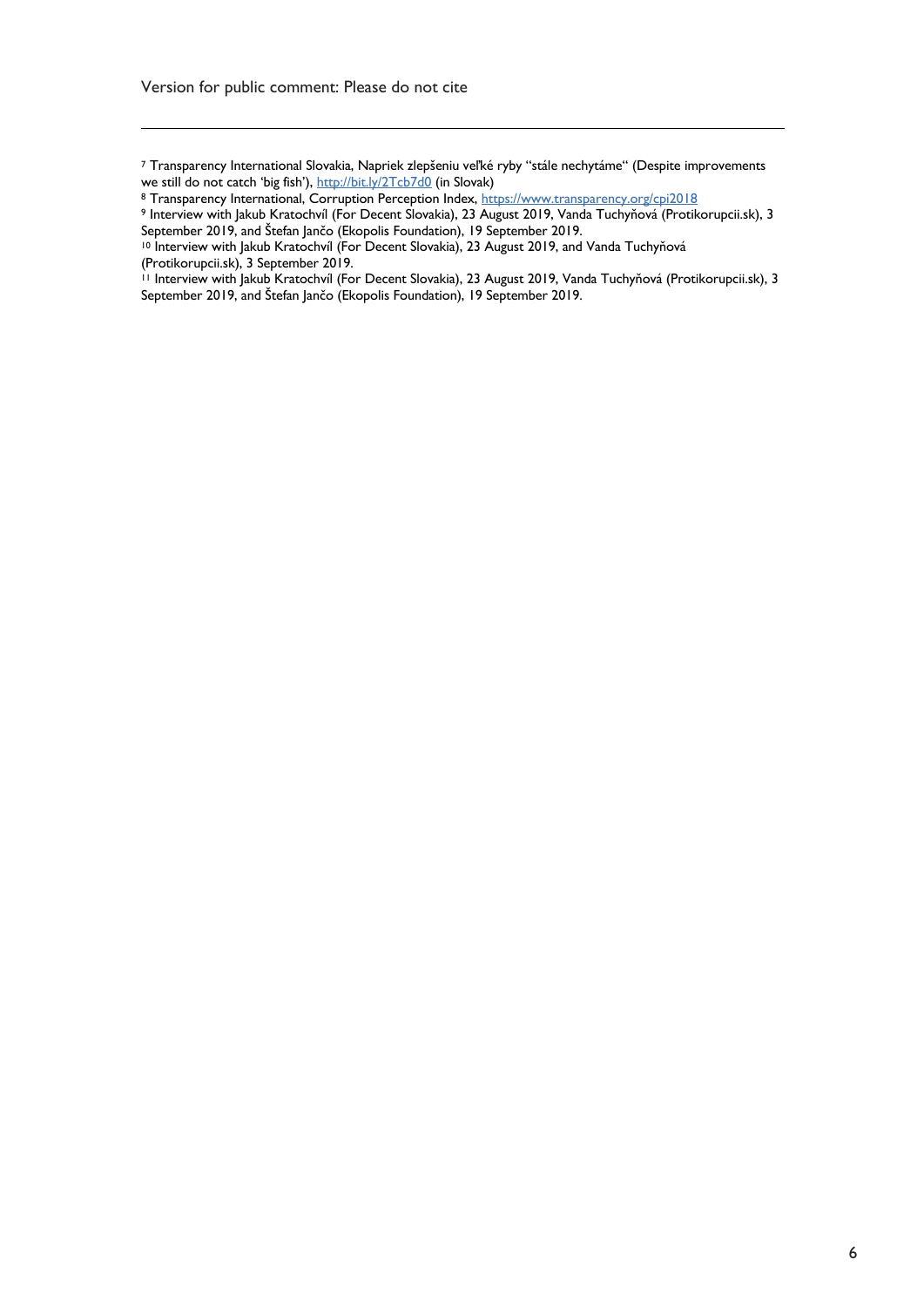[7] Transparency International Slovakia, Napriek zlepšeniu veľké ryby "stále nechytáme" (Despite improvements we still do not catch 'big fish'), http://bit.ly/2Tcb7d0 (in Slovak)

[8] Transparency International, Corruption Perception Index, https://www.transparency.org/cpi2018

[9] Interview with Jakub Kratochvíl (For Decent Slovakia), 23 August 2019, Vanda Tuchyňová (Protikorupcii.sk), 3 September 2019, and Štefan Jančo (Ekopolis Foundation), 19 September 2019.

[10] Interview with Jakub Kratochvíl (For Decent Slovakia), 23 August 2019, and Vanda Tuchyňová (Protikorupcii.sk), 3 September 2019.

[11] Interview with Jakub Kratochvíl (For Decent Slovakia), 23 August 2019, Vanda Tuchyňová (Protikorupcii.sk), 3 September 2019, and Štefan Jančo (Ekopolis Foundation), 19 September 2019.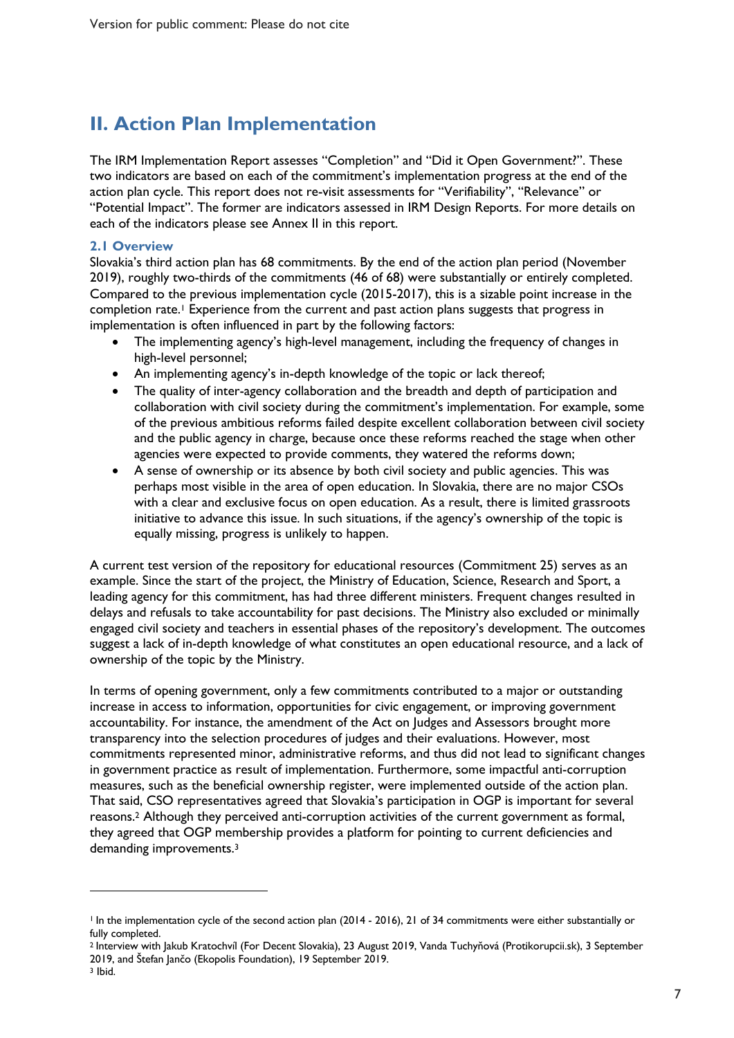## II. Action Plan Implementation

The IRM Implementation Report assesses "Completion" and "Did it Open Government?". These two indicators are based on each of the commitment's implementation progress at the end of the action plan cycle. This report does not re-visit assessments for "Verifiability", "Relevance" or "Potential Impact". The former are indicators assessed in IRM Design Reports. For more details on each of the indicators please see Annex II in this report.

### 2.1 Overview

Slovakia's third action plan has 68 commitments. By the end of the action plan period (November 2019), roughly two-thirds of the commitments (46 of 68) were substantially or entirely completed. Compared to the previous implementation cycle (2015-2017), this is a sizable point increase in the completion rate.[1] Experience from the current and past action plans suggests that progress in implementation is often influenced in part by the following factors:

- The implementing agency's high-level management, including the frequency of changes in high-level personnel;
- An implementing agency's in-depth knowledge of the topic or lack thereof;
- The quality of inter-agency collaboration and the breadth and depth of participation and collaboration with civil society during the commitment's implementation. For example, some of the previous ambitious reforms failed despite excellent collaboration between civil society and the public agency in charge, because once these reforms reached the stage when other agencies were expected to provide comments, they watered the reforms down;
- A sense of ownership or its absence by both civil society and public agencies. This was perhaps most visible in the area of open education. In Slovakia, there are no major CSOs with a clear and exclusive focus on open education. As a result, there is limited grassroots initiative to advance this issue. In such situations, if the agency's ownership of the topic is equally missing, progress is unlikely to happen.

A current test version of the repository for educational resources (Commitment 25) serves as an example. Since the start of the project, the Ministry of Education, Science, Research and Sport, a leading agency for this commitment, has had three different ministers. Frequent changes resulted in delays and refusals to take accountability for past decisions. The Ministry also excluded or minimally engaged civil society and teachers in essential phases of the repository's development. The outcomes suggest a lack of in-depth knowledge of what constitutes an open educational resource, and a lack of ownership of the topic by the Ministry.

In terms of opening government, only a few commitments contributed to a major or outstanding increase in access to information, opportunities for civic engagement, or improving government accountability. For instance, the amendment of the Act on Judges and Assessors brought more transparency into the selection procedures of judges and their evaluations. However, most commitments represented minor, administrative reforms, and thus did not lead to significant changes in government practice as result of implementation. Furthermore, some impactful anti-corruption measures, such as the beneficial ownership register, were implemented outside of the action plan. That said, CSO representatives agreed that Slovakia's participation in OGP is important for several reasons.[2] Although they perceived anti-corruption activities of the current government as formal, they agreed that OGP membership provides a platform for pointing to current deficiencies and demanding improvements.[3]

---

[1] In the implementation cycle of the second action plan (2014 - 2016), 21 of 34 commitments were either substantially or fully completed.

[2] Interview with Jakub Kratochvíl (For Decent Slovakia), 23 August 2019, Vanda Tuchyňová (Protikorupcii.sk), 3 September 2019, and Štefan Jančo (Ekopolis Foundation), 19 September 2019.

[3] Ibid.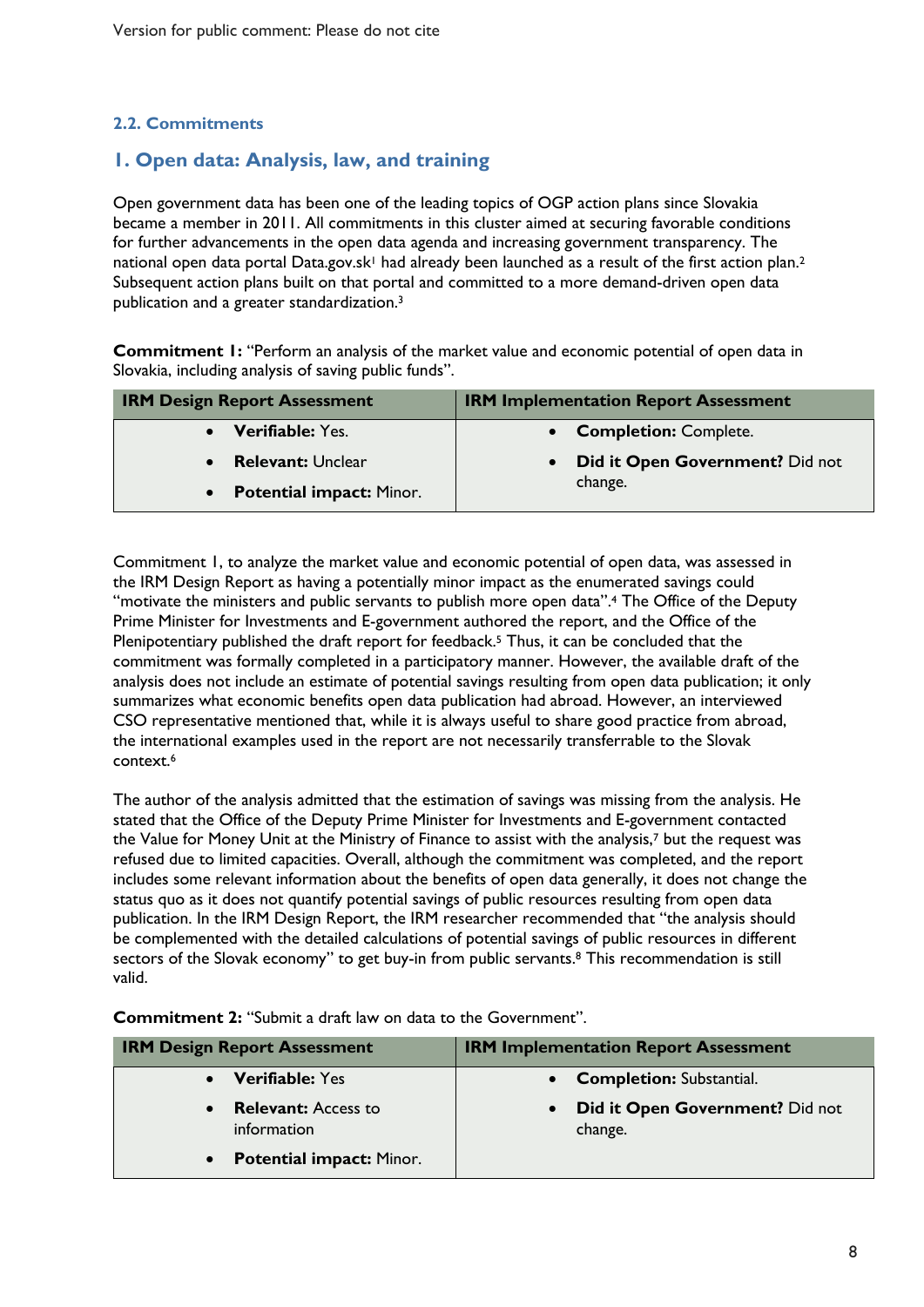### 2.2. Commitments

## 1. Open data: Analysis, law, and training

Open government data has been one of the leading topics of OGP action plans since Slovakia became a member in 2011. All commitments in this cluster aimed at securing favorable conditions for further advancements in the open data agenda and increasing government transparency. The national open data portal Data.gov.sk[1] had already been launched as a result of the first action plan.[2] Subsequent action plans built on that portal and committed to a more demand-driven open data publication and a greater standardization.[3]

**Commitment 1:** "Perform an analysis of the market value and economic potential of open data in Slovakia, including analysis of saving public funds".

| IRM Design Report Assessment | IRM Implementation Report Assessment |
|---|---|
| • **Verifiable:** Yes.<br>• **Relevant:** Unclear<br>• **Potential impact:** Minor. | • **Completion:** Complete.<br>• **Did it Open Government?** Did not change. |

Commitment 1, to analyze the market value and economic potential of open data, was assessed in the IRM Design Report as having a potentially minor impact as the enumerated savings could "motivate the ministers and public servants to publish more open data".[4] The Office of the Deputy Prime Minister for Investments and E-government authored the report, and the Office of the Plenipotentiary published the draft report for feedback.[5] Thus, it can be concluded that the commitment was formally completed in a participatory manner. However, the available draft of the analysis does not include an estimate of potential savings resulting from open data publication; it only summarizes what economic benefits open data publication had abroad. However, an interviewed CSO representative mentioned that, while it is always useful to share good practice from abroad, the international examples used in the report are not necessarily transferrable to the Slovak context.[6]

The author of the analysis admitted that the estimation of savings was missing from the analysis. He stated that the Office of the Deputy Prime Minister for Investments and E-government contacted the Value for Money Unit at the Ministry of Finance to assist with the analysis,[7] but the request was refused due to limited capacities. Overall, although the commitment was completed, and the report includes some relevant information about the benefits of open data generally, it does not change the status quo as it does not quantify potential savings of public resources resulting from open data publication. In the IRM Design Report, the IRM researcher recommended that "the analysis should be complemented with the detailed calculations of potential savings of public resources in different sectors of the Slovak economy" to get buy-in from public servants.[8] This recommendation is still valid.

**Commitment 2:** "Submit a draft law on data to the Government".

| IRM Design Report Assessment | IRM Implementation Report Assessment |
|---|---|
| • **Verifiable:** Yes<br>• **Relevant:** Access to information<br>• **Potential impact:** Minor. | • **Completion:** Substantial.<br>• **Did it Open Government?** Did not change. |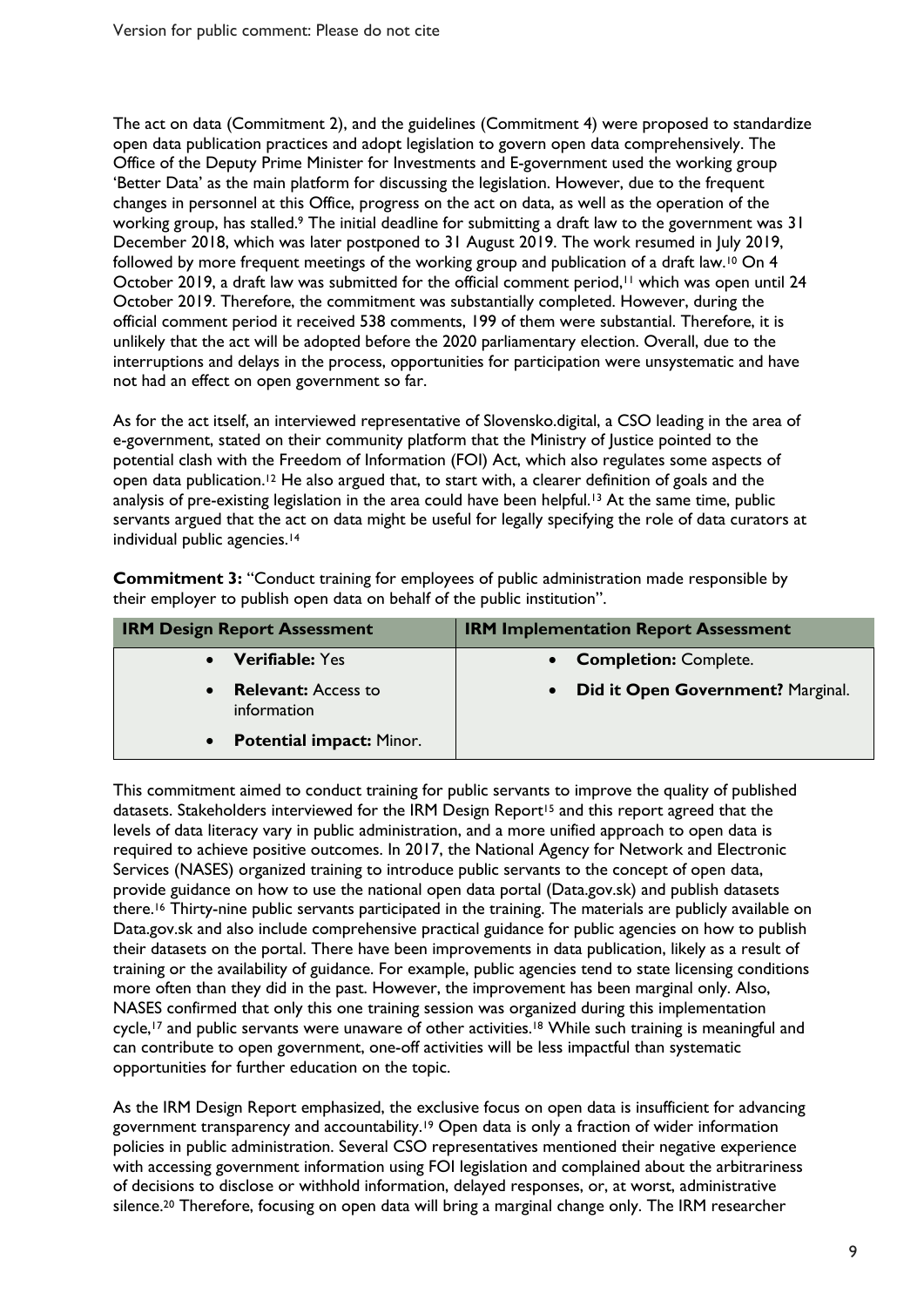The act on data (Commitment 2), and the guidelines (Commitment 4) were proposed to standardize open data publication practices and adopt legislation to govern open data comprehensively. The Office of the Deputy Prime Minister for Investments and E-government used the working group 'Better Data' as the main platform for discussing the legislation. However, due to the frequent changes in personnel at this Office, progress on the act on data, as well as the operation of the working group, has stalled.[9] The initial deadline for submitting a draft law to the government was 31 December 2018, which was later postponed to 31 August 2019. The work resumed in July 2019, followed by more frequent meetings of the working group and publication of a draft law.[10] On 4 October 2019, a draft law was submitted for the official comment period,[11] which was open until 24 October 2019. Therefore, the commitment was substantially completed. However, during the official comment period it received 538 comments, 199 of them were substantial. Therefore, it is unlikely that the act will be adopted before the 2020 parliamentary election. Overall, due to the interruptions and delays in the process, opportunities for participation were unsystematic and have not had an effect on open government so far.

As for the act itself, an interviewed representative of Slovensko.digital, a CSO leading in the area of e-government, stated on their community platform that the Ministry of Justice pointed to the potential clash with the Freedom of Information (FOI) Act, which also regulates some aspects of open data publication.[12] He also argued that, to start with, a clearer definition of goals and the analysis of pre-existing legislation in the area could have been helpful.[13] At the same time, public servants argued that the act on data might be useful for legally specifying the role of data curators at individual public agencies.[14]

**Commitment 3:** "Conduct training for employees of public administration made responsible by their employer to publish open data on behalf of the public institution".

| IRM Design Report Assessment | IRM Implementation Report Assessment |
|---|---|
| • **Verifiable:** Yes<br>• **Relevant:** Access to information<br>• **Potential impact:** Minor. | • **Completion:** Complete.<br>• **Did it Open Government?** Marginal. |

This commitment aimed to conduct training for public servants to improve the quality of published datasets. Stakeholders interviewed for the IRM Design Report[15] and this report agreed that the levels of data literacy vary in public administration, and a more unified approach to open data is required to achieve positive outcomes. In 2017, the National Agency for Network and Electronic Services (NASES) organized training to introduce public servants to the concept of open data, provide guidance on how to use the national open data portal (Data.gov.sk) and publish datasets there.[16] Thirty-nine public servants participated in the training. The materials are publicly available on Data.gov.sk and also include comprehensive practical guidance for public agencies on how to publish their datasets on the portal. There have been improvements in data publication, likely as a result of training or the availability of guidance. For example, public agencies tend to state licensing conditions more often than they did in the past. However, the improvement has been marginal only. Also, NASES confirmed that only this one training session was organized during this implementation cycle,[17] and public servants were unaware of other activities.[18] While such training is meaningful and can contribute to open government, one-off activities will be less impactful than systematic opportunities for further education on the topic.

As the IRM Design Report emphasized, the exclusive focus on open data is insufficient for advancing government transparency and accountability.[19] Open data is only a fraction of wider information policies in public administration. Several CSO representatives mentioned their negative experience with accessing government information using FOI legislation and complained about the arbitrariness of decisions to disclose or withhold information, delayed responses, or, at worst, administrative silence.[20] Therefore, focusing on open data will bring a marginal change only. The IRM researcher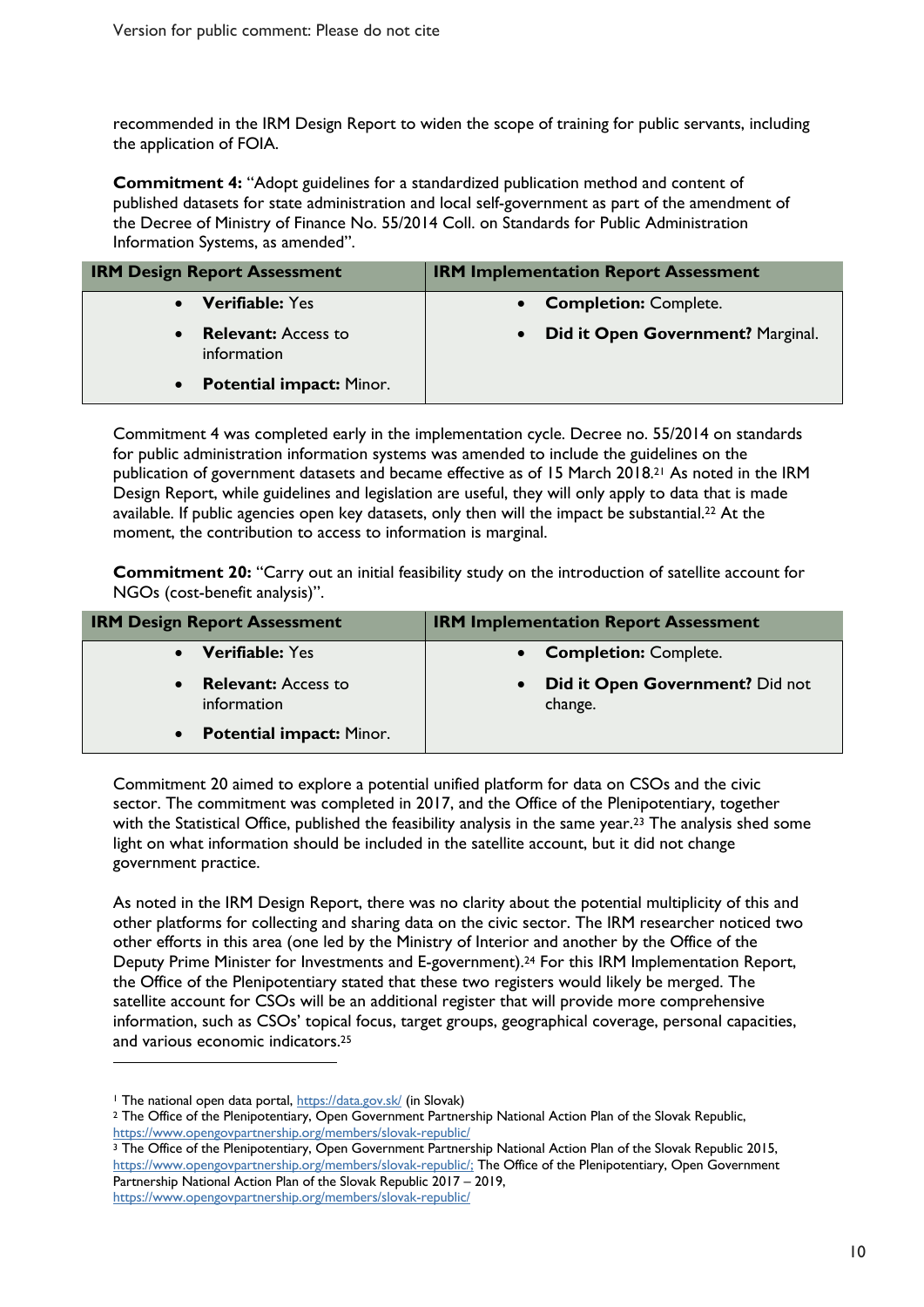recommended in the IRM Design Report to widen the scope of training for public servants, including the application of FOIA.

**Commitment 4:** "Adopt guidelines for a standardized publication method and content of published datasets for state administration and local self-government as part of the amendment of the Decree of Ministry of Finance No. 55/2014 Coll. on Standards for Public Administration Information Systems, as amended".

| IRM Design Report Assessment | IRM Implementation Report Assessment |
|---|---|
| • **Verifiable:** Yes<br>• **Relevant:** Access to information<br>• **Potential impact:** Minor. | • **Completion:** Complete.<br>• **Did it Open Government?** Marginal. |

Commitment 4 was completed early in the implementation cycle. Decree no. 55/2014 on standards for public administration information systems was amended to include the guidelines on the publication of government datasets and became effective as of 15 March 2018.[21] As noted in the IRM Design Report, while guidelines and legislation are useful, they will only apply to data that is made available. If public agencies open key datasets, only then will the impact be substantial.[22] At the moment, the contribution to access to information is marginal.

**Commitment 20:** "Carry out an initial feasibility study on the introduction of satellite account for NGOs (cost-benefit analysis)".

| IRM Design Report Assessment | IRM Implementation Report Assessment |
|---|---|
| • **Verifiable:** Yes<br>• **Relevant:** Access to information<br>• **Potential impact:** Minor. | • **Completion:** Complete.<br>• **Did it Open Government?** Did not change. |

Commitment 20 aimed to explore a potential unified platform for data on CSOs and the civic sector. The commitment was completed in 2017, and the Office of the Plenipotentiary, together with the Statistical Office, published the feasibility analysis in the same year.[23] The analysis shed some light on what information should be included in the satellite account, but it did not change government practice.

As noted in the IRM Design Report, there was no clarity about the potential multiplicity of this and other platforms for collecting and sharing data on the civic sector. The IRM researcher noticed two other efforts in this area (one led by the Ministry of Interior and another by the Office of the Deputy Prime Minister for Investments and E-government).[24] For this IRM Implementation Report, the Office of the Plenipotentiary stated that these two registers would likely be merged. The satellite account for CSOs will be an additional register that will provide more comprehensive information, such as CSOs' topical focus, target groups, geographical coverage, personal capacities, and various economic indicators.[25]

---

[1] The national open data portal, https://data.gov.sk/ (in Slovak)

[2] The Office of the Plenipotentiary, Open Government Partnership National Action Plan of the Slovak Republic, https://www.opengovpartnership.org/members/slovak-republic/

[3] The Office of the Plenipotentiary, Open Government Partnership National Action Plan of the Slovak Republic 2015, https://www.opengovpartnership.org/members/slovak-republic/; The Office of the Plenipotentiary, Open Government Partnership National Action Plan of the Slovak Republic 2017 – 2019, https://www.opengovpartnership.org/members/slovak-republic/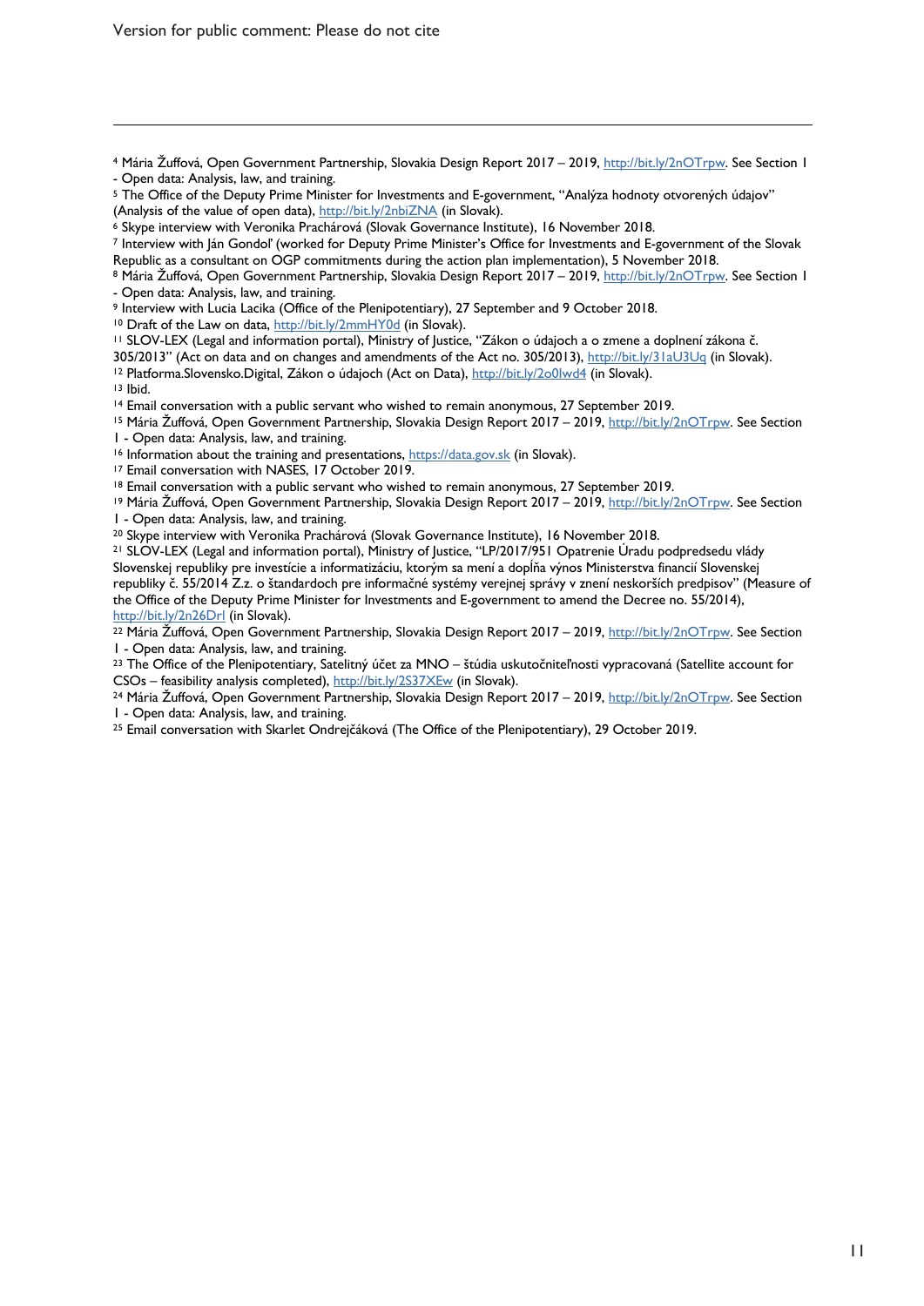[4] Mária Žuffová, Open Government Partnership, Slovakia Design Report 2017 – 2019, http://bit.ly/2nOTrpw. See Section 1 - Open data: Analysis, law, and training.

[5] The Office of the Deputy Prime Minister for Investments and E-government, "Analýza hodnoty otvorených údajov" (Analysis of the value of open data), http://bit.ly/2nbiZNA (in Slovak).

[6] Skype interview with Veronika Prachárová (Slovak Governance Institute), 16 November 2018.

[7] Interview with Ján Gondoľ (worked for Deputy Prime Minister's Office for Investments and E-government of the Slovak Republic as a consultant on OGP commitments during the action plan implementation), 5 November 2018.

[8] Mária Žuffová, Open Government Partnership, Slovakia Design Report 2017 – 2019, http://bit.ly/2nOTrpw. See Section 1 - Open data: Analysis, law, and training.

[9] Interview with Lucia Lacika (Office of the Plenipotentiary), 27 September and 9 October 2018.

[10] Draft of the Law on data, http://bit.ly/2mmHY0d (in Slovak).

[11] SLOV-LEX (Legal and information portal), Ministry of Justice, "Zákon o údajoch a o zmene a doplnení zákona č. 305/2013" (Act on data and on changes and amendments of the Act no. 305/2013), http://bit.ly/31aU3Uq (in Slovak).

[12] Platforma.Slovensko.Digital, Zákon o údajoch (Act on Data), http://bit.ly/2o0lwd4 (in Slovak).

[13] Ibid.

[14] Email conversation with a public servant who wished to remain anonymous, 27 September 2019.

[15] Mária Žuffová, Open Government Partnership, Slovakia Design Report 2017 – 2019, http://bit.ly/2nOTrpw. See Section 1 - Open data: Analysis, law, and training.

[16] Information about the training and presentations, https://data.gov.sk (in Slovak).

[17] Email conversation with NASES, 17 October 2019.

[18] Email conversation with a public servant who wished to remain anonymous, 27 September 2019.

[19] Mária Žuffová, Open Government Partnership, Slovakia Design Report 2017 – 2019, http://bit.ly/2nOTrpw. See Section 1 - Open data: Analysis, law, and training.

[20] Skype interview with Veronika Prachárová (Slovak Governance Institute), 16 November 2018.

[21] SLOV-LEX (Legal and information portal), Ministry of Justice, "LP/2017/951 Opatrenie Úradu podpredsedu vlády Slovenskej republiky pre investície a informatizáciu, ktorým sa mení a dopĺňa výnos Ministerstva financií Slovenskej republiky č. 55/2014 Z.z. o štandardoch pre informačné systémy verejnej správy v znení neskorších predpisov" (Measure of the Office of the Deputy Prime Minister for Investments and E-government to amend the Decree no. 55/2014), http://bit.ly/2n26Drl (in Slovak).

[22] Mária Žuffová, Open Government Partnership, Slovakia Design Report 2017 – 2019, http://bit.ly/2nOTrpw. See Section 1 - Open data: Analysis, law, and training.

[23] The Office of the Plenipotentiary, Satelitný účet za MNO – štúdia uskutočniteľnosti vypracovaná (Satellite account for CSOs – feasibility analysis completed), http://bit.ly/2S37XEw (in Slovak).

[24] Mária Žuffová, Open Government Partnership, Slovakia Design Report 2017 – 2019, http://bit.ly/2nOTrpw. See Section 1 - Open data: Analysis, law, and training.

[25] Email conversation with Skarlet Ondrejčáková (The Office of the Plenipotentiary), 29 October 2019.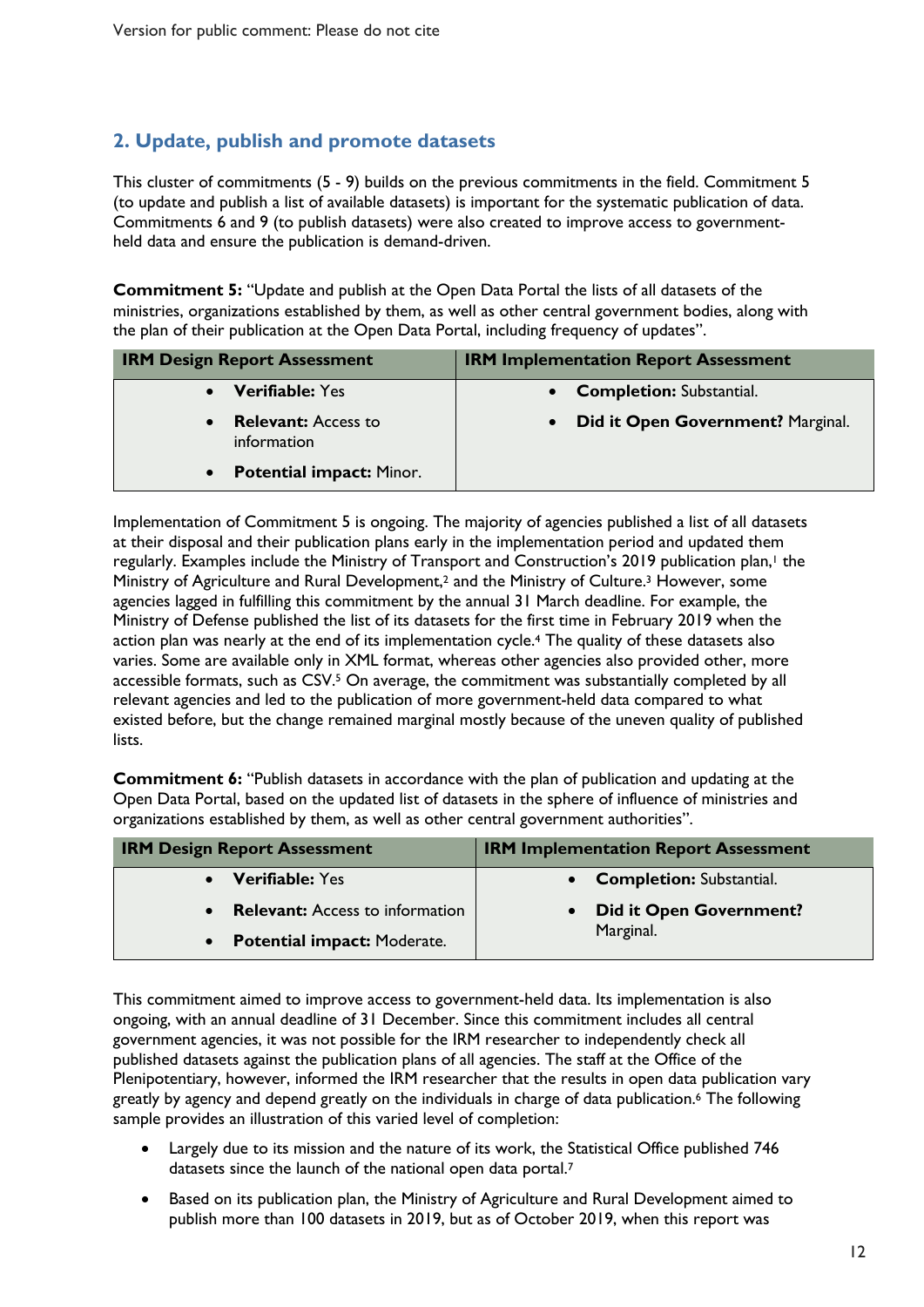## 2. Update, publish and promote datasets

This cluster of commitments (5 - 9) builds on the previous commitments in the field. Commitment 5 (to update and publish a list of available datasets) is important for the systematic publication of data. Commitments 6 and 9 (to publish datasets) were also created to improve access to government-held data and ensure the publication is demand-driven.

**Commitment 5:** "Update and publish at the Open Data Portal the lists of all datasets of the ministries, organizations established by them, as well as other central government bodies, along with the plan of their publication at the Open Data Portal, including frequency of updates".

| IRM Design Report Assessment | IRM Implementation Report Assessment |
|---|---|
| • **Verifiable:** Yes<br>• **Relevant:** Access to information<br>• **Potential impact:** Minor. | • **Completion:** Substantial.<br>• **Did it Open Government?** Marginal. |

Implementation of Commitment 5 is ongoing. The majority of agencies published a list of all datasets at their disposal and their publication plans early in the implementation period and updated them regularly. Examples include the Ministry of Transport and Construction's 2019 publication plan,[1] the Ministry of Agriculture and Rural Development,[2] and the Ministry of Culture.[3] However, some agencies lagged in fulfilling this commitment by the annual 31 March deadline. For example, the Ministry of Defense published the list of its datasets for the first time in February 2019 when the action plan was nearly at the end of its implementation cycle.[4] The quality of these datasets also varies. Some are available only in XML format, whereas other agencies also provided other, more accessible formats, such as CSV.[5] On average, the commitment was substantially completed by all relevant agencies and led to the publication of more government-held data compared to what existed before, but the change remained marginal mostly because of the uneven quality of published lists.

**Commitment 6:** "Publish datasets in accordance with the plan of publication and updating at the Open Data Portal, based on the updated list of datasets in the sphere of influence of ministries and organizations established by them, as well as other central government authorities".

| IRM Design Report Assessment | IRM Implementation Report Assessment |
|---|---|
| • **Verifiable:** Yes<br>• **Relevant:** Access to information<br>• **Potential impact:** Moderate. | • **Completion:** Substantial.<br>• **Did it Open Government?** Marginal. |

This commitment aimed to improve access to government-held data. Its implementation is also ongoing, with an annual deadline of 31 December. Since this commitment includes all central government agencies, it was not possible for the IRM researcher to independently check all published datasets against the publication plans of all agencies. The staff at the Office of the Plenipotentiary, however, informed the IRM researcher that the results in open data publication vary greatly by agency and depend greatly on the individuals in charge of data publication.[6] The following sample provides an illustration of this varied level of completion:

- Largely due to its mission and the nature of its work, the Statistical Office published 746 datasets since the launch of the national open data portal.[7]
- Based on its publication plan, the Ministry of Agriculture and Rural Development aimed to publish more than 100 datasets in 2019, but as of October 2019, when this report was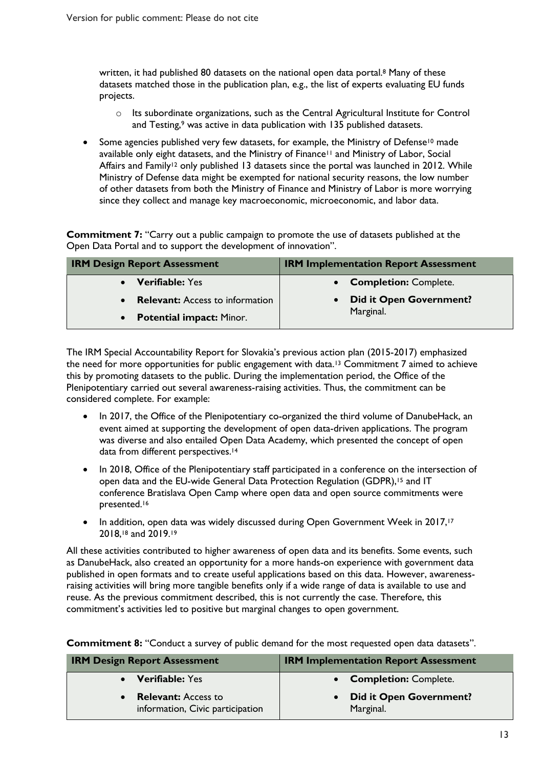written, it had published 80 datasets on the national open data portal.[8] Many of these datasets matched those in the publication plan, e.g., the list of experts evaluating EU funds projects.

  - Its subordinate organizations, such as the Central Agricultural Institute for Control and Testing,[9] was active in data publication with 135 published datasets.

- Some agencies published very few datasets, for example, the Ministry of Defense[10] made available only eight datasets, and the Ministry of Finance[11] and Ministry of Labor, Social Affairs and Family[12] only published 13 datasets since the portal was launched in 2012. While Ministry of Defense data might be exempted for national security reasons, the low number of other datasets from both the Ministry of Finance and Ministry of Labor is more worrying since they collect and manage key macroeconomic, microeconomic, and labor data.

**Commitment 7:** "Carry out a public campaign to promote the use of datasets published at the Open Data Portal and to support the development of innovation".

| IRM Design Report Assessment | IRM Implementation Report Assessment |
| --- | --- |
| • **Verifiable:** Yes<br>• **Relevant:** Access to information<br>• **Potential impact:** Minor. | • **Completion:** Complete.<br>• **Did it Open Government?** Marginal. |

The IRM Special Accountability Report for Slovakia's previous action plan (2015-2017) emphasized the need for more opportunities for public engagement with data.[13] Commitment 7 aimed to achieve this by promoting datasets to the public. During the implementation period, the Office of the Plenipotentiary carried out several awareness-raising activities. Thus, the commitment can be considered complete. For example:

- In 2017, the Office of the Plenipotentiary co-organized the third volume of DanubeHack, an event aimed at supporting the development of open data-driven applications. The program was diverse and also entailed Open Data Academy, which presented the concept of open data from different perspectives.[14]
- In 2018, Office of the Plenipotentiary staff participated in a conference on the intersection of open data and the EU-wide General Data Protection Regulation (GDPR),[15] and IT conference Bratislava Open Camp where open data and open source commitments were presented.[16]
- In addition, open data was widely discussed during Open Government Week in 2017,[17] 2018,[18] and 2019.[19]

All these activities contributed to higher awareness of open data and its benefits. Some events, such as DanubeHack, also created an opportunity for a more hands-on experience with government data published in open formats and to create useful applications based on this data. However, awareness-raising activities will bring more tangible benefits only if a wide range of data is available to use and reuse. As the previous commitment described, this is not currently the case. Therefore, this commitment's activities led to positive but marginal changes to open government.

**Commitment 8:** "Conduct a survey of public demand for the most requested open data datasets".

| IRM Design Report Assessment | IRM Implementation Report Assessment |
| --- | --- |
| • **Verifiable:** Yes<br>• **Relevant:** Access to information, Civic participation | • **Completion:** Complete.<br>• **Did it Open Government?** Marginal. |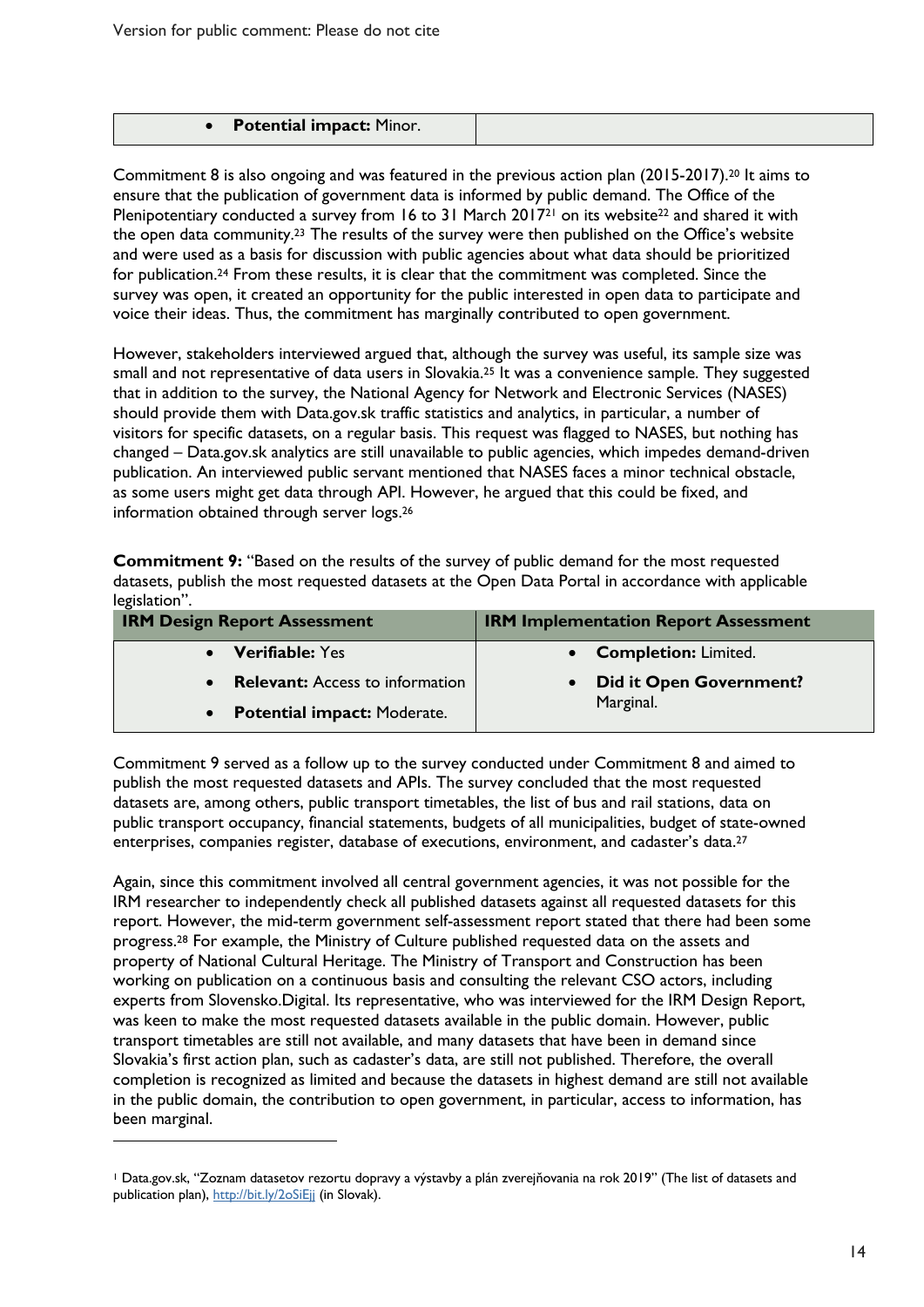| • **Potential impact:** Minor. | |
|---|---|

Commitment 8 is also ongoing and was featured in the previous action plan (2015-2017).[20] It aims to ensure that the publication of government data is informed by public demand. The Office of the Plenipotentiary conducted a survey from 16 to 31 March 2017[21] on its website[22] and shared it with the open data community.[23] The results of the survey were then published on the Office's website and were used as a basis for discussion with public agencies about what data should be prioritized for publication.[24] From these results, it is clear that the commitment was completed. Since the survey was open, it created an opportunity for the public interested in open data to participate and voice their ideas. Thus, the commitment has marginally contributed to open government.

However, stakeholders interviewed argued that, although the survey was useful, its sample size was small and not representative of data users in Slovakia.[25] It was a convenience sample. They suggested that in addition to the survey, the National Agency for Network and Electronic Services (NASES) should provide them with Data.gov.sk traffic statistics and analytics, in particular, a number of visitors for specific datasets, on a regular basis. This request was flagged to NASES, but nothing has changed – Data.gov.sk analytics are still unavailable to public agencies, which impedes demand-driven publication. An interviewed public servant mentioned that NASES faces a minor technical obstacle, as some users might get data through API. However, he argued that this could be fixed, and information obtained through server logs.[26]

**Commitment 9:** "Based on the results of the survey of public demand for the most requested datasets, publish the most requested datasets at the Open Data Portal in accordance with applicable legislation".

| IRM Design Report Assessment | IRM Implementation Report Assessment |
|---|---|
| • **Verifiable:** Yes<br>• **Relevant:** Access to information<br>• **Potential impact:** Moderate. | • **Completion:** Limited.<br>• **Did it Open Government?** Marginal. |

Commitment 9 served as a follow up to the survey conducted under Commitment 8 and aimed to publish the most requested datasets and APIs. The survey concluded that the most requested datasets are, among others, public transport timetables, the list of bus and rail stations, data on public transport occupancy, financial statements, budgets of all municipalities, budget of state-owned enterprises, companies register, database of executions, environment, and cadaster's data.[27]

Again, since this commitment involved all central government agencies, it was not possible for the IRM researcher to independently check all published datasets against all requested datasets for this report. However, the mid-term government self-assessment report stated that there had been some progress.[28] For example, the Ministry of Culture published requested data on the assets and property of National Cultural Heritage. The Ministry of Transport and Construction has been working on publication on a continuous basis and consulting the relevant CSO actors, including experts from Slovensko.Digital. Its representative, who was interviewed for the IRM Design Report, was keen to make the most requested datasets available in the public domain. However, public transport timetables are still not available, and many datasets that have been in demand since Slovakia's first action plan, such as cadaster's data, are still not published. Therefore, the overall completion is recognized as limited and because the datasets in highest demand are still not available in the public domain, the contribution to open government, in particular, access to information, has been marginal.

---

[1] Data.gov.sk, "Zoznam datasetov rezortu dopravy a výstavby a plán zverejňovania na rok 2019" (The list of datasets and publication plan), http://bit.ly/2oSiEjj (in Slovak).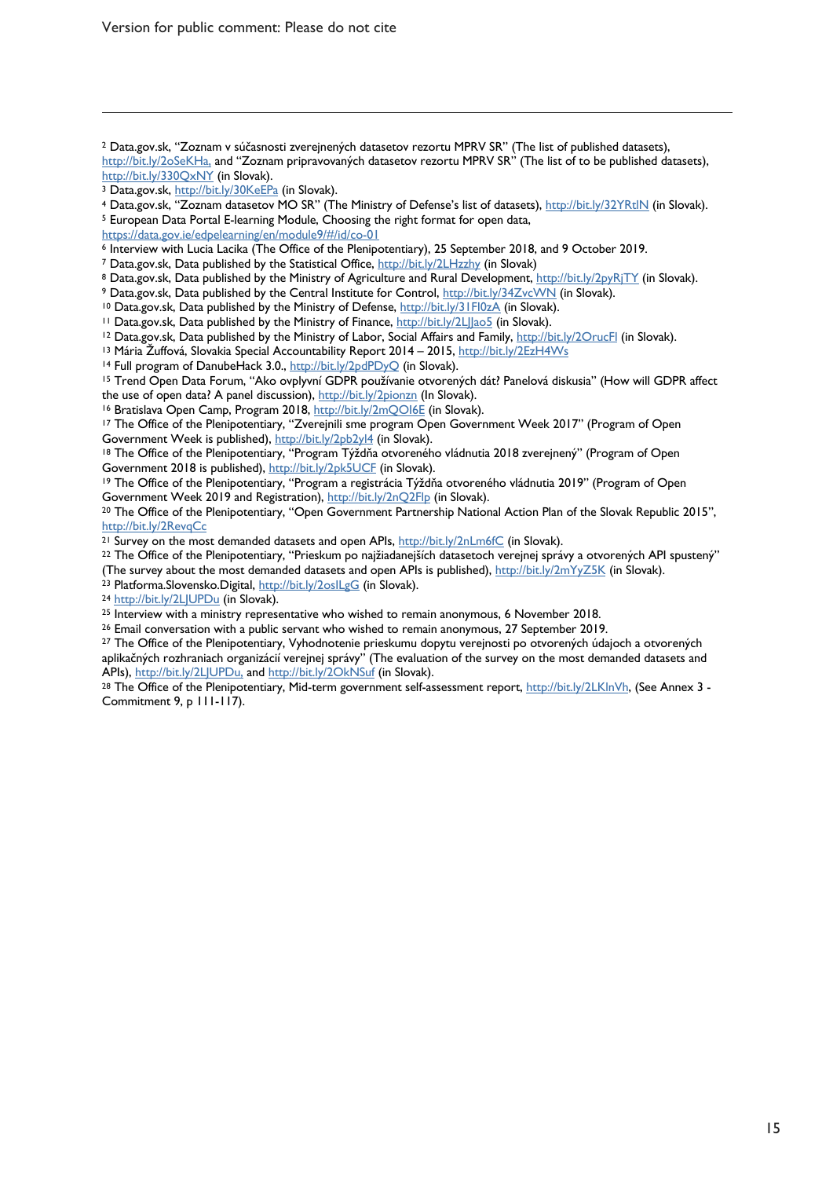[2] Data.gov.sk, "Zoznam v súčasnosti zverejnených datasetov rezortu MPRV SR" (The list of published datasets), http://bit.ly/2oSeKHa, and "Zoznam pripravovaných datasetov rezortu MPRV SR" (The list of to be published datasets), http://bit.ly/330QxNY (in Slovak).

[3] Data.gov.sk, http://bit.ly/30KeEPa (in Slovak).

[4] Data.gov.sk, "Zoznam datasetov MO SR" (The Ministry of Defense's list of datasets), http://bit.ly/32YRtlN (in Slovak).

[5] European Data Portal E-learning Module, Choosing the right format for open data, https://data.gov.ie/edpelearning/en/module9/#/id/co-01

[6] Interview with Lucia Lacika (The Office of the Plenipotentiary), 25 September 2018, and 9 October 2019.

[7] Data.gov.sk, Data published by the Statistical Office, http://bit.ly/2LHzzhy (in Slovak)

[8] Data.gov.sk, Data published by the Ministry of Agriculture and Rural Development, http://bit.ly/2pyRjTY (in Slovak).

[9] Data.gov.sk, Data published by the Central Institute for Control, http://bit.ly/34ZvcWN (in Slovak).

[10] Data.gov.sk, Data published by the Ministry of Defense, http://bit.ly/31FI0zA (in Slovak).

[11] Data.gov.sk, Data published by the Ministry of Finance, http://bit.ly/2LJJao5 (in Slovak).

[12] Data.gov.sk, Data published by the Ministry of Labor, Social Affairs and Family, http://bit.ly/2OrucFl (in Slovak).

[13] Mária Žuffová, Slovakia Special Accountability Report 2014 – 2015, http://bit.ly/2EzH4Ws

[14] Full program of DanubeHack 3.0., http://bit.ly/2pdPDyQ (in Slovak).

[15] Trend Open Data Forum, "Ako ovplyvní GDPR používanie otvorených dát? Panelová diskusia" (How will GDPR affect the use of open data? A panel discussion), http://bit.ly/2pionzn (In Slovak).

[16] Bratislava Open Camp, Program 2018, http://bit.ly/2mQOI6E (in Slovak).

[17] The Office of the Plenipotentiary, "Zverejnili sme program Open Government Week 2017" (Program of Open Government Week is published), http://bit.ly/2pb2yl4 (in Slovak).

[18] The Office of the Plenipotentiary, "Program Týždňa otvoreného vládnutia 2018 zverejnený" (Program of Open Government 2018 is published), http://bit.ly/2pk5UCF (in Slovak).

[19] The Office of the Plenipotentiary, "Program a registrácia Týždňa otvoreného vládnutia 2019" (Program of Open Government Week 2019 and Registration), http://bit.ly/2nQ2Flp (in Slovak).

[20] The Office of the Plenipotentiary, "Open Government Partnership National Action Plan of the Slovak Republic 2015", http://bit.ly/2RevqCc

[21] Survey on the most demanded datasets and open APIs, http://bit.ly/2nLm6fC (in Slovak).

[22] The Office of the Plenipotentiary, "Prieskum po najžiadanejších datasetoch verejnej správy a otvorených API spustený" (The survey about the most demanded datasets and open APIs is published), http://bit.ly/2mYyZ5K (in Slovak).

[23] Platforma.Slovensko.Digital, http://bit.ly/2osILgG (in Slovak).

[24] http://bit.ly/2LJUPDu (in Slovak).

[25] Interview with a ministry representative who wished to remain anonymous, 6 November 2018.

[26] Email conversation with a public servant who wished to remain anonymous, 27 September 2019.

[27] The Office of the Plenipotentiary, Vyhodnotenie prieskumu dopytu verejnosti po otvorených údajoch a otvorených aplikačných rozhraniach organizácií verejnej správy" (The evaluation of the survey on the most demanded datasets and APIs), http://bit.ly/2LJUPDu, and http://bit.ly/2OkNSuf (in Slovak).

[28] The Office of the Plenipotentiary, Mid-term government self-assessment report, http://bit.ly/2LKlnVh, (See Annex 3 - Commitment 9, p 111-117).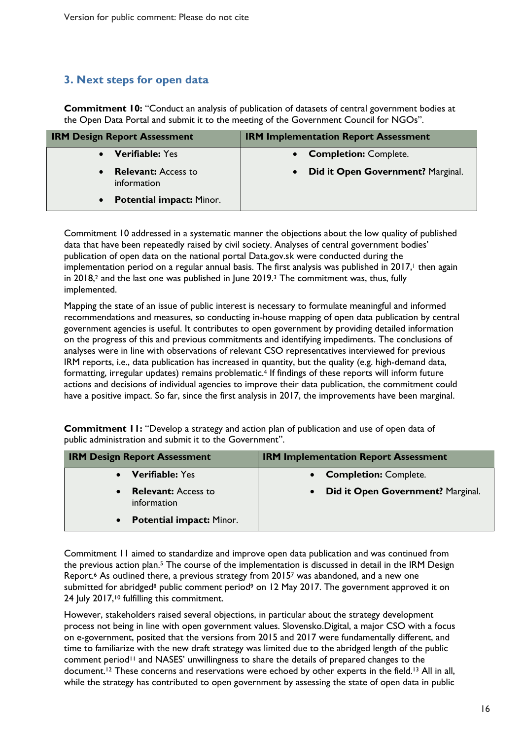## 3. Next steps for open data

**Commitment 10:** "Conduct an analysis of publication of datasets of central government bodies at the Open Data Portal and submit it to the meeting of the Government Council for NGOs".

| IRM Design Report Assessment | IRM Implementation Report Assessment |
|---|---|
| • **Verifiable:** Yes<br>• **Relevant:** Access to information<br>• **Potential impact:** Minor. | • **Completion:** Complete.<br>• **Did it Open Government?** Marginal. |

Commitment 10 addressed in a systematic manner the objections about the low quality of published data that have been repeatedly raised by civil society. Analyses of central government bodies' publication of open data on the national portal Data.gov.sk were conducted during the implementation period on a regular annual basis. The first analysis was published in 2017,[1] then again in 2018,[2] and the last one was published in June 2019.[3] The commitment was, thus, fully implemented.

Mapping the state of an issue of public interest is necessary to formulate meaningful and informed recommendations and measures, so conducting in-house mapping of open data publication by central government agencies is useful. It contributes to open government by providing detailed information on the progress of this and previous commitments and identifying impediments. The conclusions of analyses were in line with observations of relevant CSO representatives interviewed for previous IRM reports, i.e., data publication has increased in quantity, but the quality (e.g. high-demand data, formatting, irregular updates) remains problematic.[4] If findings of these reports will inform future actions and decisions of individual agencies to improve their data publication, the commitment could have a positive impact. So far, since the first analysis in 2017, the improvements have been marginal.

**Commitment 11:** "Develop a strategy and action plan of publication and use of open data of public administration and submit it to the Government".

| IRM Design Report Assessment | IRM Implementation Report Assessment |
|---|---|
| • **Verifiable:** Yes<br>• **Relevant:** Access to information<br>• **Potential impact:** Minor. | • **Completion:** Complete.<br>• **Did it Open Government?** Marginal. |

Commitment 11 aimed to standardize and improve open data publication and was continued from the previous action plan.[5] The course of the implementation is discussed in detail in the IRM Design Report.[6] As outlined there, a previous strategy from 2015[7] was abandoned, and a new one submitted for abridged[8] public comment period[9] on 12 May 2017. The government approved it on 24 July 2017,[10] fulfilling this commitment.

However, stakeholders raised several objections, in particular about the strategy development process not being in line with open government values. Slovensko.Digital, a major CSO with a focus on e-government, posited that the versions from 2015 and 2017 were fundamentally different, and time to familiarize with the new draft strategy was limited due to the abridged length of the public comment period[11] and NASES' unwillingness to share the details of prepared changes to the document.[12] These concerns and reservations were echoed by other experts in the field.[13] All in all, while the strategy has contributed to open government by assessing the state of open data in public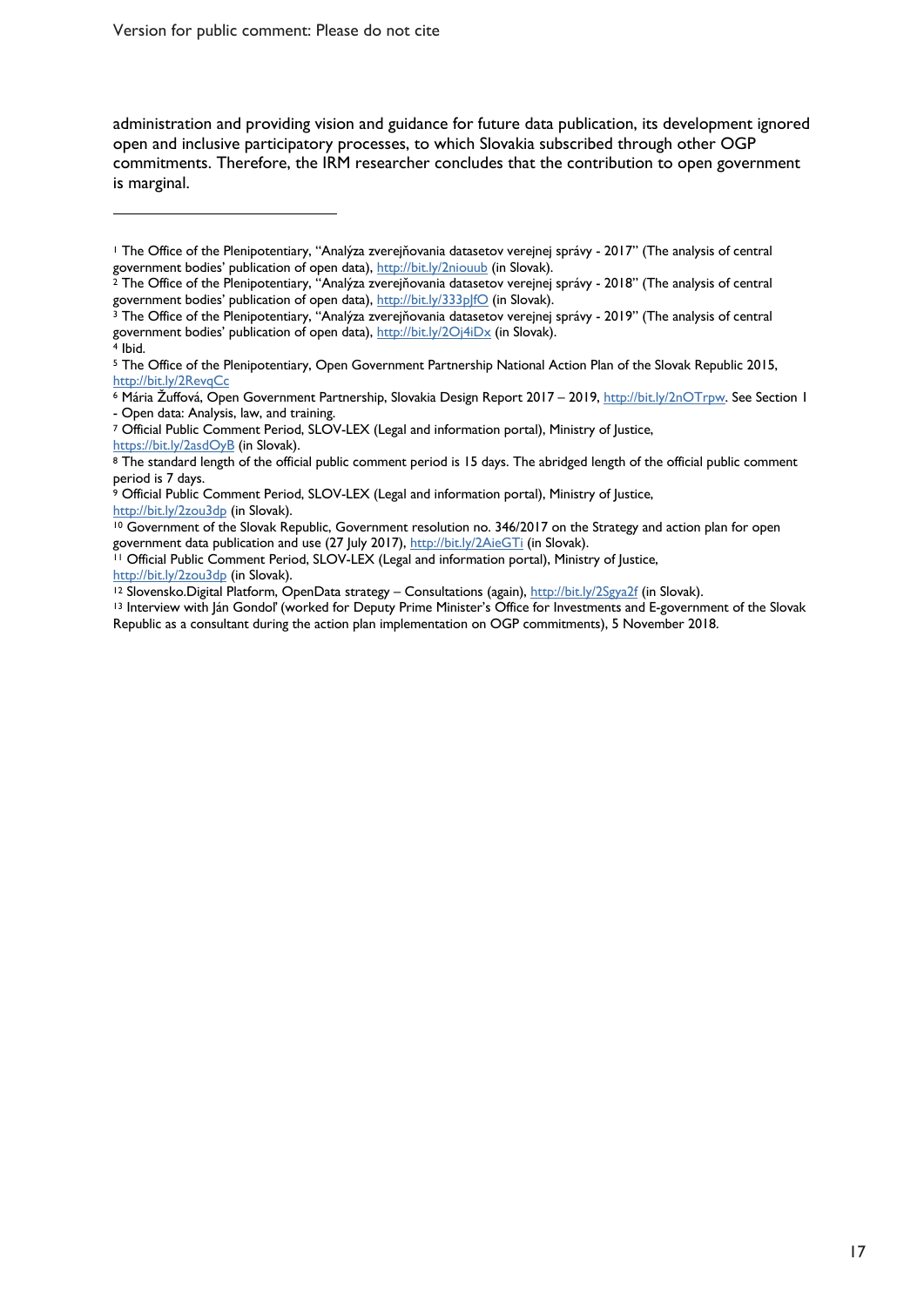administration and providing vision and guidance for future data publication, its development ignored open and inclusive participatory processes, to which Slovakia subscribed through other OGP commitments. Therefore, the IRM researcher concludes that the contribution to open government is marginal.

---

[1] The Office of the Plenipotentiary, "Analýza zverejňovania datasetov verejnej správy - 2017" (The analysis of central government bodies' publication of open data), http://bit.ly/2niouub (in Slovak).

[2] The Office of the Plenipotentiary, "Analýza zverejňovania datasetov verejnej správy - 2018" (The analysis of central government bodies' publication of open data), http://bit.ly/333pJfO (in Slovak).

[3] The Office of the Plenipotentiary, "Analýza zverejňovania datasetov verejnej správy - 2019" (The analysis of central government bodies' publication of open data), http://bit.ly/2Oj4iDx (in Slovak).

[4] Ibid.

[5] The Office of the Plenipotentiary, Open Government Partnership National Action Plan of the Slovak Republic 2015, http://bit.ly/2RevqCc

[6] Mária Žuffová, Open Government Partnership, Slovakia Design Report 2017 – 2019, http://bit.ly/2nOTrpw. See Section 1 - Open data: Analysis, law, and training.

[7] Official Public Comment Period, SLOV-LEX (Legal and information portal), Ministry of Justice, https://bit.ly/2asdOyB (in Slovak).

[8] The standard length of the official public comment period is 15 days. The abridged length of the official public comment period is 7 days.

[9] Official Public Comment Period, SLOV-LEX (Legal and information portal), Ministry of Justice, http://bit.ly/2zou3dp (in Slovak).

[10] Government of the Slovak Republic, Government resolution no. 346/2017 on the Strategy and action plan for open government data publication and use (27 July 2017), http://bit.ly/2AieGTi (in Slovak).

[11] Official Public Comment Period, SLOV-LEX (Legal and information portal), Ministry of Justice, http://bit.ly/2zou3dp (in Slovak).

[12] Slovensko.Digital Platform, OpenData strategy – Consultations (again), http://bit.ly/2Sgya2f (in Slovak).

[13] Interview with Ján Gondoľ (worked for Deputy Prime Minister's Office for Investments and E-government of the Slovak Republic as a consultant during the action plan implementation on OGP commitments), 5 November 2018.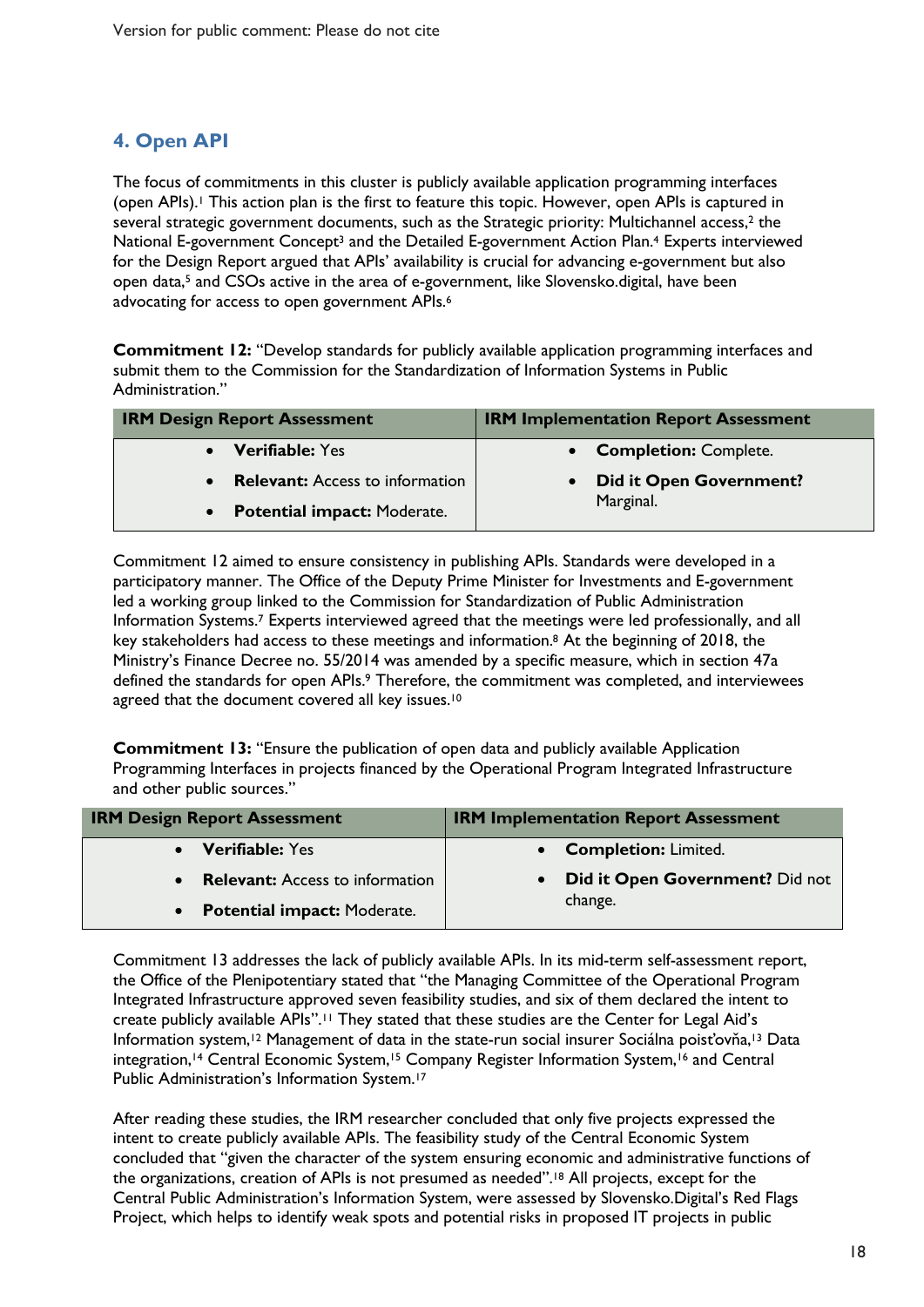## 4. Open API

The focus of commitments in this cluster is publicly available application programming interfaces (open APIs).[1] This action plan is the first to feature this topic. However, open APIs is captured in several strategic government documents, such as the Strategic priority: Multichannel access,[2] the National E-government Concept[3] and the Detailed E-government Action Plan.[4] Experts interviewed for the Design Report argued that APIs' availability is crucial for advancing e-government but also open data,[5] and CSOs active in the area of e-government, like Slovensko.digital, have been advocating for access to open government APIs.[6]

**Commitment 12:** "Develop standards for publicly available application programming interfaces and submit them to the Commission for the Standardization of Information Systems in Public Administration."

| IRM Design Report Assessment | IRM Implementation Report Assessment |
| --- | --- |
| • **Verifiable:** Yes<br>• **Relevant:** Access to information<br>• **Potential impact:** Moderate. | • **Completion:** Complete.<br>• **Did it Open Government?** Marginal. |

Commitment 12 aimed to ensure consistency in publishing APIs. Standards were developed in a participatory manner. The Office of the Deputy Prime Minister for Investments and E-government led a working group linked to the Commission for Standardization of Public Administration Information Systems.[7] Experts interviewed agreed that the meetings were led professionally, and all key stakeholders had access to these meetings and information.[8] At the beginning of 2018, the Ministry's Finance Decree no. 55/2014 was amended by a specific measure, which in section 47a defined the standards for open APIs.[9] Therefore, the commitment was completed, and interviewees agreed that the document covered all key issues.[10]

**Commitment 13:** "Ensure the publication of open data and publicly available Application Programming Interfaces in projects financed by the Operational Program Integrated Infrastructure and other public sources."

| IRM Design Report Assessment | IRM Implementation Report Assessment |
| --- | --- |
| • **Verifiable:** Yes<br>• **Relevant:** Access to information<br>• **Potential impact:** Moderate. | • **Completion:** Limited.<br>• **Did it Open Government?** Did not change. |

Commitment 13 addresses the lack of publicly available APIs. In its mid-term self-assessment report, the Office of the Plenipotentiary stated that "the Managing Committee of the Operational Program Integrated Infrastructure approved seven feasibility studies, and six of them declared the intent to create publicly available APIs".[11] They stated that these studies are the Center for Legal Aid's Information system,[12] Management of data in the state-run social insurer Sociálna poisťovňa,[13] Data integration,[14] Central Economic System,[15] Company Register Information System,[16] and Central Public Administration's Information System.[17]

After reading these studies, the IRM researcher concluded that only five projects expressed the intent to create publicly available APIs. The feasibility study of the Central Economic System concluded that "given the character of the system ensuring economic and administrative functions of the organizations, creation of APIs is not presumed as needed".[18] All projects, except for the Central Public Administration's Information System, were assessed by Slovensko.Digital's Red Flags Project, which helps to identify weak spots and potential risks in proposed IT projects in public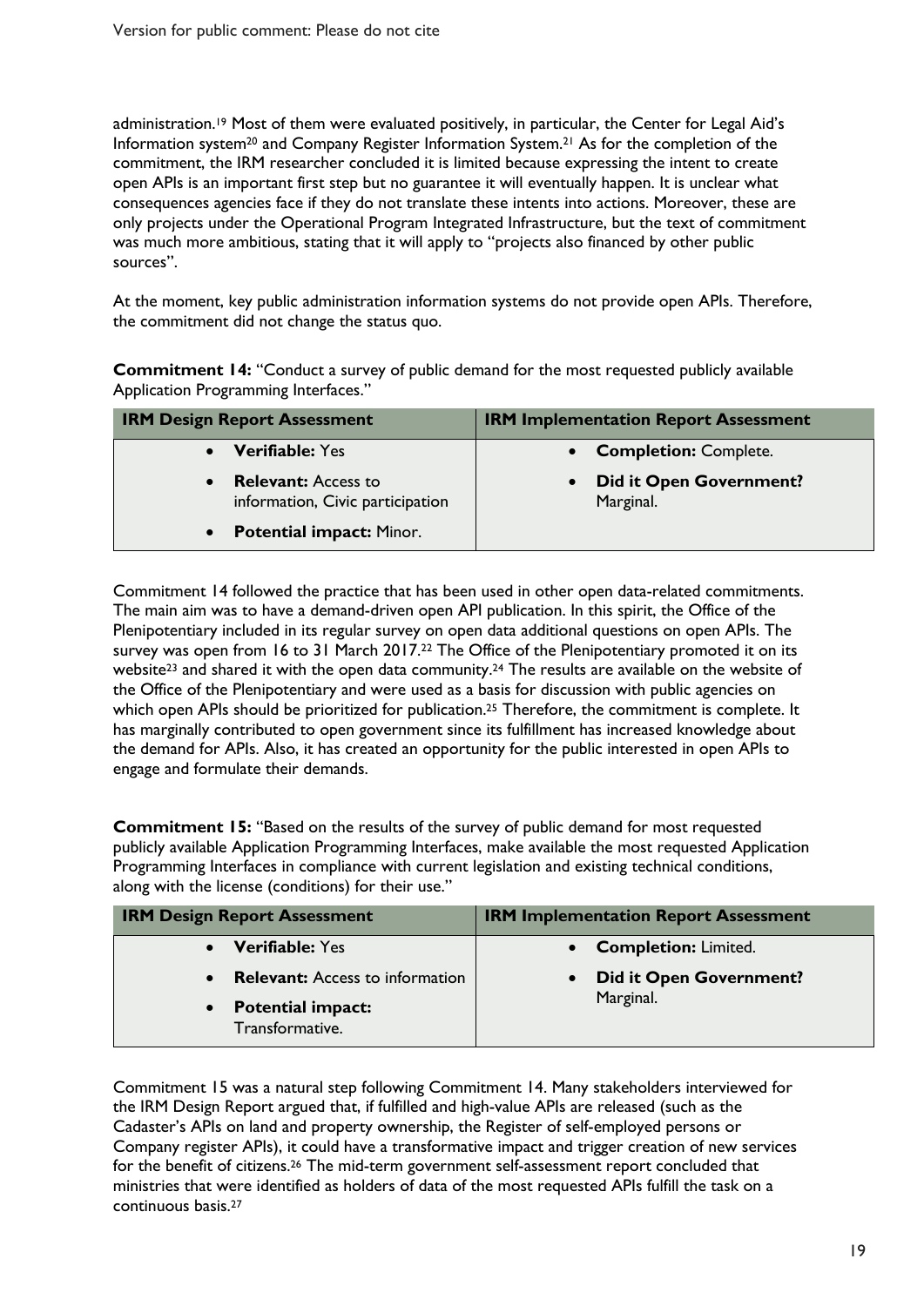administration.[19] Most of them were evaluated positively, in particular, the Center for Legal Aid's Information system[20] and Company Register Information System.[21] As for the completion of the commitment, the IRM researcher concluded it is limited because expressing the intent to create open APIs is an important first step but no guarantee it will eventually happen. It is unclear what consequences agencies face if they do not translate these intents into actions. Moreover, these are only projects under the Operational Program Integrated Infrastructure, but the text of commitment was much more ambitious, stating that it will apply to "projects also financed by other public sources".

At the moment, key public administration information systems do not provide open APIs. Therefore, the commitment did not change the status quo.

**Commitment 14:** "Conduct a survey of public demand for the most requested publicly available Application Programming Interfaces."

| IRM Design Report Assessment | IRM Implementation Report Assessment |
|---|---|
| • **Verifiable:** Yes<br>• **Relevant:** Access to information, Civic participation<br>• **Potential impact:** Minor. | • **Completion:** Complete.<br>• **Did it Open Government?** Marginal. |

Commitment 14 followed the practice that has been used in other open data-related commitments. The main aim was to have a demand-driven open API publication. In this spirit, the Office of the Plenipotentiary included in its regular survey on open data additional questions on open APIs. The survey was open from 16 to 31 March 2017.[22] The Office of the Plenipotentiary promoted it on its website[23] and shared it with the open data community.[24] The results are available on the website of the Office of the Plenipotentiary and were used as a basis for discussion with public agencies on which open APIs should be prioritized for publication.[25] Therefore, the commitment is complete. It has marginally contributed to open government since its fulfillment has increased knowledge about the demand for APIs. Also, it has created an opportunity for the public interested in open APIs to engage and formulate their demands.

**Commitment 15:** "Based on the results of the survey of public demand for most requested publicly available Application Programming Interfaces, make available the most requested Application Programming Interfaces in compliance with current legislation and existing technical conditions, along with the license (conditions) for their use."

| IRM Design Report Assessment | IRM Implementation Report Assessment |
|---|---|
| • **Verifiable:** Yes<br>• **Relevant:** Access to information<br>• **Potential impact:** Transformative. | • **Completion:** Limited.<br>• **Did it Open Government?** Marginal. |

Commitment 15 was a natural step following Commitment 14. Many stakeholders interviewed for the IRM Design Report argued that, if fulfilled and high-value APIs are released (such as the Cadaster's APIs on land and property ownership, the Register of self-employed persons or Company register APIs), it could have a transformative impact and trigger creation of new services for the benefit of citizens.[26] The mid-term government self-assessment report concluded that ministries that were identified as holders of data of the most requested APIs fulfill the task on a continuous basis.[27]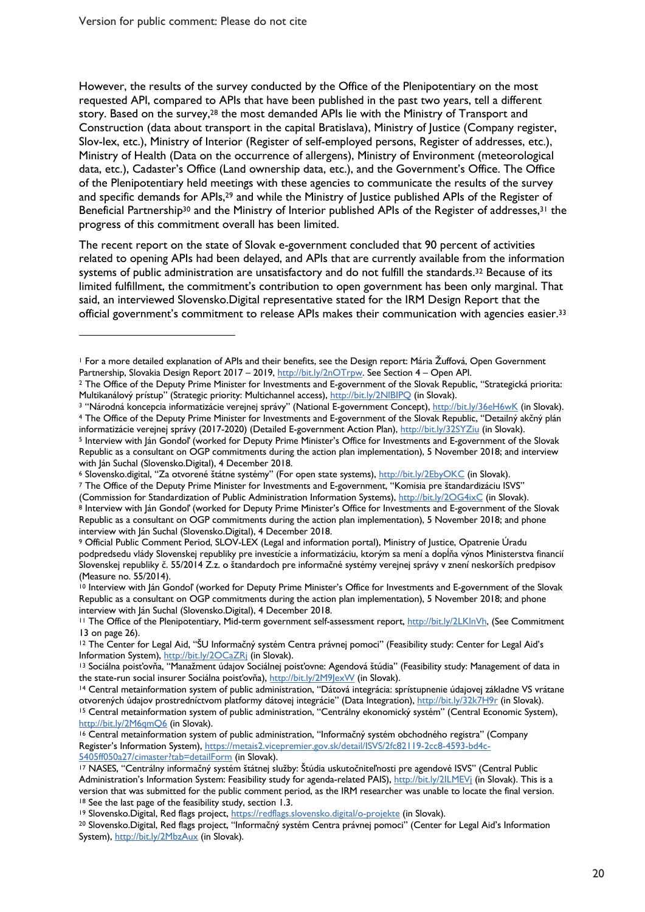However, the results of the survey conducted by the Office of the Plenipotentiary on the most requested API, compared to APIs that have been published in the past two years, tell a different story. Based on the survey,[28] the most demanded APIs lie with the Ministry of Transport and Construction (data about transport in the capital Bratislava), Ministry of Justice (Company register, Slov-lex, etc.), Ministry of Interior (Register of self-employed persons, Register of addresses, etc.), Ministry of Health (Data on the occurrence of allergens), Ministry of Environment (meteorological data, etc.), Cadaster's Office (Land ownership data, etc.), and the Government's Office. The Office of the Plenipotentiary held meetings with these agencies to communicate the results of the survey and specific demands for APIs,[29] and while the Ministry of Justice published APIs of the Register of Beneficial Partnership[30] and the Ministry of Interior published APIs of the Register of addresses,[31] the progress of this commitment overall has been limited.

The recent report on the state of Slovak e-government concluded that 90 percent of activities related to opening APIs had been delayed, and APIs that are currently available from the information systems of public administration are unsatisfactory and do not fulfill the standards.[32] Because of its limited fulfillment, the commitment's contribution to open government has been only marginal. That said, an interviewed Slovensko.Digital representative stated for the IRM Design Report that the official government's commitment to release APIs makes their communication with agencies easier.[33]

---

[1] For a more detailed explanation of APIs and their benefits, see the Design report: Mária Žuffová, Open Government Partnership, Slovakia Design Report 2017 – 2019, http://bit.ly/2nOTrpw. See Section 4 – Open API.

[2] The Office of the Deputy Prime Minister for Investments and E-government of the Slovak Republic, "Strategická priorita: Multikanálový prístup" (Strategic priority: Multichannel access), http://bit.ly/2NlBIPQ (in Slovak).

[3] "Národná koncepcia informatizácie verejnej správy" (National E-government Concept), http://bit.ly/36eH6wK (in Slovak).

[4] The Office of the Deputy Prime Minister for Investments and E-government of the Slovak Republic, "Detailný akčný plán informatizácie verejnej správy (2017-2020) (Detailed E-government Action Plan), http://bit.ly/32SYZiu (in Slovak).

[5] Interview with Ján Gondoľ (worked for Deputy Prime Minister's Office for Investments and E-government of the Slovak Republic as a consultant on OGP commitments during the action plan implementation), 5 November 2018; and interview with Ján Suchal (Slovensko.Digital), 4 December 2018.

[6] Slovensko.digital, "Za otvorené štátne systémy" (For open state systems), http://bit.ly/2EbyOKC (in Slovak).

[7] The Office of the Deputy Prime Minister for Investments and E-government, "Komisia pre štandardizáciu ISVS" (Commission for Standardization of Public Administration Information Systems), http://bit.ly/2OG4ixC (in Slovak).

[8] Interview with Ján Gondoľ (worked for Deputy Prime Minister's Office for Investments and E-government of the Slovak Republic as a consultant on OGP commitments during the action plan implementation), 5 November 2018; and phone interview with Ján Suchal (Slovensko.Digital), 4 December 2018.

[9] Official Public Comment Period, SLOV-LEX (Legal and information portal), Ministry of Justice, Opatrenie Úradu podpredsedu vlády Slovenskej republiky pre investície a informatizáciu, ktorým sa mení a dopĺňa výnos Ministerstva financií Slovenskej republiky č. 55/2014 Z.z. o štandardoch pre informačné systémy verejnej správy v znení neskorších predpisov (Measure no. 55/2014).

[10] Interview with Ján Gondoľ (worked for Deputy Prime Minister's Office for Investments and E-government of the Slovak Republic as a consultant on OGP commitments during the action plan implementation), 5 November 2018; and phone interview with Ján Suchal (Slovensko.Digital), 4 December 2018.

[11] The Office of the Plenipotentiary, Mid-term government self-assessment report, http://bit.ly/2LKlnVh, (See Commitment 13 on page 26).

[12] The Center for Legal Aid, "ŠU Informačný systém Centra právnej pomoci" (Feasibility study: Center for Legal Aid's Information System), http://bit.ly/2OCaZRj (in Slovak).

[13] Sociálna poisťovňa, "Manažment údajov Sociálnej poisťovne: Agendová štúdia" (Feasibility study: Management of data in the state-run social insurer Sociálna poisťovňa), http://bit.ly/2M9JexW (in Slovak).

[14] Central metainformation system of public administration, "Dátová integrácia: sprístupnenie údajovej základne VS vrátane otvorených údajov prostredníctvom platformy dátovej integrácie" (Data Integration), http://bit.ly/32k7H9r (in Slovak).

[15] Central metainformation system of public administration, "Centrálny ekonomický systém" (Central Economic System), http://bit.ly/2M6qmQ6 (in Slovak).

[16] Central metainformation system of public administration, "Informačný systém obchodného registra" (Company Register's Information System), https://metais2.vicepremier.gov.sk/detail/ISVS/2fc82119-2cc8-4593-bd4c-5405ff050a27/cimaster?tab=detailForm (in Slovak).

[17] NASES, "Centrálny informačný systém štátnej služby: Štúdia uskutočniteľnosti pre agendové ISVS" (Central Public Administration's Information System: Feasibility study for agenda-related PAIS), http://bit.ly/2ILMEVj (in Slovak). This is a version that was submitted for the public comment period, as the IRM researcher was unable to locate the final version.

[18] See the last page of the feasibility study, section 1.3.

[19] Slovensko.Digital, Red flags project, https://redflags.slovensko.digital/o-projekte (in Slovak).

[20] Slovensko.Digital, Red flags project, "Informačný systém Centra právnej pomoci" (Center for Legal Aid's Information System), http://bit.ly/2MbzAux (in Slovak).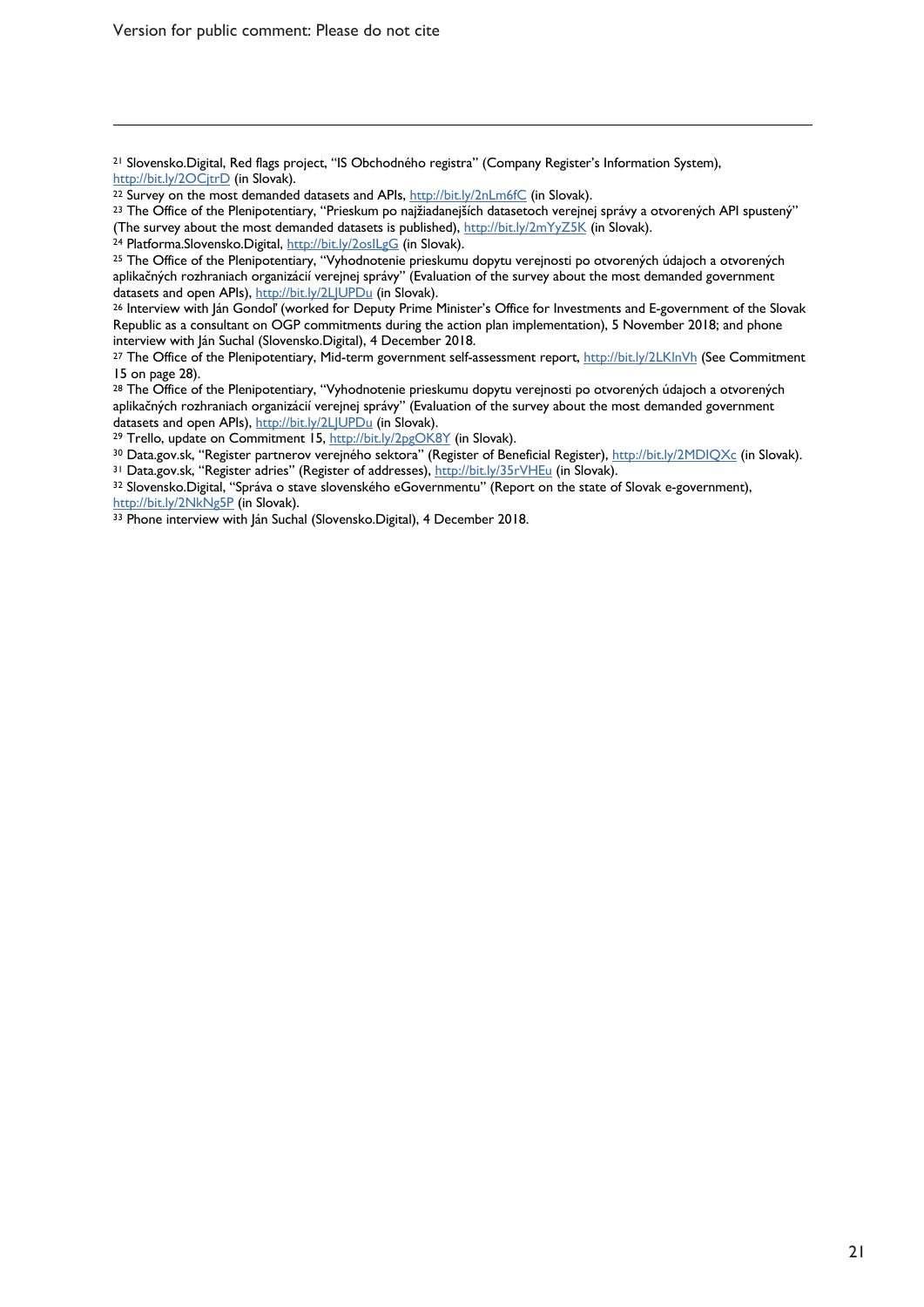[21] Slovensko.Digital, Red flags project, "IS Obchodného registra" (Company Register's Information System), http://bit.ly/2OCjtrD (in Slovak).

[22] Survey on the most demanded datasets and APIs, http://bit.ly/2nLm6fC (in Slovak).

[23] The Office of the Plenipotentiary, "Prieskum po najžiadanejších datasetoch verejnej správy a otvorených API spustený" (The survey about the most demanded datasets is published), http://bit.ly/2mYyZ5K (in Slovak).

[24] Platforma.Slovensko.Digital, http://bit.ly/2osILgG (in Slovak).

[25] The Office of the Plenipotentiary, "Vyhodnotenie prieskumu dopytu verejnosti po otvorených údajoch a otvorených aplikačných rozhraniach organizácií verejnej správy" (Evaluation of the survey about the most demanded government datasets and open APIs), http://bit.ly/2LJUPDu (in Slovak).

[26] Interview with Ján Gondoľ (worked for Deputy Prime Minister's Office for Investments and E-government of the Slovak Republic as a consultant on OGP commitments during the action plan implementation), 5 November 2018; and phone interview with Ján Suchal (Slovensko.Digital), 4 December 2018.

[27] The Office of the Plenipotentiary, Mid-term government self-assessment report, http://bit.ly/2LKlnVh (See Commitment 15 on page 28).

[28] The Office of the Plenipotentiary, "Vyhodnotenie prieskumu dopytu verejnosti po otvorených údajoch a otvorených aplikačných rozhraniach organizácií verejnej správy" (Evaluation of the survey about the most demanded government datasets and open APIs), http://bit.ly/2LJUPDu (in Slovak).

[29] Trello, update on Commitment 15, http://bit.ly/2pgOK8Y (in Slovak).

[30] Data.gov.sk, "Register partnerov verejného sektora" (Register of Beneficial Register), http://bit.ly/2MDIQXc (in Slovak).

[31] Data.gov.sk, "Register adries" (Register of addresses), http://bit.ly/35rVHEu (in Slovak).

[32] Slovensko.Digital, "Správa o stave slovenského eGovernmentu" (Report on the state of Slovak e-government), http://bit.ly/2NkNg5P (in Slovak).

[33] Phone interview with Ján Suchal (Slovensko.Digital), 4 December 2018.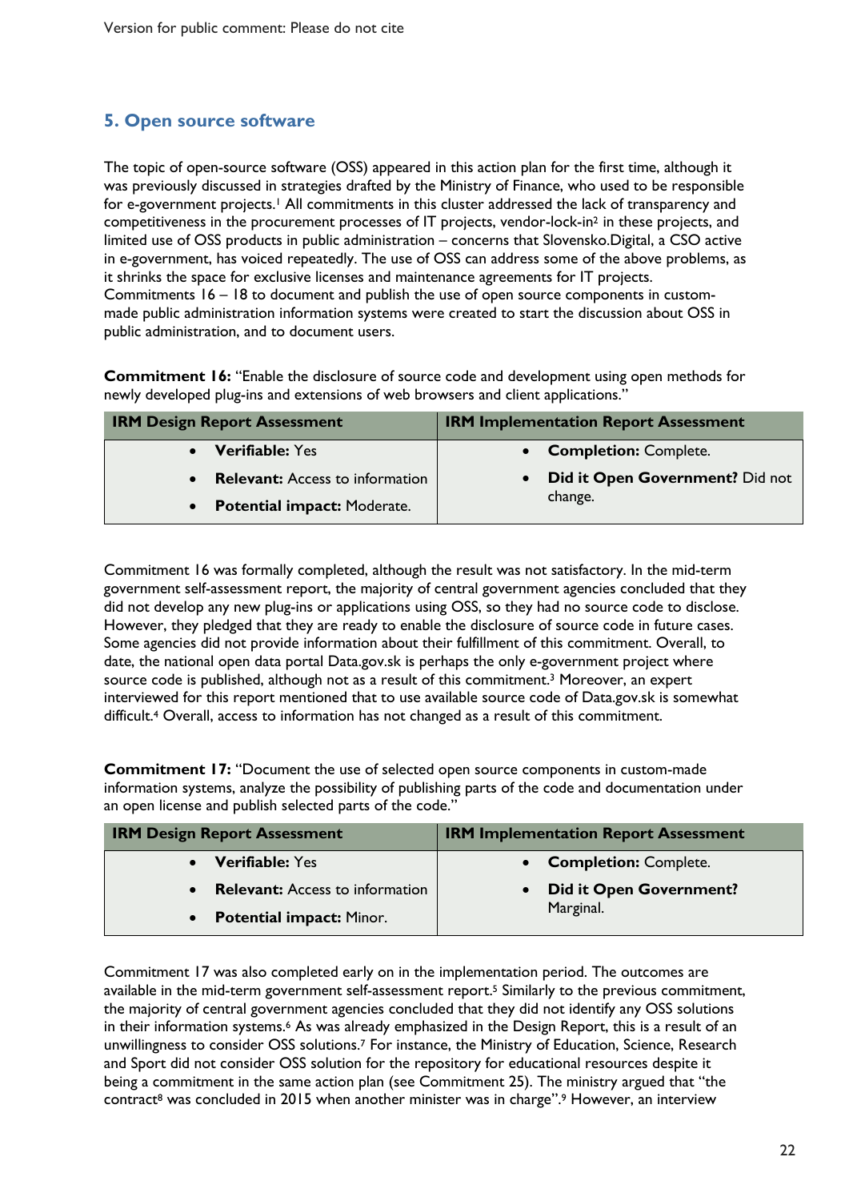## 5. Open source software

The topic of open-source software (OSS) appeared in this action plan for the first time, although it was previously discussed in strategies drafted by the Ministry of Finance, who used to be responsible for e-government projects.[1] All commitments in this cluster addressed the lack of transparency and competitiveness in the procurement processes of IT projects, vendor-lock-in[2] in these projects, and limited use of OSS products in public administration – concerns that Slovensko.Digital, a CSO active in e-government, has voiced repeatedly. The use of OSS can address some of the above problems, as it shrinks the space for exclusive licenses and maintenance agreements for IT projects. Commitments 16 – 18 to document and publish the use of open source components in custom-made public administration information systems were created to start the discussion about OSS in public administration, and to document users.

**Commitment 16:** "Enable the disclosure of source code and development using open methods for newly developed plug-ins and extensions of web browsers and client applications."

| IRM Design Report Assessment | IRM Implementation Report Assessment |
|---|---|
| • **Verifiable:** Yes<br>• **Relevant:** Access to information<br>• **Potential impact:** Moderate. | • **Completion:** Complete.<br>• **Did it Open Government?** Did not change. |

Commitment 16 was formally completed, although the result was not satisfactory. In the mid-term government self-assessment report, the majority of central government agencies concluded that they did not develop any new plug-ins or applications using OSS, so they had no source code to disclose. However, they pledged that they are ready to enable the disclosure of source code in future cases. Some agencies did not provide information about their fulfillment of this commitment. Overall, to date, the national open data portal Data.gov.sk is perhaps the only e-government project where source code is published, although not as a result of this commitment.[3] Moreover, an expert interviewed for this report mentioned that to use available source code of Data.gov.sk is somewhat difficult.[4] Overall, access to information has not changed as a result of this commitment.

**Commitment 17:** "Document the use of selected open source components in custom-made information systems, analyze the possibility of publishing parts of the code and documentation under an open license and publish selected parts of the code."

| IRM Design Report Assessment | IRM Implementation Report Assessment |
|---|---|
| • **Verifiable:** Yes<br>• **Relevant:** Access to information<br>• **Potential impact:** Minor. | • **Completion:** Complete.<br>• **Did it Open Government?** Marginal. |

Commitment 17 was also completed early on in the implementation period. The outcomes are available in the mid-term government self-assessment report.[5] Similarly to the previous commitment, the majority of central government agencies concluded that they did not identify any OSS solutions in their information systems.[6] As was already emphasized in the Design Report, this is a result of an unwillingness to consider OSS solutions.[7] For instance, the Ministry of Education, Science, Research and Sport did not consider OSS solution for the repository for educational resources despite it being a commitment in the same action plan (see Commitment 25). The ministry argued that "the contract[8] was concluded in 2015 when another minister was in charge".[9] However, an interview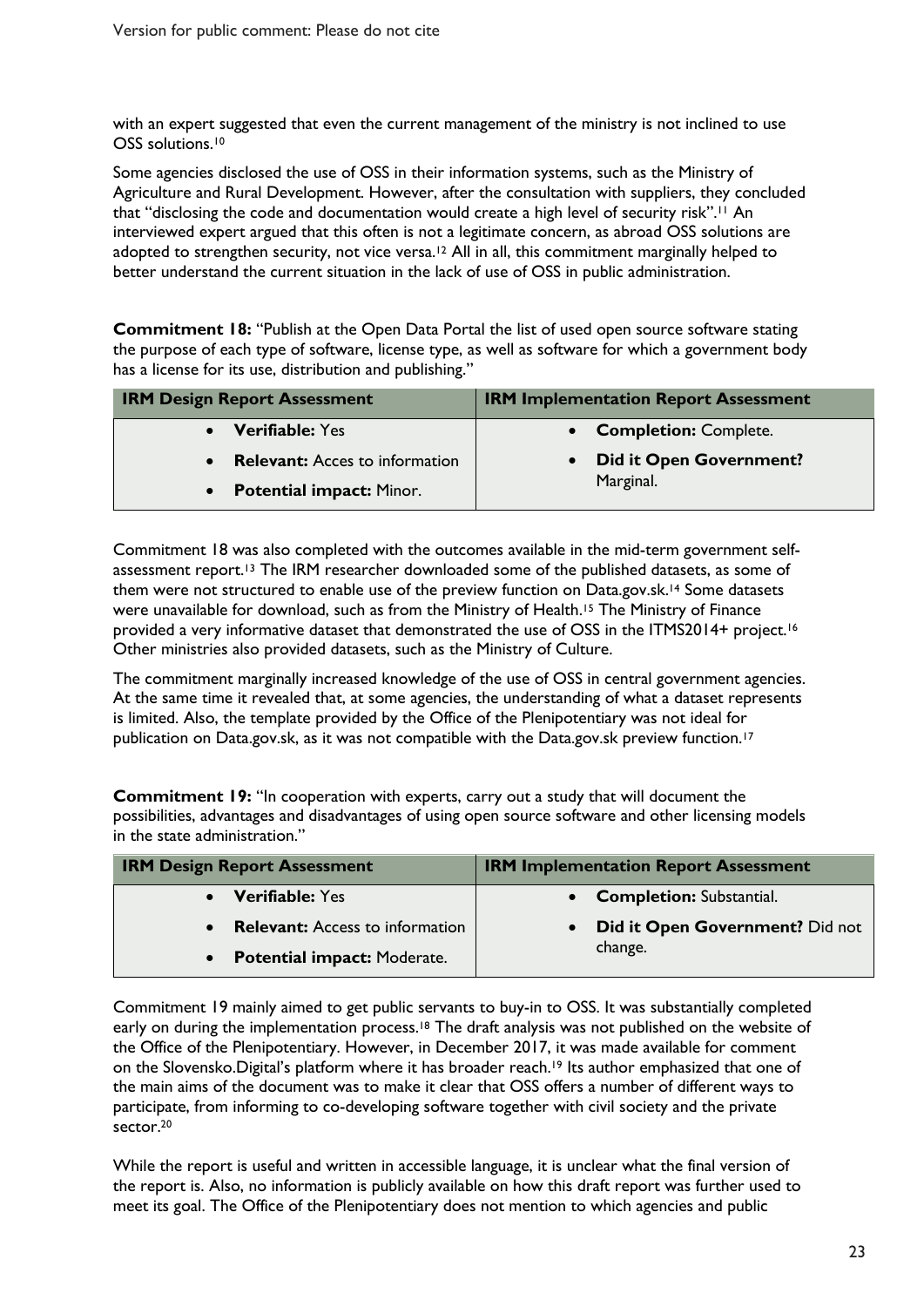with an expert suggested that even the current management of the ministry is not inclined to use OSS solutions.[10]

Some agencies disclosed the use of OSS in their information systems, such as the Ministry of Agriculture and Rural Development. However, after the consultation with suppliers, they concluded that "disclosing the code and documentation would create a high level of security risk".[11] An interviewed expert argued that this often is not a legitimate concern, as abroad OSS solutions are adopted to strengthen security, not vice versa.[12] All in all, this commitment marginally helped to better understand the current situation in the lack of use of OSS in public administration.

**Commitment 18:** "Publish at the Open Data Portal the list of used open source software stating the purpose of each type of software, license type, as well as software for which a government body has a license for its use, distribution and publishing."

| IRM Design Report Assessment | IRM Implementation Report Assessment |
|---|---|
| • **Verifiable:** Yes<br>• **Relevant:** Acces to information<br>• **Potential impact:** Minor. | • **Completion:** Complete.<br>• **Did it Open Government?** Marginal. |

Commitment 18 was also completed with the outcomes available in the mid-term government self-assessment report.[13] The IRM researcher downloaded some of the published datasets, as some of them were not structured to enable use of the preview function on Data.gov.sk.[14] Some datasets were unavailable for download, such as from the Ministry of Health.[15] The Ministry of Finance provided a very informative dataset that demonstrated the use of OSS in the ITMS2014+ project.[16] Other ministries also provided datasets, such as the Ministry of Culture.

The commitment marginally increased knowledge of the use of OSS in central government agencies. At the same time it revealed that, at some agencies, the understanding of what a dataset represents is limited. Also, the template provided by the Office of the Plenipotentiary was not ideal for publication on Data.gov.sk, as it was not compatible with the Data.gov.sk preview function.[17]

**Commitment 19:** "In cooperation with experts, carry out a study that will document the possibilities, advantages and disadvantages of using open source software and other licensing models in the state administration."

| IRM Design Report Assessment | IRM Implementation Report Assessment |
|---|---|
| • **Verifiable:** Yes<br>• **Relevant:** Access to information<br>• **Potential impact:** Moderate. | • **Completion:** Substantial.<br>• **Did it Open Government?** Did not change. |

Commitment 19 mainly aimed to get public servants to buy-in to OSS. It was substantially completed early on during the implementation process.[18] The draft analysis was not published on the website of the Office of the Plenipotentiary. However, in December 2017, it was made available for comment on the Slovensko.Digital's platform where it has broader reach.[19] Its author emphasized that one of the main aims of the document was to make it clear that OSS offers a number of different ways to participate, from informing to co-developing software together with civil society and the private sector.[20]

While the report is useful and written in accessible language, it is unclear what the final version of the report is. Also, no information is publicly available on how this draft report was further used to meet its goal. The Office of the Plenipotentiary does not mention to which agencies and public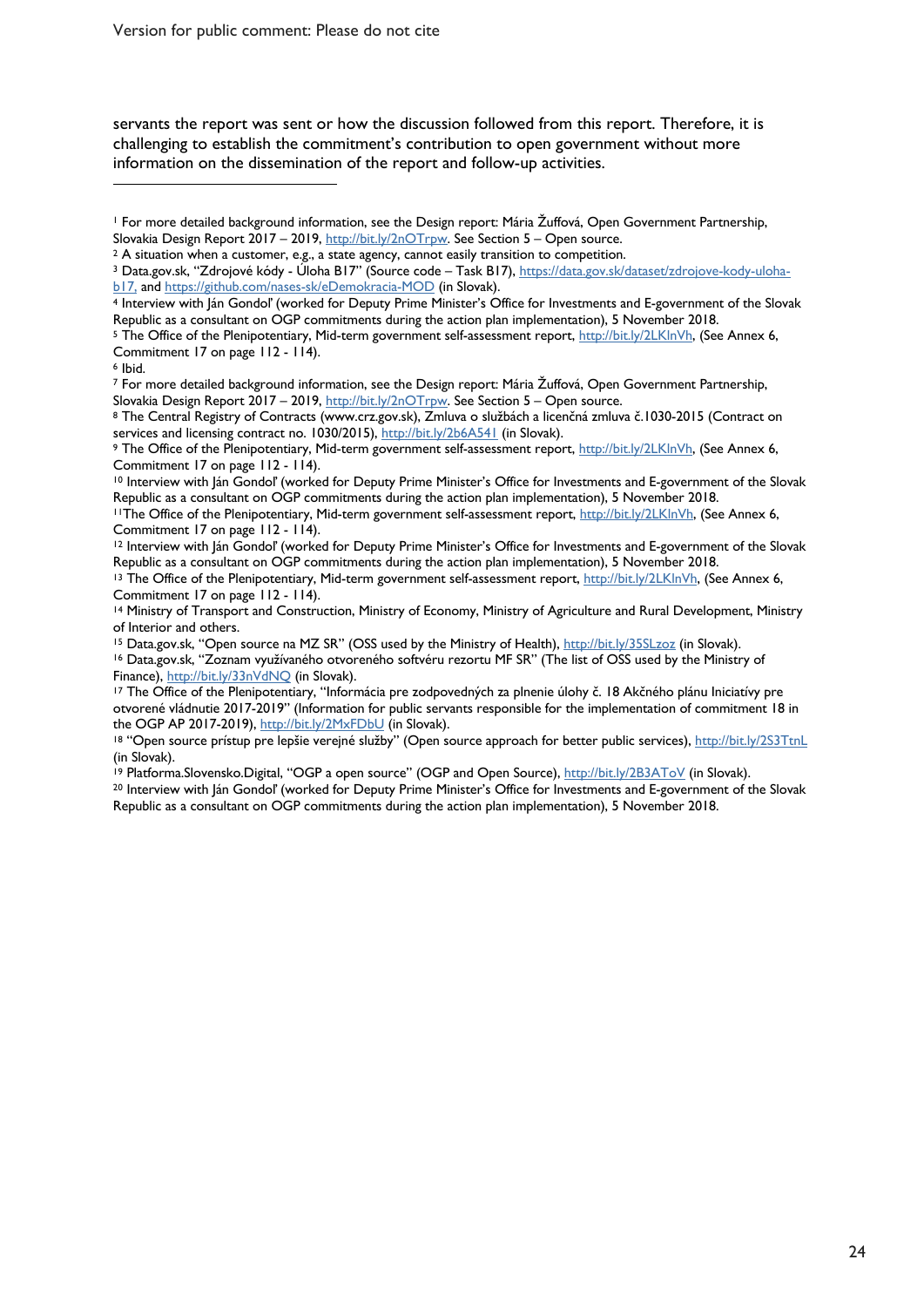servants the report was sent or how the discussion followed from this report. Therefore, it is challenging to establish the commitment's contribution to open government without more information on the dissemination of the report and follow-up activities.

---

[1] For more detailed background information, see the Design report: Mária Žuffová, Open Government Partnership, Slovakia Design Report 2017 – 2019, http://bit.ly/2nOTrpw. See Section 5 – Open source.

[2] A situation when a customer, e.g., a state agency, cannot easily transition to competition.

[3] Data.gov.sk, "Zdrojové kódy - Úloha B17" (Source code – Task B17), https://data.gov.sk/dataset/zdrojove-kody-uloha-b17, and https://github.com/nases-sk/eDemokracia-MOD (in Slovak).

[4] Interview with Ján Gondol' (worked for Deputy Prime Minister's Office for Investments and E-government of the Slovak Republic as a consultant on OGP commitments during the action plan implementation), 5 November 2018.

[5] The Office of the Plenipotentiary, Mid-term government self-assessment report, http://bit.ly/2LKlnVh, (See Annex 6, Commitment 17 on page 112 - 114).

[6] Ibid.

[7] For more detailed background information, see the Design report: Mária Žuffová, Open Government Partnership, Slovakia Design Report 2017 – 2019, http://bit.ly/2nOTrpw. See Section 5 – Open source.

[8] The Central Registry of Contracts (www.crz.gov.sk), Zmluva o službách a licenčná zmluva č.1030-2015 (Contract on services and licensing contract no. 1030/2015), http://bit.ly/2b6A541 (in Slovak).

[9] The Office of the Plenipotentiary, Mid-term government self-assessment report, http://bit.ly/2LKlnVh, (See Annex 6, Commitment 17 on page 112 - 114).

[10] Interview with Ján Gondol' (worked for Deputy Prime Minister's Office for Investments and E-government of the Slovak Republic as a consultant on OGP commitments during the action plan implementation), 5 November 2018.

[11] The Office of the Plenipotentiary, Mid-term government self-assessment report, http://bit.ly/2LKlnVh, (See Annex 6, Commitment 17 on page 112 - 114).

[12] Interview with Ján Gondol' (worked for Deputy Prime Minister's Office for Investments and E-government of the Slovak Republic as a consultant on OGP commitments during the action plan implementation), 5 November 2018.

[13] The Office of the Plenipotentiary, Mid-term government self-assessment report, http://bit.ly/2LKlnVh, (See Annex 6, Commitment 17 on page 112 - 114).

[14] Ministry of Transport and Construction, Ministry of Economy, Ministry of Agriculture and Rural Development, Ministry of Interior and others.

[15] Data.gov.sk, "Open source na MZ SR" (OSS used by the Ministry of Health), http://bit.ly/35SLzoz (in Slovak).

[16] Data.gov.sk, "Zoznam využívaného otvoreného softvéru rezortu MF SR" (The list of OSS used by the Ministry of Finance), http://bit.ly/33nVdNQ (in Slovak).

[17] The Office of the Plenipotentiary, "Informácia pre zodpovedných za plnenie úlohy č. 18 Akčného plánu Iniciatívy pre otvorené vládnutie 2017-2019" (Information for public servants responsible for the implementation of commitment 18 in the OGP AP 2017-2019), http://bit.ly/2MxFDbU (in Slovak).

[18] "Open source prístup pre lepšie verejné služby" (Open source approach for better public services), http://bit.ly/2S3TtnL (in Slovak).

[19] Platforma.Slovensko.Digital, "OGP a open source" (OGP and Open Source), http://bit.ly/2B3AToV (in Slovak).

[20] Interview with Ján Gondol' (worked for Deputy Prime Minister's Office for Investments and E-government of the Slovak Republic as a consultant on OGP commitments during the action plan implementation), 5 November 2018.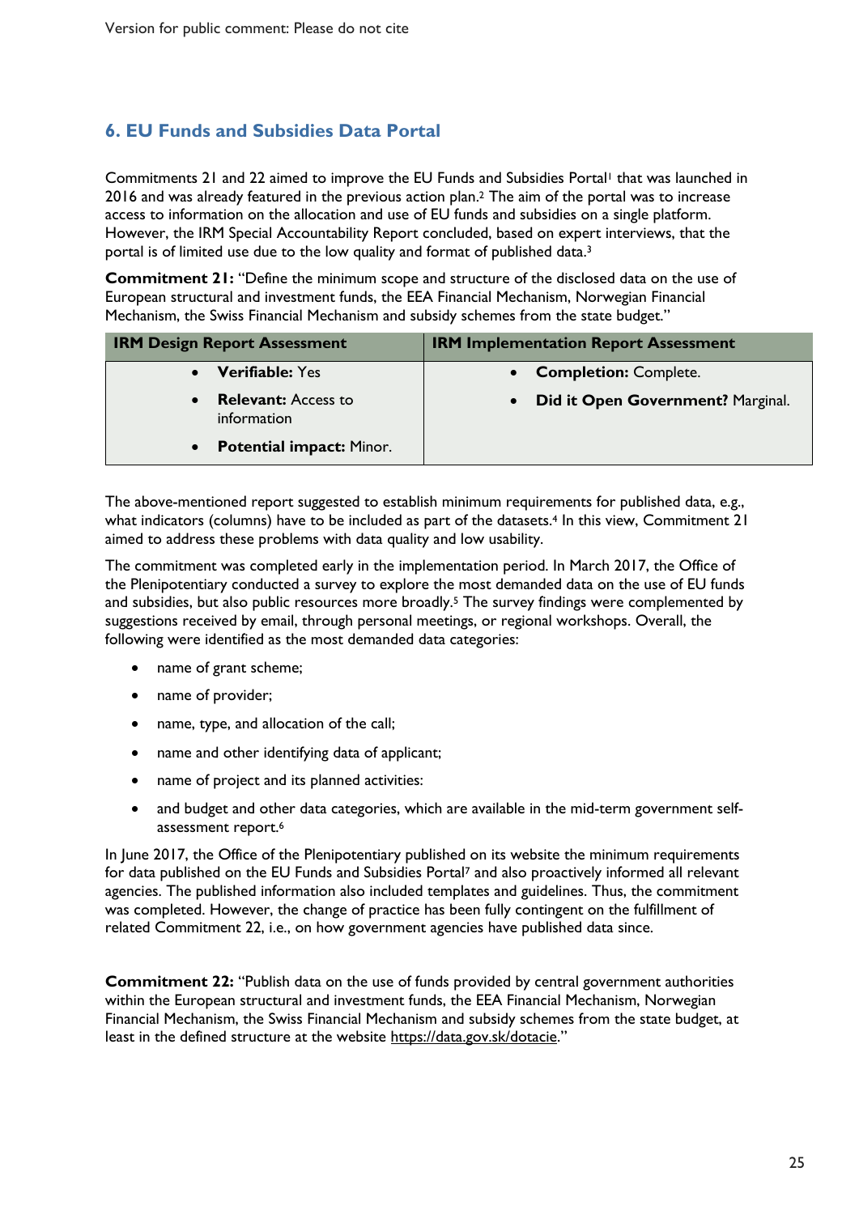## 6. EU Funds and Subsidies Data Portal

Commitments 21 and 22 aimed to improve the EU Funds and Subsidies Portal[1] that was launched in 2016 and was already featured in the previous action plan.[2] The aim of the portal was to increase access to information on the allocation and use of EU funds and subsidies on a single platform. However, the IRM Special Accountability Report concluded, based on expert interviews, that the portal is of limited use due to the low quality and format of published data.[3]

**Commitment 21:** "Define the minimum scope and structure of the disclosed data on the use of European structural and investment funds, the EEA Financial Mechanism, Norwegian Financial Mechanism, the Swiss Financial Mechanism and subsidy schemes from the state budget."

| IRM Design Report Assessment | IRM Implementation Report Assessment |
|---|---|
| • **Verifiable:** Yes<br>• **Relevant:** Access to information<br>• **Potential impact:** Minor. | • **Completion:** Complete.<br>• **Did it Open Government?** Marginal. |

The above-mentioned report suggested to establish minimum requirements for published data, e.g., what indicators (columns) have to be included as part of the datasets.[4] In this view, Commitment 21 aimed to address these problems with data quality and low usability.

The commitment was completed early in the implementation period. In March 2017, the Office of the Plenipotentiary conducted a survey to explore the most demanded data on the use of EU funds and subsidies, but also public resources more broadly.[5] The survey findings were complemented by suggestions received by email, through personal meetings, or regional workshops. Overall, the following were identified as the most demanded data categories:

- name of grant scheme;
- name of provider;
- name, type, and allocation of the call;
- name and other identifying data of applicant;
- name of project and its planned activities:
- and budget and other data categories, which are available in the mid-term government self-assessment report.[6]

In June 2017, the Office of the Plenipotentiary published on its website the minimum requirements for data published on the EU Funds and Subsidies Portal[7] and also proactively informed all relevant agencies. The published information also included templates and guidelines. Thus, the commitment was completed. However, the change of practice has been fully contingent on the fulfillment of related Commitment 22, i.e., on how government agencies have published data since.

**Commitment 22:** "Publish data on the use of funds provided by central government authorities within the European structural and investment funds, the EEA Financial Mechanism, Norwegian Financial Mechanism, the Swiss Financial Mechanism and subsidy schemes from the state budget, at least in the defined structure at the website https://data.gov.sk/dotacie."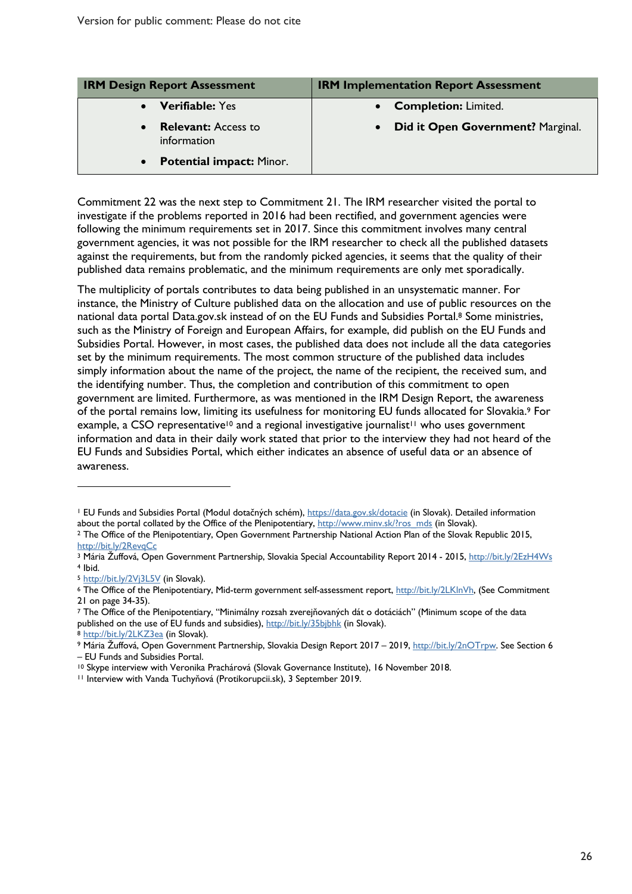Version for public comment: Please do not cite

| IRM Design Report Assessment | IRM Implementation Report Assessment |
|---|---|
| • **Verifiable:** Yes<br>• **Relevant:** Access to information<br>• **Potential impact:** Minor. | • **Completion:** Limited.<br>• **Did it Open Government?** Marginal. |

Commitment 22 was the next step to Commitment 21. The IRM researcher visited the portal to investigate if the problems reported in 2016 had been rectified, and government agencies were following the minimum requirements set in 2017. Since this commitment involves many central government agencies, it was not possible for the IRM researcher to check all the published datasets against the requirements, but from the randomly picked agencies, it seems that the quality of their published data remains problematic, and the minimum requirements are only met sporadically.

The multiplicity of portals contributes to data being published in an unsystematic manner. For instance, the Ministry of Culture published data on the allocation and use of public resources on the national data portal Data.gov.sk instead of on the EU Funds and Subsidies Portal.[8] Some ministries, such as the Ministry of Foreign and European Affairs, for example, did publish on the EU Funds and Subsidies Portal. However, in most cases, the published data does not include all the data categories set by the minimum requirements. The most common structure of the published data includes simply information about the name of the project, the name of the recipient, the received sum, and the identifying number. Thus, the completion and contribution of this commitment to open government are limited. Furthermore, as was mentioned in the IRM Design Report, the awareness of the portal remains low, limiting its usefulness for monitoring EU funds allocated for Slovakia.[9] For example, a CSO representative[10] and a regional investigative journalist[11] who uses government information and data in their daily work stated that prior to the interview they had not heard of the EU Funds and Subsidies Portal, which either indicates an absence of useful data or an absence of awareness.

---

[1] EU Funds and Subsidies Portal (Modul dotačných schém), https://data.gov.sk/dotacie (in Slovak). Detailed information about the portal collated by the Office of the Plenipotentiary, http://www.minv.sk/?ros_mds (in Slovak).
[2] The Office of the Plenipotentiary, Open Government Partnership National Action Plan of the Slovak Republic 2015, http://bit.ly/2RevqCc
[3] Mária Žuffová, Open Government Partnership, Slovakia Special Accountability Report 2014 - 2015, http://bit.ly/2EzH4Ws
[4] Ibid.
[5] http://bit.ly/2Vj3L5V (in Slovak).
[6] The Office of the Plenipotentiary, Mid-term government self-assessment report, http://bit.ly/2LKlnVh, (See Commitment 21 on page 34-35).
[7] The Office of the Plenipotentiary, "Minimálny rozsah zverejňovaných dát o dotáciách" (Minimum scope of the data published on the use of EU funds and subsidies), http://bit.ly/35bjbhk (in Slovak).
[8] http://bit.ly/2LKZ3ea (in Slovak).
[9] Mária Žuffová, Open Government Partnership, Slovakia Design Report 2017 – 2019, http://bit.ly/2nOTrpw. See Section 6 – EU Funds and Subsidies Portal.
[10] Skype interview with Veronika Prachárová (Slovak Governance Institute), 16 November 2018.
[11] Interview with Vanda Tuchyňová (Protikorupcii.sk), 3 September 2019.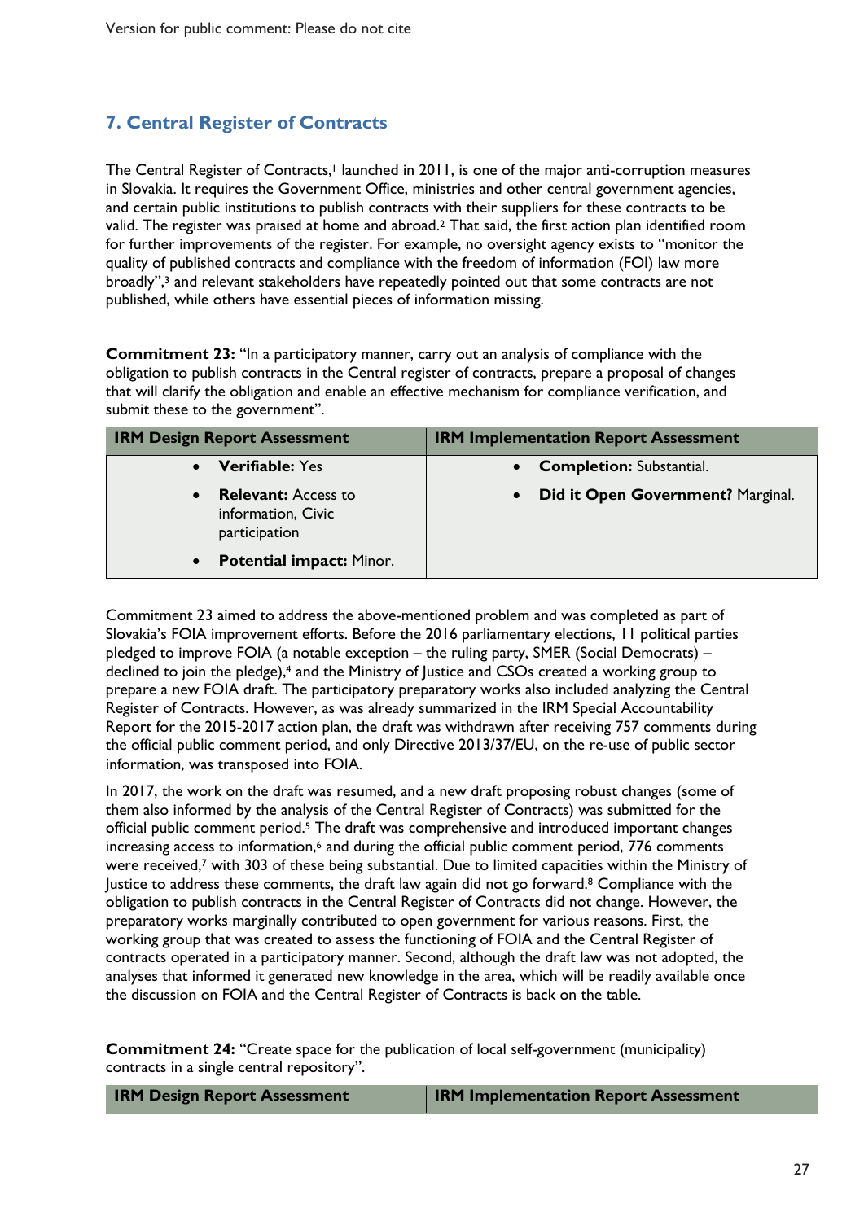## 7. Central Register of Contracts

The Central Register of Contracts,[1] launched in 2011, is one of the major anti-corruption measures in Slovakia. It requires the Government Office, ministries and other central government agencies, and certain public institutions to publish contracts with their suppliers for these contracts to be valid. The register was praised at home and abroad.[2] That said, the first action plan identified room for further improvements of the register. For example, no oversight agency exists to "monitor the quality of published contracts and compliance with the freedom of information (FOI) law more broadly",[3] and relevant stakeholders have repeatedly pointed out that some contracts are not published, while others have essential pieces of information missing.

**Commitment 23:** "In a participatory manner, carry out an analysis of compliance with the obligation to publish contracts in the Central register of contracts, prepare a proposal of changes that will clarify the obligation and enable an effective mechanism for compliance verification, and submit these to the government".

| IRM Design Report Assessment | IRM Implementation Report Assessment |
|---|---|
| • **Verifiable:** Yes<br>• **Relevant:** Access to information, Civic participation<br>• **Potential impact:** Minor. | • **Completion:** Substantial.<br>• **Did it Open Government?** Marginal. |

Commitment 23 aimed to address the above-mentioned problem and was completed as part of Slovakia's FOIA improvement efforts. Before the 2016 parliamentary elections, 11 political parties pledged to improve FOIA (a notable exception – the ruling party, SMER (Social Democrats) – declined to join the pledge),[4] and the Ministry of Justice and CSOs created a working group to prepare a new FOIA draft. The participatory preparatory works also included analyzing the Central Register of Contracts. However, as was already summarized in the IRM Special Accountability Report for the 2015-2017 action plan, the draft was withdrawn after receiving 757 comments during the official public comment period, and only Directive 2013/37/EU, on the re-use of public sector information, was transposed into FOIA.

In 2017, the work on the draft was resumed, and a new draft proposing robust changes (some of them also informed by the analysis of the Central Register of Contracts) was submitted for the official public comment period.[5] The draft was comprehensive and introduced important changes increasing access to information,[6] and during the official public comment period, 776 comments were received,[7] with 303 of these being substantial. Due to limited capacities within the Ministry of Justice to address these comments, the draft law again did not go forward.[8] Compliance with the obligation to publish contracts in the Central Register of Contracts did not change. However, the preparatory works marginally contributed to open government for various reasons. First, the working group that was created to assess the functioning of FOIA and the Central Register of contracts operated in a participatory manner. Second, although the draft law was not adopted, the analyses that informed it generated new knowledge in the area, which will be readily available once the discussion on FOIA and the Central Register of Contracts is back on the table.

**Commitment 24:** "Create space for the publication of local self-government (municipality) contracts in a single central repository".

| IRM Design Report Assessment | IRM Implementation Report Assessment |
|---|---|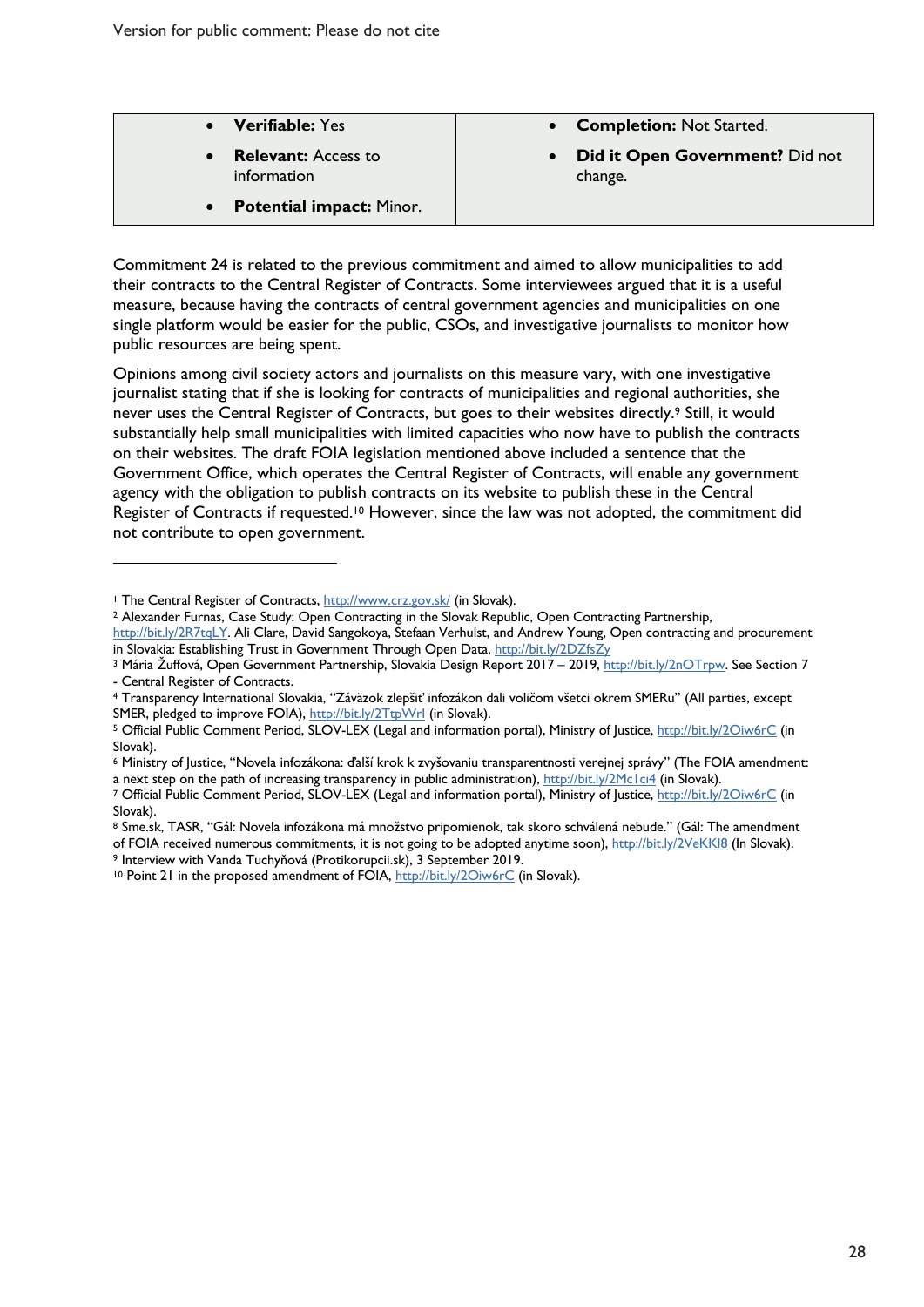Version for public comment: Please do not cite

| • **Verifiable:** Yes<br>• **Relevant:** Access to information<br>• **Potential impact:** Minor. | • **Completion:** Not Started.<br>• **Did it Open Government?** Did not change. |
|---|---|

Commitment 24 is related to the previous commitment and aimed to allow municipalities to add their contracts to the Central Register of Contracts. Some interviewees argued that it is a useful measure, because having the contracts of central government agencies and municipalities on one single platform would be easier for the public, CSOs, and investigative journalists to monitor how public resources are being spent.

Opinions among civil society actors and journalists on this measure vary, with one investigative journalist stating that if she is looking for contracts of municipalities and regional authorities, she never uses the Central Register of Contracts, but goes to their websites directly.[9] Still, it would substantially help small municipalities with limited capacities who now have to publish the contracts on their websites. The draft FOIA legislation mentioned above included a sentence that the Government Office, which operates the Central Register of Contracts, will enable any government agency with the obligation to publish contracts on its website to publish these in the Central Register of Contracts if requested.[10] However, since the law was not adopted, the commitment did not contribute to open government.

---

[1] The Central Register of Contracts, http://www.crz.gov.sk/ (in Slovak).

[2] Alexander Furnas, Case Study: Open Contracting in the Slovak Republic, Open Contracting Partnership, http://bit.ly/2R7tqLY. Ali Clare, David Sangokoya, Stefaan Verhulst, and Andrew Young, Open contracting and procurement in Slovakia: Establishing Trust in Government Through Open Data, http://bit.ly/2DZfsZy

[3] Mária Žuffová, Open Government Partnership, Slovakia Design Report 2017 – 2019, http://bit.ly/2nOTrpw. See Section 7 - Central Register of Contracts.

[4] Transparency International Slovakia, "Záväzok zlepšiť infozákon dali voličom všetci okrem SMERu" (All parties, except SMER, pledged to improve FOIA), http://bit.ly/2TtpWrl (in Slovak).

[5] Official Public Comment Period, SLOV-LEX (Legal and information portal), Ministry of Justice, http://bit.ly/2Oiw6rC (in Slovak).

[6] Ministry of Justice, "Novela infozákona: ďalší krok k zvyšovaniu transparentnosti verejnej správy" (The FOIA amendment: a next step on the path of increasing transparency in public administration), http://bit.ly/2Mc1ci4 (in Slovak).

[7] Official Public Comment Period, SLOV-LEX (Legal and information portal), Ministry of Justice, http://bit.ly/2Oiw6rC (in Slovak).

[8] Sme.sk, TASR, "Gál: Novela infozákona má množstvo pripomienok, tak skoro schválená nebude." (Gál: The amendment of FOIA received numerous commitments, it is not going to be adopted anytime soon), http://bit.ly/2VeKKl8 (In Slovak).

[9] Interview with Vanda Tuchyňová (Protikorupcii.sk), 3 September 2019.

[10] Point 21 in the proposed amendment of FOIA, http://bit.ly/2Oiw6rC (in Slovak).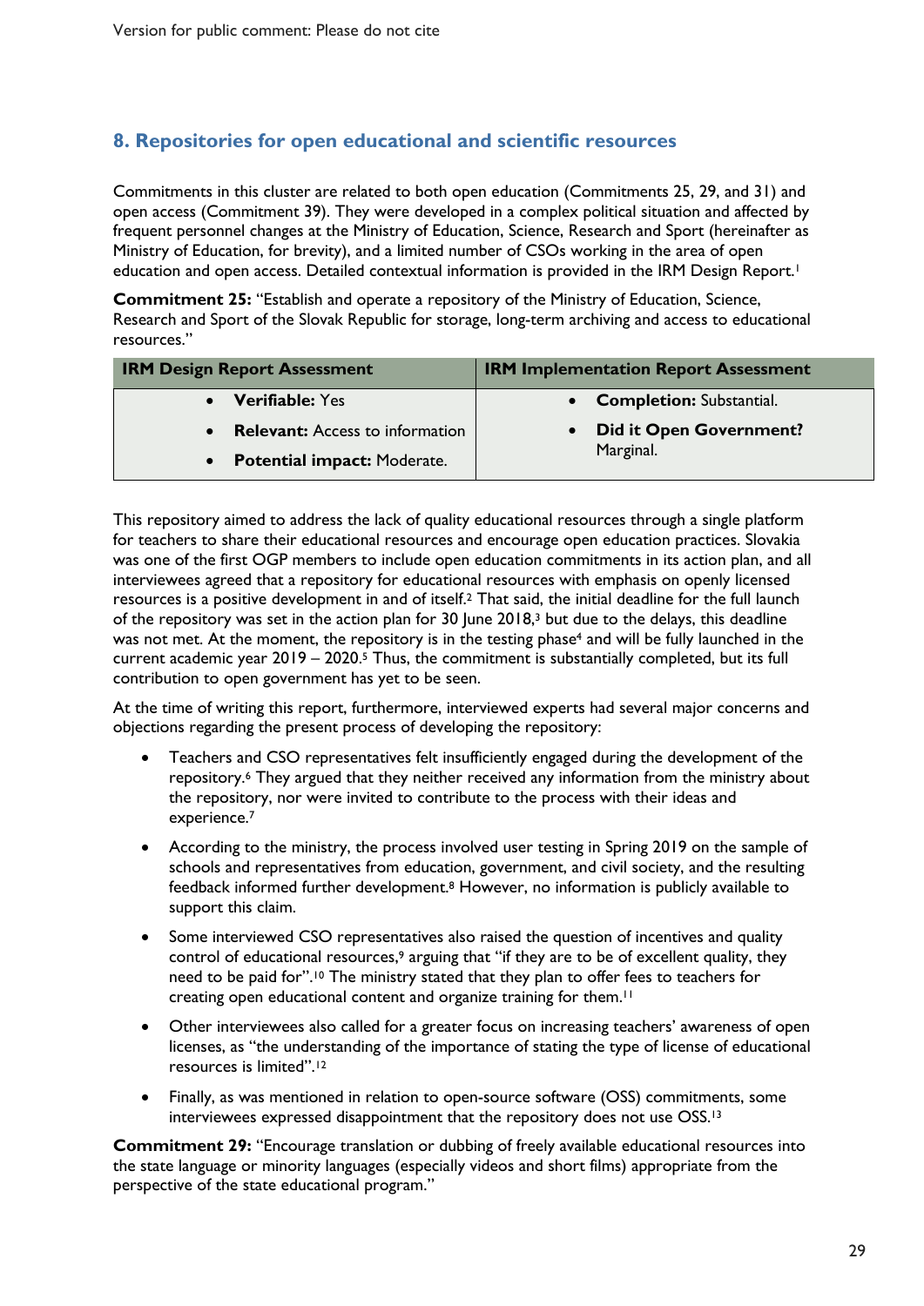## 8. Repositories for open educational and scientific resources

Commitments in this cluster are related to both open education (Commitments 25, 29, and 31) and open access (Commitment 39). They were developed in a complex political situation and affected by frequent personnel changes at the Ministry of Education, Science, Research and Sport (hereinafter as Ministry of Education, for brevity), and a limited number of CSOs working in the area of open education and open access. Detailed contextual information is provided in the IRM Design Report.[1]

**Commitment 25:** "Establish and operate a repository of the Ministry of Education, Science, Research and Sport of the Slovak Republic for storage, long-term archiving and access to educational resources."

| IRM Design Report Assessment | IRM Implementation Report Assessment |
|---|---|
| • **Verifiable:** Yes<br>• **Relevant:** Access to information<br>• **Potential impact:** Moderate. | • **Completion:** Substantial.<br>• **Did it Open Government?** Marginal. |

This repository aimed to address the lack of quality educational resources through a single platform for teachers to share their educational resources and encourage open education practices. Slovakia was one of the first OGP members to include open education commitments in its action plan, and all interviewees agreed that a repository for educational resources with emphasis on openly licensed resources is a positive development in and of itself.[2] That said, the initial deadline for the full launch of the repository was set in the action plan for 30 June 2018,[3] but due to the delays, this deadline was not met. At the moment, the repository is in the testing phase[4] and will be fully launched in the current academic year 2019 – 2020.[5] Thus, the commitment is substantially completed, but its full contribution to open government has yet to be seen.

At the time of writing this report, furthermore, interviewed experts had several major concerns and objections regarding the present process of developing the repository:

- Teachers and CSO representatives felt insufficiently engaged during the development of the repository.[6] They argued that they neither received any information from the ministry about the repository, nor were invited to contribute to the process with their ideas and experience.[7]
- According to the ministry, the process involved user testing in Spring 2019 on the sample of schools and representatives from education, government, and civil society, and the resulting feedback informed further development.[8] However, no information is publicly available to support this claim.
- Some interviewed CSO representatives also raised the question of incentives and quality control of educational resources,[9] arguing that "if they are to be of excellent quality, they need to be paid for".[10] The ministry stated that they plan to offer fees to teachers for creating open educational content and organize training for them.[11]
- Other interviewees also called for a greater focus on increasing teachers' awareness of open licenses, as "the understanding of the importance of stating the type of license of educational resources is limited".[12]
- Finally, as was mentioned in relation to open-source software (OSS) commitments, some interviewees expressed disappointment that the repository does not use OSS.[13]

**Commitment 29:** "Encourage translation or dubbing of freely available educational resources into the state language or minority languages (especially videos and short films) appropriate from the perspective of the state educational program."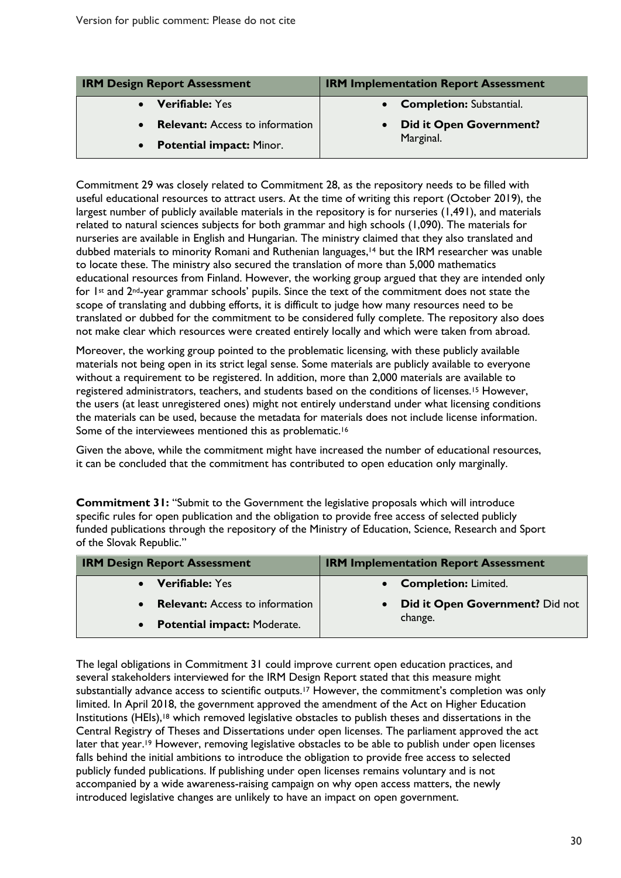| IRM Design Report Assessment | IRM Implementation Report Assessment |
|---|---|
| • **Verifiable:** Yes<br>• **Relevant:** Access to information<br>• **Potential impact:** Minor. | • **Completion:** Substantial.<br>• **Did it Open Government?** Marginal. |

Commitment 29 was closely related to Commitment 28, as the repository needs to be filled with useful educational resources to attract users. At the time of writing this report (October 2019), the largest number of publicly available materials in the repository is for nurseries (1,491), and materials related to natural sciences subjects for both grammar and high schools (1,090). The materials for nurseries are available in English and Hungarian. The ministry claimed that they also translated and dubbed materials to minority Romani and Ruthenian languages,[14] but the IRM researcher was unable to locate these. The ministry also secured the translation of more than 5,000 mathematics educational resources from Finland. However, the working group argued that they are intended only for 1st and 2nd-year grammar schools' pupils. Since the text of the commitment does not state the scope of translating and dubbing efforts, it is difficult to judge how many resources need to be translated or dubbed for the commitment to be considered fully complete. The repository also does not make clear which resources were created entirely locally and which were taken from abroad.

Moreover, the working group pointed to the problematic licensing, with these publicly available materials not being open in its strict legal sense. Some materials are publicly available to everyone without a requirement to be registered. In addition, more than 2,000 materials are available to registered administrators, teachers, and students based on the conditions of licenses.[15] However, the users (at least unregistered ones) might not entirely understand under what licensing conditions the materials can be used, because the metadata for materials does not include license information. Some of the interviewees mentioned this as problematic.[16]

Given the above, while the commitment might have increased the number of educational resources, it can be concluded that the commitment has contributed to open education only marginally.

**Commitment 31:** "Submit to the Government the legislative proposals which will introduce specific rules for open publication and the obligation to provide free access of selected publicly funded publications through the repository of the Ministry of Education, Science, Research and Sport of the Slovak Republic."

| IRM Design Report Assessment | IRM Implementation Report Assessment |
|---|---|
| • **Verifiable:** Yes<br>• **Relevant:** Access to information<br>• **Potential impact:** Moderate. | • **Completion:** Limited.<br>• **Did it Open Government?** Did not change. |

The legal obligations in Commitment 31 could improve current open education practices, and several stakeholders interviewed for the IRM Design Report stated that this measure might substantially advance access to scientific outputs.[17] However, the commitment's completion was only limited. In April 2018, the government approved the amendment of the Act on Higher Education Institutions (HEIs),[18] which removed legislative obstacles to publish theses and dissertations in the Central Registry of Theses and Dissertations under open licenses. The parliament approved the act later that year.[19] However, removing legislative obstacles to be able to publish under open licenses falls behind the initial ambitions to introduce the obligation to provide free access to selected publicly funded publications. If publishing under open licenses remains voluntary and is not accompanied by a wide awareness-raising campaign on why open access matters, the newly introduced legislative changes are unlikely to have an impact on open government.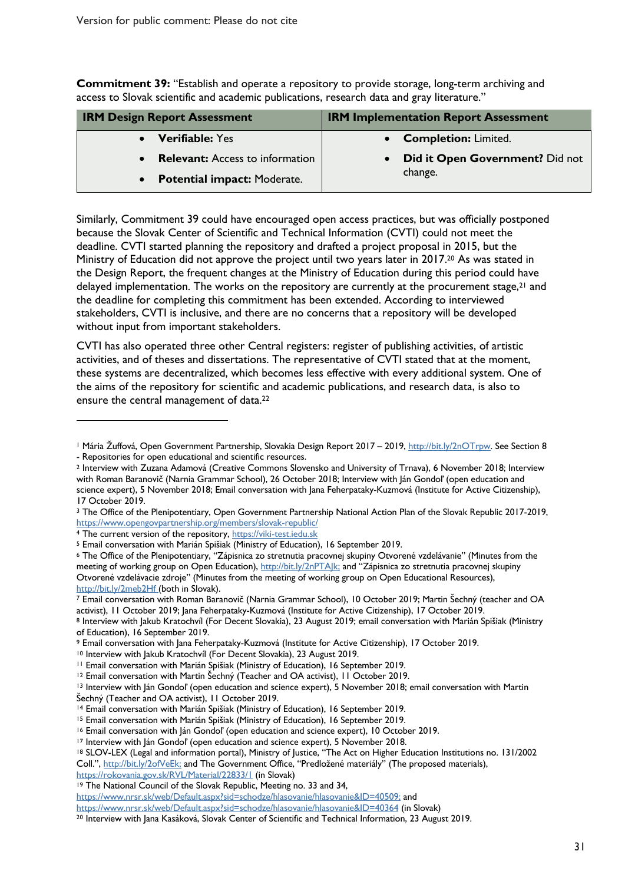Version for public comment: Please do not cite

**Commitment 39:** "Establish and operate a repository to provide storage, long-term archiving and access to Slovak scientific and academic publications, research data and gray literature."

| IRM Design Report Assessment | IRM Implementation Report Assessment |
|---|---|
| • **Verifiable:** Yes<br>• **Relevant:** Access to information<br>• **Potential impact:** Moderate. | • **Completion:** Limited.<br>• **Did it Open Government?** Did not change. |

Similarly, Commitment 39 could have encouraged open access practices, but was officially postponed because the Slovak Center of Scientific and Technical Information (CVTI) could not meet the deadline. CVTI started planning the repository and drafted a project proposal in 2015, but the Ministry of Education did not approve the project until two years later in 2017.[20] As was stated in the Design Report, the frequent changes at the Ministry of Education during this period could have delayed implementation. The works on the repository are currently at the procurement stage,[21] and the deadline for completing this commitment has been extended. According to interviewed stakeholders, CVTI is inclusive, and there are no concerns that a repository will be developed without input from important stakeholders.

CVTI has also operated three other Central registers: register of publishing activities, of artistic activities, and of theses and dissertations. The representative of CVTI stated that at the moment, these systems are decentralized, which becomes less effective with every additional system. One of the aims of the repository for scientific and academic publications, and research data, is also to ensure the central management of data.[22]

---

[1] Mária Žuffová, Open Government Partnership, Slovakia Design Report 2017 – 2019, http://bit.ly/2nOTrpw. See Section 8 - Repositories for open educational and scientific resources.

[2] Interview with Zuzana Adamová (Creative Commons Slovensko and University of Trnava), 6 November 2018; Interview with Roman Baranovič (Narnia Grammar School), 26 October 2018; Interview with Ján Gondoľ (open education and science expert), 5 November 2018; Email conversation with Jana Feherpataky-Kuzmová (Institute for Active Citizenship), 17 October 2019.

[3] The Office of the Plenipotentiary, Open Government Partnership National Action Plan of the Slovak Republic 2017-2019, https://www.opengovpartnership.org/members/slovak-republic/

[4] The current version of the repository, https://viki-test.iedu.sk

[5] Email conversation with Marián Spišiak (Ministry of Education), 16 September 2019.

[6] The Office of the Plenipotentiary, "Zápisnica zo stretnutia pracovnej skupiny Otvorené vzdelávanie" (Minutes from the meeting of working group on Open Education), http://bit.ly/2nPTAJk; and "Zápisnica zo stretnutia pracovnej skupiny Otvorené vzdelávacie zdroje" (Minutes from the meeting of working group on Open Educational Resources), http://bit.ly/2meb2Hf (both in Slovak).

[7] Email conversation with Roman Baranovič (Narnia Grammar School), 10 October 2019; Martin Šechný (teacher and OA activist), 11 October 2019; Jana Feherpataky-Kuzmová (Institute for Active Citizenship), 17 October 2019.

[8] Interview with Jakub Kratochvíl (For Decent Slovakia), 23 August 2019; email conversation with Marián Spišiak (Ministry of Education), 16 September 2019.

[9] Email conversation with Jana Feherpataky-Kuzmová (Institute for Active Citizenship), 17 October 2019.

[10] Interview with Jakub Kratochvíl (For Decent Slovakia), 23 August 2019.

[11] Email conversation with Marián Spišiak (Ministry of Education), 16 September 2019.

[12] Email conversation with Martin Šechný (Teacher and OA activist), 11 October 2019.

[13] Interview with Ján Gondoľ (open education and science expert), 5 November 2018; email conversation with Martin Šechný (Teacher and OA activist), 11 October 2019.

[14] Email conversation with Marián Spišiak (Ministry of Education), 16 September 2019.

[15] Email conversation with Marián Spišiak (Ministry of Education), 16 September 2019.

[16] Email conversation with Ján Gondoľ (open education and science expert), 10 October 2019.

[17] Interview with Ján Gondoľ (open education and science expert), 5 November 2018.

[18] SLOV-LEX (Legal and information portal), Ministry of Justice, "The Act on Higher Education Institutions no. 131/2002 Coll.", http://bit.ly/2ofVeEk; and The Government Office, "Predložené materiály" (The proposed materials), https://rokovania.gov.sk/RVL/Material/22833/1 (in Slovak)

[19] The National Council of the Slovak Republic, Meeting no. 33 and 34, https://www.nrsr.sk/web/Default.aspx?sid=schodze/hlasovanie/hlasovanie&ID=40509; and https://www.nrsr.sk/web/Default.aspx?sid=schodze/hlasovanie/hlasovanie&ID=40364 (in Slovak)

[20] Interview with Jana Kasáková, Slovak Center of Scientific and Technical Information, 23 August 2019.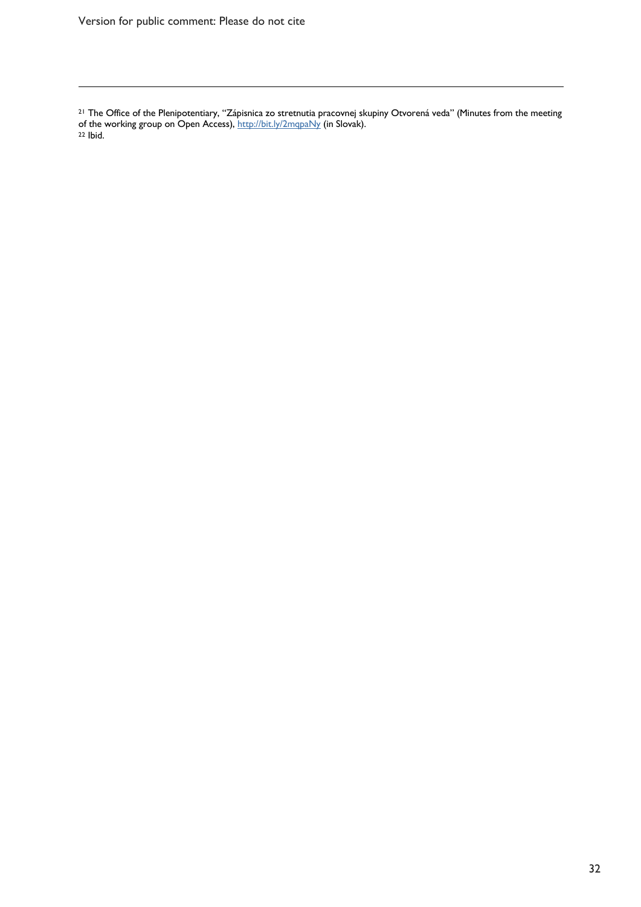[21] The Office of the Plenipotentiary, "Zápisnica zo stretnutia pracovnej skupiny Otvorená veda" (Minutes from the meeting of the working group on Open Access), http://bit.ly/2mqpaNy (in Slovak).

[22] Ibid.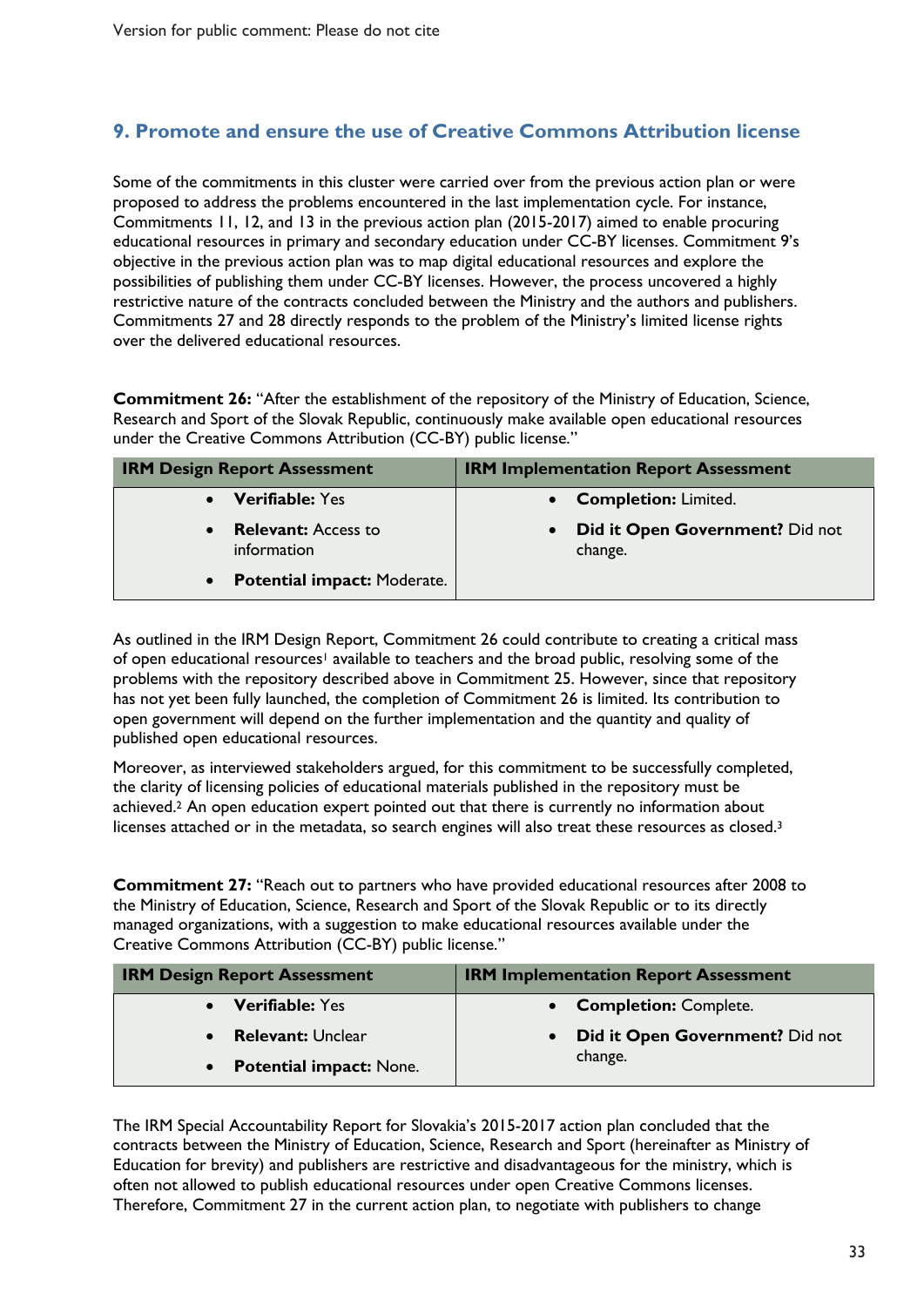## 9. Promote and ensure the use of Creative Commons Attribution license

Some of the commitments in this cluster were carried over from the previous action plan or were proposed to address the problems encountered in the last implementation cycle. For instance, Commitments 11, 12, and 13 in the previous action plan (2015-2017) aimed to enable procuring educational resources in primary and secondary education under CC-BY licenses. Commitment 9's objective in the previous action plan was to map digital educational resources and explore the possibilities of publishing them under CC-BY licenses. However, the process uncovered a highly restrictive nature of the contracts concluded between the Ministry and the authors and publishers. Commitments 27 and 28 directly responds to the problem of the Ministry's limited license rights over the delivered educational resources.

**Commitment 26:** "After the establishment of the repository of the Ministry of Education, Science, Research and Sport of the Slovak Republic, continuously make available open educational resources under the Creative Commons Attribution (CC-BY) public license."

| IRM Design Report Assessment | IRM Implementation Report Assessment |
|---|---|
| • **Verifiable:** Yes<br>• **Relevant:** Access to information<br>• **Potential impact:** Moderate. | • **Completion:** Limited.<br>• **Did it Open Government?** Did not change. |

As outlined in the IRM Design Report, Commitment 26 could contribute to creating a critical mass of open educational resources[1] available to teachers and the broad public, resolving some of the problems with the repository described above in Commitment 25. However, since that repository has not yet been fully launched, the completion of Commitment 26 is limited. Its contribution to open government will depend on the further implementation and the quantity and quality of published open educational resources.

Moreover, as interviewed stakeholders argued, for this commitment to be successfully completed, the clarity of licensing policies of educational materials published in the repository must be achieved.[2] An open education expert pointed out that there is currently no information about licenses attached or in the metadata, so search engines will also treat these resources as closed.[3]

**Commitment 27:** "Reach out to partners who have provided educational resources after 2008 to the Ministry of Education, Science, Research and Sport of the Slovak Republic or to its directly managed organizations, with a suggestion to make educational resources available under the Creative Commons Attribution (CC-BY) public license."

| IRM Design Report Assessment | IRM Implementation Report Assessment |
|---|---|
| • **Verifiable:** Yes<br>• **Relevant:** Unclear<br>• **Potential impact:** None. | • **Completion:** Complete.<br>• **Did it Open Government?** Did not change. |

The IRM Special Accountability Report for Slovakia's 2015-2017 action plan concluded that the contracts between the Ministry of Education, Science, Research and Sport (hereinafter as Ministry of Education for brevity) and publishers are restrictive and disadvantageous for the ministry, which is often not allowed to publish educational resources under open Creative Commons licenses. Therefore, Commitment 27 in the current action plan, to negotiate with publishers to change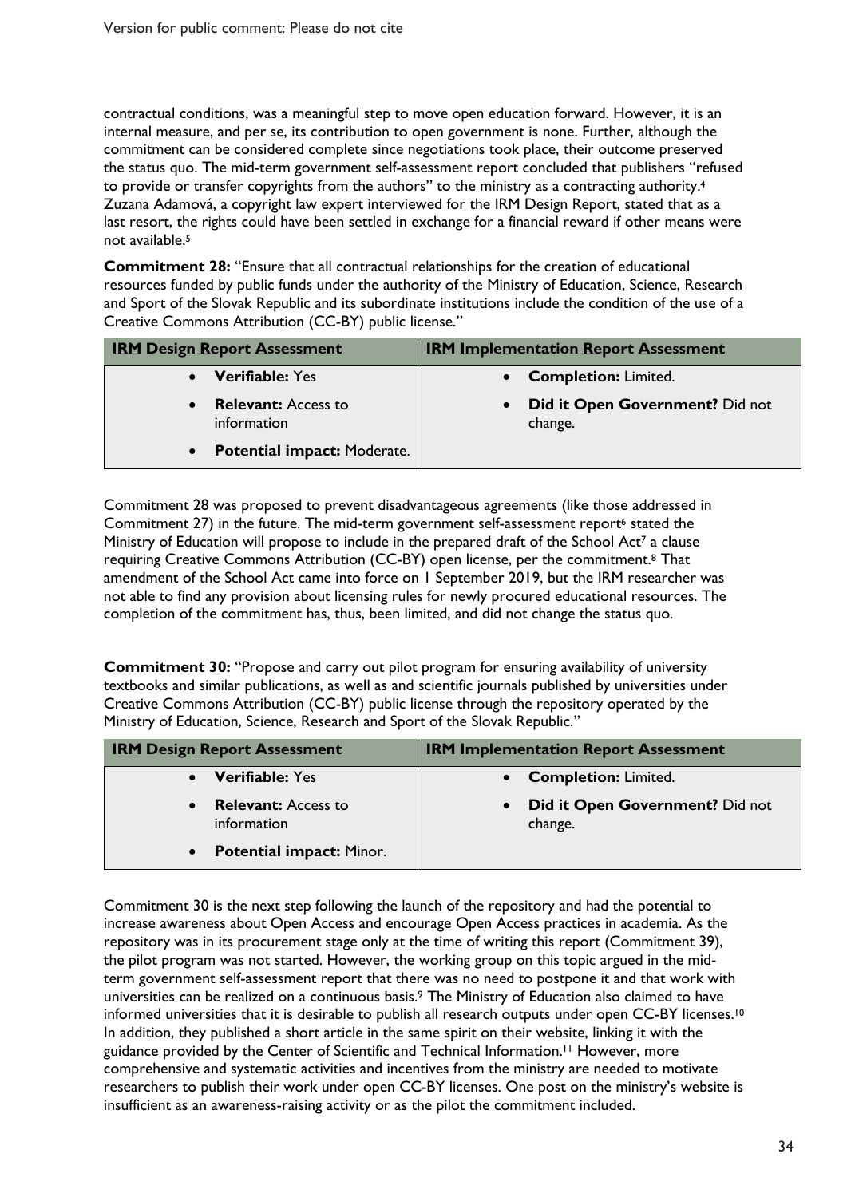contractual conditions, was a meaningful step to move open education forward. However, it is an internal measure, and per se, its contribution to open government is none. Further, although the commitment can be considered complete since negotiations took place, their outcome preserved the status quo. The mid-term government self-assessment report concluded that publishers "refused to provide or transfer copyrights from the authors" to the ministry as a contracting authority.[4] Zuzana Adamová, a copyright law expert interviewed for the IRM Design Report, stated that as a last resort, the rights could have been settled in exchange for a financial reward if other means were not available.[5]

**Commitment 28:** "Ensure that all contractual relationships for the creation of educational resources funded by public funds under the authority of the Ministry of Education, Science, Research and Sport of the Slovak Republic and its subordinate institutions include the condition of the use of a Creative Commons Attribution (CC-BY) public license."

| IRM Design Report Assessment | IRM Implementation Report Assessment |
|---|---|
| • **Verifiable:** Yes<br>• **Relevant:** Access to information<br>• **Potential impact:** Moderate. | • **Completion:** Limited.<br>• **Did it Open Government?** Did not change. |

Commitment 28 was proposed to prevent disadvantageous agreements (like those addressed in Commitment 27) in the future. The mid-term government self-assessment report[6] stated the Ministry of Education will propose to include in the prepared draft of the School Act[7] a clause requiring Creative Commons Attribution (CC-BY) open license, per the commitment.[8] That amendment of the School Act came into force on 1 September 2019, but the IRM researcher was not able to find any provision about licensing rules for newly procured educational resources. The completion of the commitment has, thus, been limited, and did not change the status quo.

**Commitment 30:** "Propose and carry out pilot program for ensuring availability of university textbooks and similar publications, as well as and scientific journals published by universities under Creative Commons Attribution (CC-BY) public license through the repository operated by the Ministry of Education, Science, Research and Sport of the Slovak Republic."

| IRM Design Report Assessment | IRM Implementation Report Assessment |
|---|---|
| • **Verifiable:** Yes<br>• **Relevant:** Access to information<br>• **Potential impact:** Minor. | • **Completion:** Limited.<br>• **Did it Open Government?** Did not change. |

Commitment 30 is the next step following the launch of the repository and had the potential to increase awareness about Open Access and encourage Open Access practices in academia. As the repository was in its procurement stage only at the time of writing this report (Commitment 39), the pilot program was not started. However, the working group on this topic argued in the mid-term government self-assessment report that there was no need to postpone it and that work with universities can be realized on a continuous basis.[9] The Ministry of Education also claimed to have informed universities that it is desirable to publish all research outputs under open CC-BY licenses.[10] In addition, they published a short article in the same spirit on their website, linking it with the guidance provided by the Center of Scientific and Technical Information.[11] However, more comprehensive and systematic activities and incentives from the ministry are needed to motivate researchers to publish their work under open CC-BY licenses. One post on the ministry's website is insufficient as an awareness-raising activity or as the pilot the commitment included.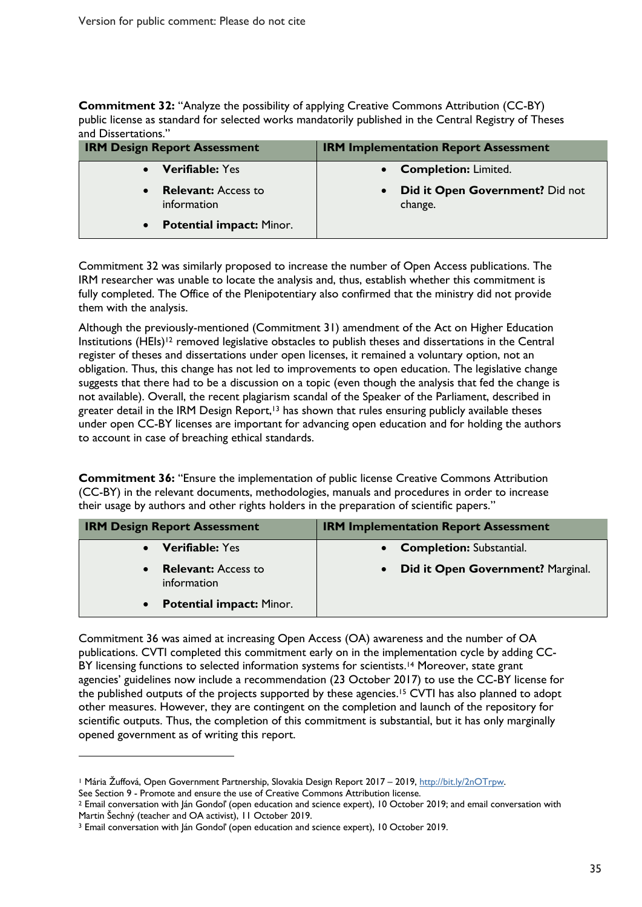**Commitment 32:** "Analyze the possibility of applying Creative Commons Attribution (CC-BY) public license as standard for selected works mandatorily published in the Central Registry of Theses and Dissertations."

| IRM Design Report Assessment | IRM Implementation Report Assessment |
| --- | --- |
| • **Verifiable:** Yes<br>• **Relevant:** Access to information<br>• **Potential impact:** Minor. | • **Completion:** Limited.<br>• **Did it Open Government?** Did not change. |

Commitment 32 was similarly proposed to increase the number of Open Access publications. The IRM researcher was unable to locate the analysis and, thus, establish whether this commitment is fully completed. The Office of the Plenipotentiary also confirmed that the ministry did not provide them with the analysis.

Although the previously-mentioned (Commitment 31) amendment of the Act on Higher Education Institutions (HEIs)[12] removed legislative obstacles to publish theses and dissertations in the Central register of theses and dissertations under open licenses, it remained a voluntary option, not an obligation. Thus, this change has not led to improvements to open education. The legislative change suggests that there had to be a discussion on a topic (even though the analysis that fed the change is not available). Overall, the recent plagiarism scandal of the Speaker of the Parliament, described in greater detail in the IRM Design Report,[13] has shown that rules ensuring publicly available theses under open CC-BY licenses are important for advancing open education and for holding the authors to account in case of breaching ethical standards.

**Commitment 36:** "Ensure the implementation of public license Creative Commons Attribution (CC-BY) in the relevant documents, methodologies, manuals and procedures in order to increase their usage by authors and other rights holders in the preparation of scientific papers."

| IRM Design Report Assessment | IRM Implementation Report Assessment |
| --- | --- |
| • **Verifiable:** Yes<br>• **Relevant:** Access to information<br>• **Potential impact:** Minor. | • **Completion:** Substantial.<br>• **Did it Open Government?** Marginal. |

Commitment 36 was aimed at increasing Open Access (OA) awareness and the number of OA publications. CVTI completed this commitment early on in the implementation cycle by adding CC-BY licensing functions to selected information systems for scientists.[14] Moreover, state grant agencies' guidelines now include a recommendation (23 October 2017) to use the CC-BY license for the published outputs of the projects supported by these agencies.[15] CVTI has also planned to adopt other measures. However, they are contingent on the completion and launch of the repository for scientific outputs. Thus, the completion of this commitment is substantial, but it has only marginally opened government as of writing this report.

---

[1] Mária Žuffová, Open Government Partnership, Slovakia Design Report 2017 – 2019, http://bit.ly/2nOTrpw.
See Section 9 - Promote and ensure the use of Creative Commons Attribution license.

[2] Email conversation with Ján Gondoľ (open education and science expert), 10 October 2019; and email conversation with Martin Šechný (teacher and OA activist), 11 October 2019.

[3] Email conversation with Ján Gondoľ (open education and science expert), 10 October 2019.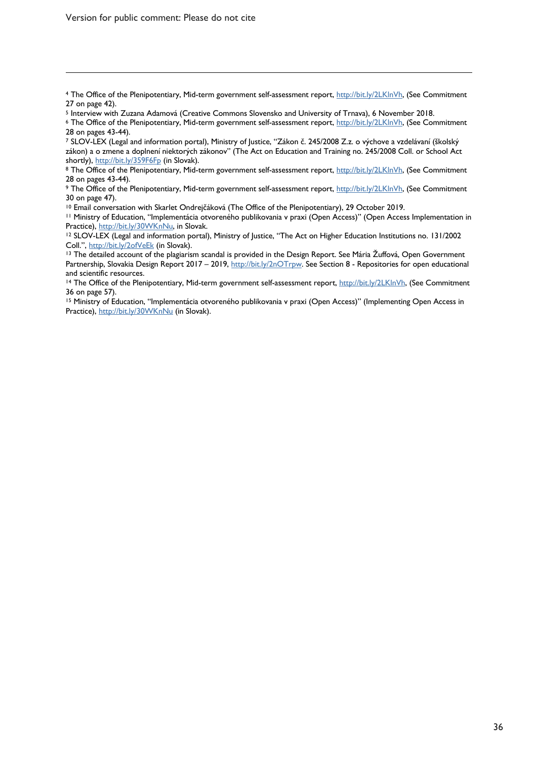[4] The Office of the Plenipotentiary, Mid-term government self-assessment report, http://bit.ly/2LKlnVh, (See Commitment 27 on page 42).

[5] Interview with Zuzana Adamová (Creative Commons Slovensko and University of Trnava), 6 November 2018.

[6] The Office of the Plenipotentiary, Mid-term government self-assessment report, http://bit.ly/2LKlnVh, (See Commitment 28 on pages 43-44).

[7] SLOV-LEX (Legal and information portal), Ministry of Justice, "Zákon č. 245/2008 Z.z. o výchove a vzdelávaní (školský zákon) a o zmene a doplnení niektorých zákonov" (The Act on Education and Training no. 245/2008 Coll. or School Act shortly), http://bit.ly/359F6Fp (in Slovak).

[8] The Office of the Plenipotentiary, Mid-term government self-assessment report, http://bit.ly/2LKlnVh, (See Commitment 28 on pages 43-44).

[9] The Office of the Plenipotentiary, Mid-term government self-assessment report, http://bit.ly/2LKlnVh, (See Commitment 30 on page 47).

[10] Email conversation with Skarlet Ondrejčáková (The Office of the Plenipotentiary), 29 October 2019.

[11] Ministry of Education, "Implementácia otvoreného publikovania v praxi (Open Access)" (Open Access Implementation in Practice), http://bit.ly/30WKnNu, in Slovak.

[12] SLOV-LEX (Legal and information portal), Ministry of Justice, "The Act on Higher Education Institutions no. 131/2002 Coll.", http://bit.ly/2ofVeEk (in Slovak).

[13] The detailed account of the plagiarism scandal is provided in the Design Report. See Mária Žuffová, Open Government Partnership, Slovakia Design Report 2017 – 2019, http://bit.ly/2nOTrpw. See Section 8 - Repositories for open educational and scientific resources.

[14] The Office of the Plenipotentiary, Mid-term government self-assessment report, http://bit.ly/2LKlnVh, (See Commitment 36 on page 57).

[15] Ministry of Education, "Implementácia otvoreného publikovania v praxi (Open Access)" (Implementing Open Access in Practice), http://bit.ly/30WKnNu (in Slovak).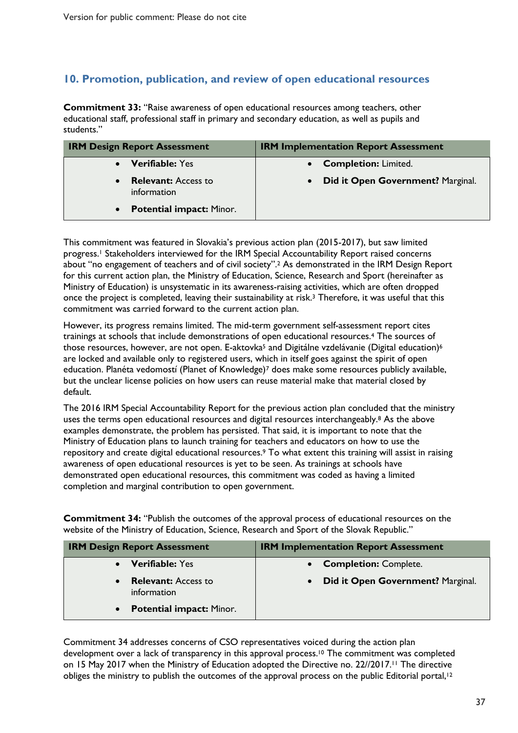## 10. Promotion, publication, and review of open educational resources

**Commitment 33:** "Raise awareness of open educational resources among teachers, other educational staff, professional staff in primary and secondary education, as well as pupils and students."

| IRM Design Report Assessment | IRM Implementation Report Assessment |
|---|---|
| • **Verifiable:** Yes<br>• **Relevant:** Access to information<br>• **Potential impact:** Minor. | • **Completion:** Limited.<br>• **Did it Open Government?** Marginal. |

This commitment was featured in Slovakia's previous action plan (2015-2017), but saw limited progress.[1] Stakeholders interviewed for the IRM Special Accountability Report raised concerns about "no engagement of teachers and of civil society".[2] As demonstrated in the IRM Design Report for this current action plan, the Ministry of Education, Science, Research and Sport (hereinafter as Ministry of Education) is unsystematic in its awareness-raising activities, which are often dropped once the project is completed, leaving their sustainability at risk.[3] Therefore, it was useful that this commitment was carried forward to the current action plan.

However, its progress remains limited. The mid-term government self-assessment report cites trainings at schools that include demonstrations of open educational resources.[4] The sources of those resources, however, are not open. E-aktovka[5] and Digitálne vzdelávanie (Digital education)[6] are locked and available only to registered users, which in itself goes against the spirit of open education. Planéta vedomostí (Planet of Knowledge)[7] does make some resources publicly available, but the unclear license policies on how users can reuse material make that material closed by default.

The 2016 IRM Special Accountability Report for the previous action plan concluded that the ministry uses the terms open educational resources and digital resources interchangeably.[8] As the above examples demonstrate, the problem has persisted. That said, it is important to note that the Ministry of Education plans to launch training for teachers and educators on how to use the repository and create digital educational resources.[9] To what extent this training will assist in raising awareness of open educational resources is yet to be seen. As trainings at schools have demonstrated open educational resources, this commitment was coded as having a limited completion and marginal contribution to open government.

**Commitment 34:** "Publish the outcomes of the approval process of educational resources on the website of the Ministry of Education, Science, Research and Sport of the Slovak Republic."

| IRM Design Report Assessment | IRM Implementation Report Assessment |
|---|---|
| • **Verifiable:** Yes<br>• **Relevant:** Access to information<br>• **Potential impact:** Minor. | • **Completion:** Complete.<br>• **Did it Open Government?** Marginal. |

Commitment 34 addresses concerns of CSO representatives voiced during the action plan development over a lack of transparency in this approval process.[10] The commitment was completed on 15 May 2017 when the Ministry of Education adopted the Directive no. 22//2017.[11] The directive obliges the ministry to publish the outcomes of the approval process on the public Editorial portal,[12]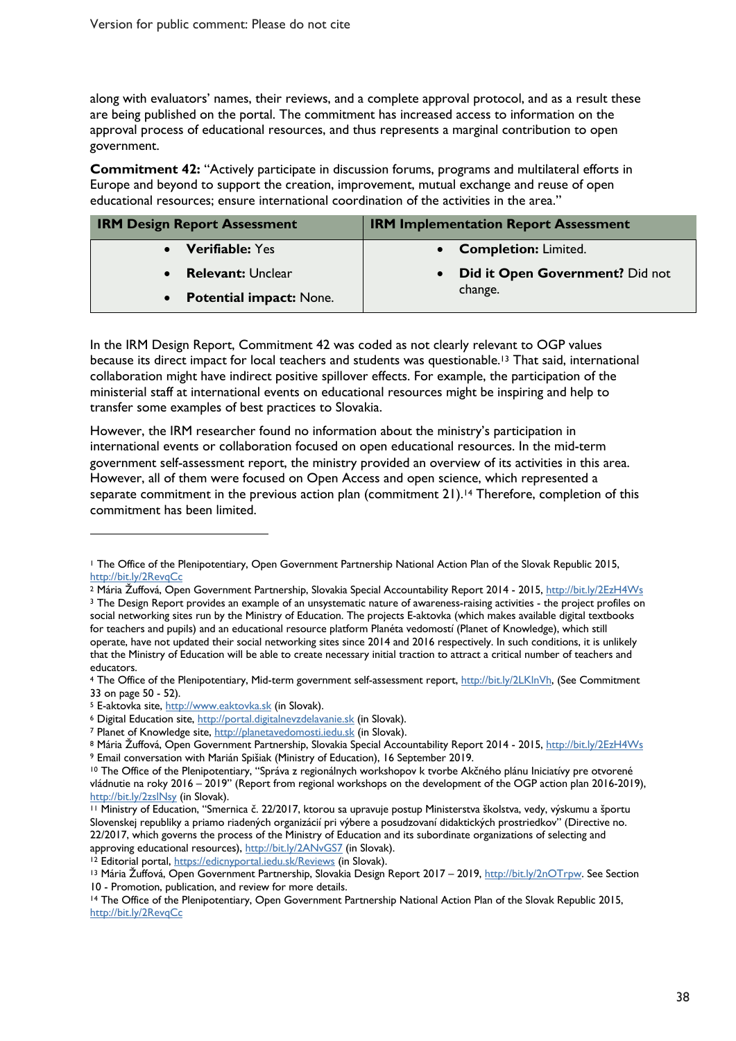along with evaluators' names, their reviews, and a complete approval protocol, and as a result these are being published on the portal. The commitment has increased access to information on the approval process of educational resources, and thus represents a marginal contribution to open government.

**Commitment 42:** "Actively participate in discussion forums, programs and multilateral efforts in Europe and beyond to support the creation, improvement, mutual exchange and reuse of open educational resources; ensure international coordination of the activities in the area."

| IRM Design Report Assessment | IRM Implementation Report Assessment |
|---|---|
| • **Verifiable:** Yes<br>• **Relevant:** Unclear<br>• **Potential impact:** None. | • **Completion:** Limited.<br>• **Did it Open Government?** Did not change. |

In the IRM Design Report, Commitment 42 was coded as not clearly relevant to OGP values because its direct impact for local teachers and students was questionable.[13] That said, international collaboration might have indirect positive spillover effects. For example, the participation of the ministerial staff at international events on educational resources might be inspiring and help to transfer some examples of best practices to Slovakia.

However, the IRM researcher found no information about the ministry's participation in international events or collaboration focused on open educational resources. In the mid-term government self-assessment report, the ministry provided an overview of its activities in this area. However, all of them were focused on Open Access and open science, which represented a separate commitment in the previous action plan (commitment 21).[14] Therefore, completion of this commitment has been limited.

---

[1] The Office of the Plenipotentiary, Open Government Partnership National Action Plan of the Slovak Republic 2015, http://bit.ly/2RevqCc

[2] Mária Žuffová, Open Government Partnership, Slovakia Special Accountability Report 2014 - 2015, http://bit.ly/2EzH4Ws

[3] The Design Report provides an example of an unsystematic nature of awareness-raising activities - the project profiles on social networking sites run by the Ministry of Education. The projects E-aktovka (which makes available digital textbooks for teachers and pupils) and an educational resource platform Planéta vedomostí (Planet of Knowledge), which still operate, have not updated their social networking sites since 2014 and 2016 respectively. In such conditions, it is unlikely that the Ministry of Education will be able to create necessary initial traction to attract a critical number of teachers and educators.

[4] The Office of the Plenipotentiary, Mid-term government self-assessment report, http://bit.ly/2LKlnVh, (See Commitment 33 on page 50 - 52).

[5] E-aktovka site, http://www.eaktovka.sk (in Slovak).

[6] Digital Education site, http://portal.digitalnevzdelavanie.sk (in Slovak).

[7] Planet of Knowledge site, http://planetavedomosti.iedu.sk (in Slovak).

[8] Mária Žuffová, Open Government Partnership, Slovakia Special Accountability Report 2014 - 2015, http://bit.ly/2EzH4Ws

[9] Email conversation with Marián Spišiak (Ministry of Education), 16 September 2019.

[10] The Office of the Plenipotentiary, "Správa z regionálnych workshopov k tvorbe Akčného plánu Iniciatívy pre otvorené vládnutie na roky 2016 – 2019" (Report from regional workshops on the development of the OGP action plan 2016-2019), http://bit.ly/2zslNsy (in Slovak).

[11] Ministry of Education, "Smernica č. 22/2017, ktorou sa upravuje postup Ministerstva školstva, vedy, výskumu a športu Slovenskej republiky a priamo riadených organizácií pri výbere a posudzovaní didaktických prostriedkov" (Directive no. 22/2017, which governs the process of the Ministry of Education and its subordinate organizations of selecting and approving educational resources), http://bit.ly/2ANvGS7 (in Slovak).

[12] Editorial portal, https://edicnyportal.iedu.sk/Reviews (in Slovak).

[13] Mária Žuffová, Open Government Partnership, Slovakia Design Report 2017 – 2019, http://bit.ly/2nOTrpw. See Section 10 - Promotion, publication, and review for more details.

[14] The Office of the Plenipotentiary, Open Government Partnership National Action Plan of the Slovak Republic 2015, http://bit.ly/2RevqCc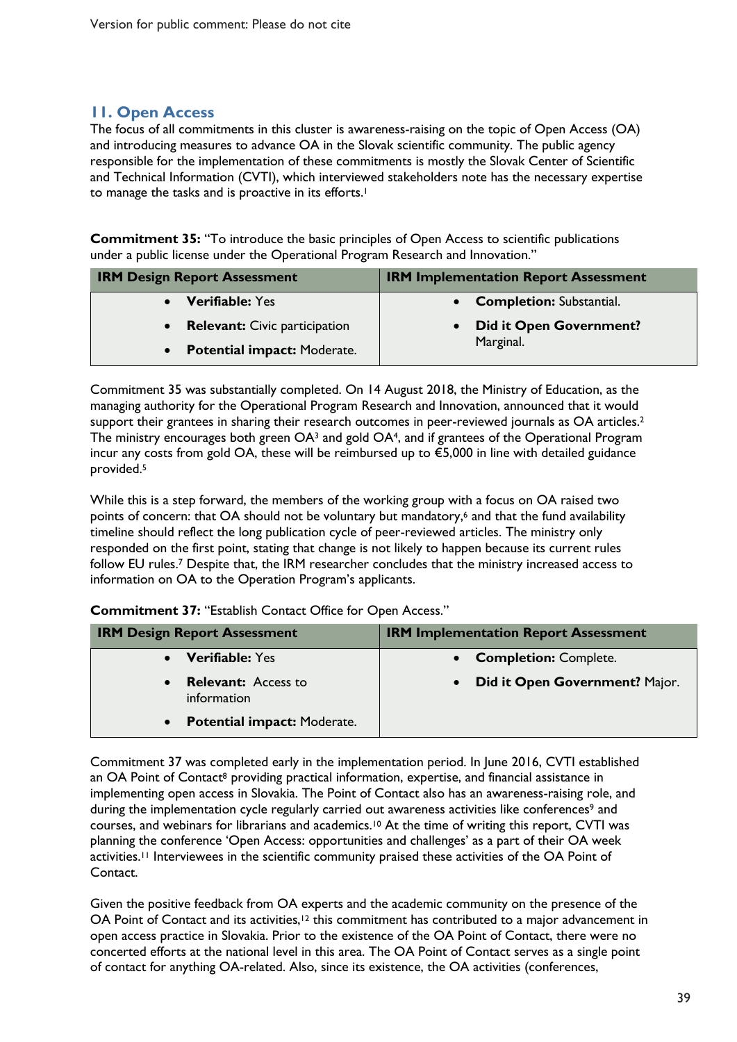## 11. Open Access

The focus of all commitments in this cluster is awareness-raising on the topic of Open Access (OA) and introducing measures to advance OA in the Slovak scientific community. The public agency responsible for the implementation of these commitments is mostly the Slovak Center of Scientific and Technical Information (CVTI), which interviewed stakeholders note has the necessary expertise to manage the tasks and is proactive in its efforts.[1]

**Commitment 35:** "To introduce the basic principles of Open Access to scientific publications under a public license under the Operational Program Research and Innovation."

| IRM Design Report Assessment | IRM Implementation Report Assessment |
|---|---|
| • **Verifiable:** Yes<br>• **Relevant:** Civic participation<br>• **Potential impact:** Moderate. | • **Completion:** Substantial.<br>• **Did it Open Government?** Marginal. |

Commitment 35 was substantially completed. On 14 August 2018, the Ministry of Education, as the managing authority for the Operational Program Research and Innovation, announced that it would support their grantees in sharing their research outcomes in peer-reviewed journals as OA articles.[2] The ministry encourages both green OA[3] and gold OA[4], and if grantees of the Operational Program incur any costs from gold OA, these will be reimbursed up to €5,000 in line with detailed guidance provided.[5]

While this is a step forward, the members of the working group with a focus on OA raised two points of concern: that OA should not be voluntary but mandatory,[6] and that the fund availability timeline should reflect the long publication cycle of peer-reviewed articles. The ministry only responded on the first point, stating that change is not likely to happen because its current rules follow EU rules.[7] Despite that, the IRM researcher concludes that the ministry increased access to information on OA to the Operation Program's applicants.

**Commitment 37:** "Establish Contact Office for Open Access."

| IRM Design Report Assessment | IRM Implementation Report Assessment |
|---|---|
| • **Verifiable:** Yes<br>• **Relevant:** Access to information<br>• **Potential impact:** Moderate. | • **Completion:** Complete.<br>• **Did it Open Government?** Major. |

Commitment 37 was completed early in the implementation period. In June 2016, CVTI established an OA Point of Contact[8] providing practical information, expertise, and financial assistance in implementing open access in Slovakia. The Point of Contact also has an awareness-raising role, and during the implementation cycle regularly carried out awareness activities like conferences[9] and courses, and webinars for librarians and academics.[10] At the time of writing this report, CVTI was planning the conference 'Open Access: opportunities and challenges' as a part of their OA week activities.[11] Interviewees in the scientific community praised these activities of the OA Point of Contact.

Given the positive feedback from OA experts and the academic community on the presence of the OA Point of Contact and its activities,[12] this commitment has contributed to a major advancement in open access practice in Slovakia. Prior to the existence of the OA Point of Contact, there were no concerted efforts at the national level in this area. The OA Point of Contact serves as a single point of contact for anything OA-related. Also, since its existence, the OA activities (conferences,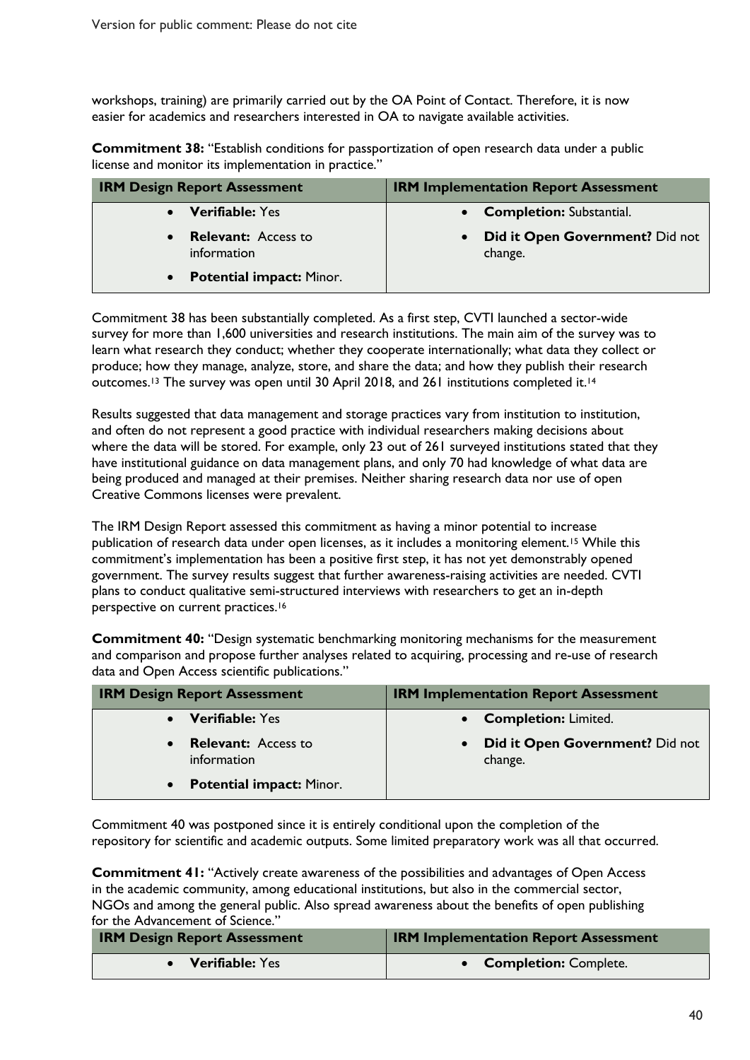workshops, training) are primarily carried out by the OA Point of Contact. Therefore, it is now easier for academics and researchers interested in OA to navigate available activities.

**Commitment 38:** "Establish conditions for passportization of open research data under a public license and monitor its implementation in practice."

| IRM Design Report Assessment | IRM Implementation Report Assessment |
|---|---|
| • **Verifiable:** Yes<br>• **Relevant:** Access to information<br>• **Potential impact:** Minor. | • **Completion:** Substantial.<br>• **Did it Open Government?** Did not change. |

Commitment 38 has been substantially completed. As a first step, CVTI launched a sector-wide survey for more than 1,600 universities and research institutions. The main aim of the survey was to learn what research they conduct; whether they cooperate internationally; what data they collect or produce; how they manage, analyze, store, and share the data; and how they publish their research outcomes.[13] The survey was open until 30 April 2018, and 261 institutions completed it.[14]

Results suggested that data management and storage practices vary from institution to institution, and often do not represent a good practice with individual researchers making decisions about where the data will be stored. For example, only 23 out of 261 surveyed institutions stated that they have institutional guidance on data management plans, and only 70 had knowledge of what data are being produced and managed at their premises. Neither sharing research data nor use of open Creative Commons licenses were prevalent.

The IRM Design Report assessed this commitment as having a minor potential to increase publication of research data under open licenses, as it includes a monitoring element.[15] While this commitment's implementation has been a positive first step, it has not yet demonstrably opened government. The survey results suggest that further awareness-raising activities are needed. CVTI plans to conduct qualitative semi-structured interviews with researchers to get an in-depth perspective on current practices.[16]

**Commitment 40:** "Design systematic benchmarking monitoring mechanisms for the measurement and comparison and propose further analyses related to acquiring, processing and re-use of research data and Open Access scientific publications."

| IRM Design Report Assessment | IRM Implementation Report Assessment |
|---|---|
| • **Verifiable:** Yes<br>• **Relevant:** Access to information<br>• **Potential impact:** Minor. | • **Completion:** Limited.<br>• **Did it Open Government?** Did not change. |

Commitment 40 was postponed since it is entirely conditional upon the completion of the repository for scientific and academic outputs. Some limited preparatory work was all that occurred.

**Commitment 41:** "Actively create awareness of the possibilities and advantages of Open Access in the academic community, among educational institutions, but also in the commercial sector, NGOs and among the general public. Also spread awareness about the benefits of open publishing for the Advancement of Science."

| IRM Design Report Assessment | IRM Implementation Report Assessment |
|---|---|
| • **Verifiable:** Yes | • **Completion:** Complete. |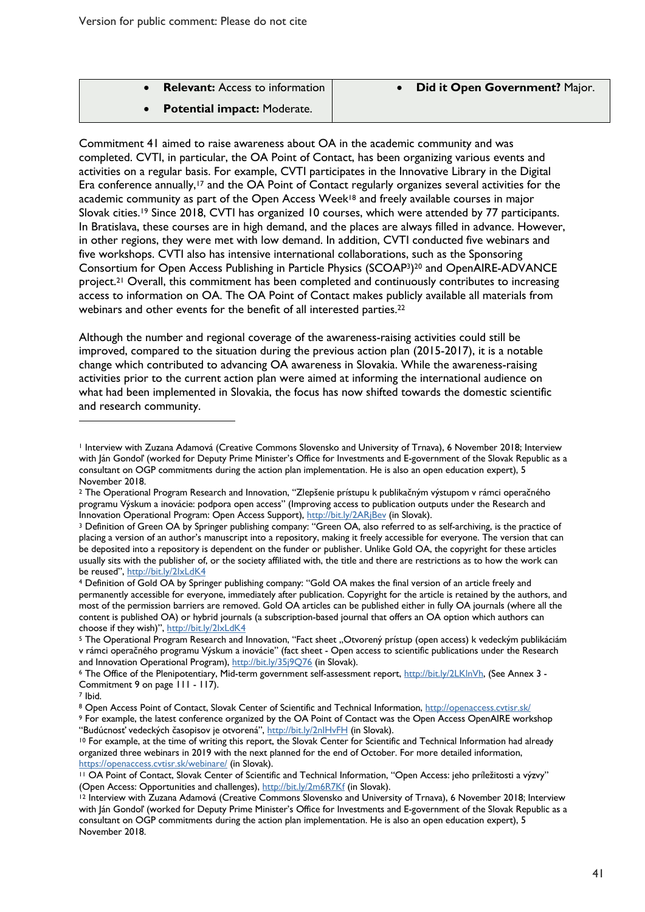| • **Relevant:** Access to information<br>• **Potential impact:** Moderate. | • **Did it Open Government?** Major. |
|---|---|

Commitment 41 aimed to raise awareness about OA in the academic community and was completed. CVTI, in particular, the OA Point of Contact, has been organizing various events and activities on a regular basis. For example, CVTI participates in the Innovative Library in the Digital Era conference annually,[17] and the OA Point of Contact regularly organizes several activities for the academic community as part of the Open Access Week[18] and freely available courses in major Slovak cities.[19] Since 2018, CVTI has organized 10 courses, which were attended by 77 participants. In Bratislava, these courses are in high demand, and the places are always filled in advance. However, in other regions, they were met with low demand. In addition, CVTI conducted five webinars and five workshops. CVTI also has intensive international collaborations, such as the Sponsoring Consortium for Open Access Publishing in Particle Physics (SCOAP³)[20] and OpenAIRE-ADVANCE project.[21] Overall, this commitment has been completed and continuously contributes to increasing access to information on OA. The OA Point of Contact makes publicly available all materials from webinars and other events for the benefit of all interested parties.[22]

Although the number and regional coverage of the awareness-raising activities could still be improved, compared to the situation during the previous action plan (2015-2017), it is a notable change which contributed to advancing OA awareness in Slovakia. While the awareness-raising activities prior to the current action plan were aimed at informing the international audience on what had been implemented in Slovakia, the focus has now shifted towards the domestic scientific and research community.

---

[1] Interview with Zuzana Adamová (Creative Commons Slovensko and University of Trnava), 6 November 2018; Interview with Ján Gondoľ (worked for Deputy Prime Minister's Office for Investments and E-government of the Slovak Republic as a consultant on OGP commitments during the action plan implementation. He is also an open education expert), 5 November 2018.

[2] The Operational Program Research and Innovation, "Zlepšenie prístupu k publikačným výstupom v rámci operačného programu Výskum a inovácie: podpora open access" (Improving access to publication outputs under the Research and Innovation Operational Program: Open Access Support), http://bit.ly/2ARjBev (in Slovak).

[3] Definition of Green OA by Springer publishing company: "Green OA, also referred to as self-archiving, is the practice of placing a version of an author's manuscript into a repository, making it freely accessible for everyone. The version that can be deposited into a repository is dependent on the funder or publisher. Unlike Gold OA, the copyright for these articles usually sits with the publisher of, or the society affiliated with, the title and there are restrictions as to how the work can be reused", http://bit.ly/2lxLdK4

[4] Definition of Gold OA by Springer publishing company: "Gold OA makes the final version of an article freely and permanently accessible for everyone, immediately after publication. Copyright for the article is retained by the authors, and most of the permission barriers are removed. Gold OA articles can be published either in fully OA journals (where all the content is published OA) or hybrid journals (a subscription-based journal that offers an OA option which authors can choose if they wish)", http://bit.ly/2lxLdK4

[5] The Operational Program Research and Innovation, "Fact sheet „Otvorený prístup (open access) k vedeckým publikáciám v rámci operačného programu Výskum a inovácie" (fact sheet - Open access to scientific publications under the Research and Innovation Operational Program), http://bit.ly/35j9Q76 (in Slovak).

[6] The Office of the Plenipotentiary, Mid-term government self-assessment report, http://bit.ly/2LKlnVh, (See Annex 3 - Commitment 9 on page 111 - 117).

[7] Ibid.

[8] Open Access Point of Contact, Slovak Center of Scientific and Technical Information, http://openaccess.cvtisr.sk/

[9] For example, the latest conference organized by the OA Point of Contact was the Open Access OpenAIRE workshop "Budúcnosť vedeckých časopisov je otvorená", http://bit.ly/2nIHvFH (in Slovak).

[10] For example, at the time of writing this report, the Slovak Center for Scientific and Technical Information had already organized three webinars in 2019 with the next planned for the end of October. For more detailed information, https://openaccess.cvtisr.sk/webinare/ (in Slovak).

[11] OA Point of Contact, Slovak Center of Scientific and Technical Information, "Open Access: jeho príležitosti a výzvy" (Open Access: Opportunities and challenges), http://bit.ly/2m6R7Kf (in Slovak).

[12] Interview with Zuzana Adamová (Creative Commons Slovensko and University of Trnava), 6 November 2018; Interview with Ján Gondoľ (worked for Deputy Prime Minister's Office for Investments and E-government of the Slovak Republic as a consultant on OGP commitments during the action plan implementation. He is also an open education expert), 5 November 2018.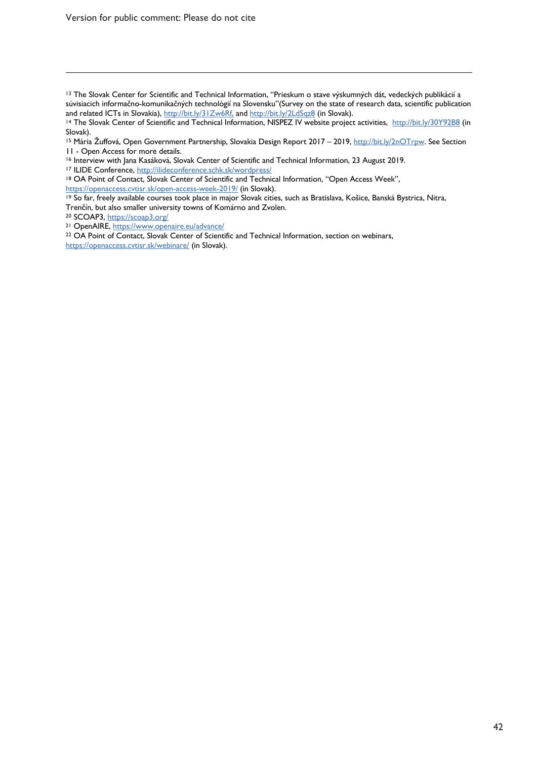[13] The Slovak Center for Scientific and Technical Information, "Prieskum o stave výskumných dát, vedeckých publikácií a súvisiacich informačno-komunikačných technológií na Slovensku"(Survey on the state of research data, scientific publication and related ICTs in Slovakia), http://bit.ly/31Zw6Rf, and http://bit.ly/2LdSqz8 (in Slovak).

[14] The Slovak Center of Scientific and Technical Information, NISPEZ IV website project activities, http://bit.ly/30Y92B8 (in Slovak).

[15] Mária Žuffová, Open Government Partnership, Slovakia Design Report 2017 – 2019, http://bit.ly/2nOTrpw. See Section 11 - Open Access for more details.

[16] Interview with Jana Kasáková, Slovak Center of Scientific and Technical Information, 23 August 2019.

[17] ILIDE Conference, http://ilideconference.schk.sk/wordpress/

[18] OA Point of Contact, Slovak Center of Scientific and Technical Information, "Open Access Week", https://openaccess.cvtisr.sk/open-access-week-2019/ (in Slovak).

[19] So far, freely available courses took place in major Slovak cities, such as Bratislava, Košice, Banská Bystrica, Nitra, Trenčín, but also smaller university towns of Komárno and Zvolen.

[20] SCOAP3, https://scoap3.org/

[21] OpenAIRE, https://www.openaire.eu/advance/

[22] OA Point of Contact, Slovak Center of Scientific and Technical Information, section on webinars, https://openaccess.cvtisr.sk/webinare/ (in Slovak).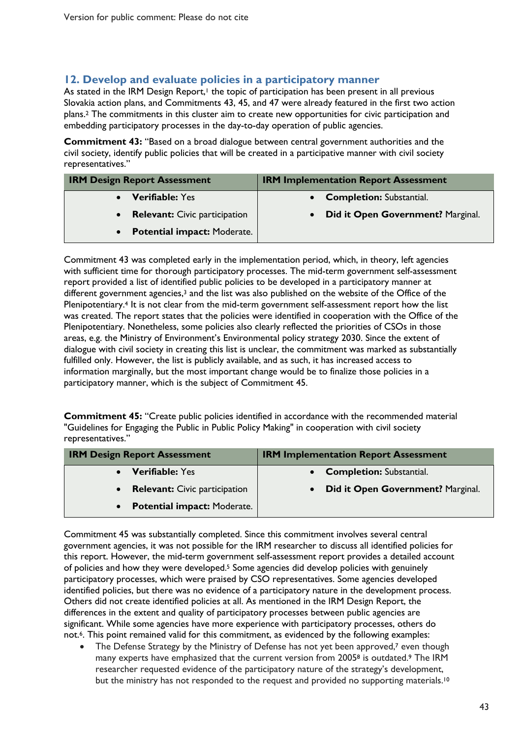## 12. Develop and evaluate policies in a participatory manner

As stated in the IRM Design Report,[1] the topic of participation has been present in all previous Slovakia action plans, and Commitments 43, 45, and 47 were already featured in the first two action plans.[2] The commitments in this cluster aim to create new opportunities for civic participation and embedding participatory processes in the day-to-day operation of public agencies.

**Commitment 43:** "Based on a broad dialogue between central government authorities and the civil society, identify public policies that will be created in a participative manner with civil society representatives."

| IRM Design Report Assessment | IRM Implementation Report Assessment |
|---|---|
| • **Verifiable:** Yes<br>• **Relevant:** Civic participation<br>• **Potential impact:** Moderate. | • **Completion:** Substantial.<br>• **Did it Open Government?** Marginal. |

Commitment 43 was completed early in the implementation period, which, in theory, left agencies with sufficient time for thorough participatory processes. The mid-term government self-assessment report provided a list of identified public policies to be developed in a participatory manner at different government agencies,[3] and the list was also published on the website of the Office of the Plenipotentiary.[4] It is not clear from the mid-term government self-assessment report how the list was created. The report states that the policies were identified in cooperation with the Office of the Plenipotentiary. Nonetheless, some policies also clearly reflected the priorities of CSOs in those areas, e.g. the Ministry of Environment's Environmental policy strategy 2030. Since the extent of dialogue with civil society in creating this list is unclear, the commitment was marked as substantially fulfilled only. However, the list is publicly available, and as such, it has increased access to information marginally, but the most important change would be to finalize those policies in a participatory manner, which is the subject of Commitment 45.

**Commitment 45:** "Create public policies identified in accordance with the recommended material "Guidelines for Engaging the Public in Public Policy Making" in cooperation with civil society representatives."

| IRM Design Report Assessment | IRM Implementation Report Assessment |
|---|---|
| • **Verifiable:** Yes<br>• **Relevant:** Civic participation<br>• **Potential impact:** Moderate. | • **Completion:** Substantial.<br>• **Did it Open Government?** Marginal. |

Commitment 45 was substantially completed. Since this commitment involves several central government agencies, it was not possible for the IRM researcher to discuss all identified policies for this report. However, the mid-term government self-assessment report provides a detailed account of policies and how they were developed.[5] Some agencies did develop policies with genuinely participatory processes, which were praised by CSO representatives. Some agencies developed identified policies, but there was no evidence of a participatory nature in the development process. Others did not create identified policies at all. As mentioned in the IRM Design Report, the differences in the extent and quality of participatory processes between public agencies are significant. While some agencies have more experience with participatory processes, others do not.[6]. This point remained valid for this commitment, as evidenced by the following examples:

- The Defense Strategy by the Ministry of Defense has not yet been approved,[7] even though many experts have emphasized that the current version from 2005[8] is outdated.[9] The IRM researcher requested evidence of the participatory nature of the strategy's development, but the ministry has not responded to the request and provided no supporting materials.[10]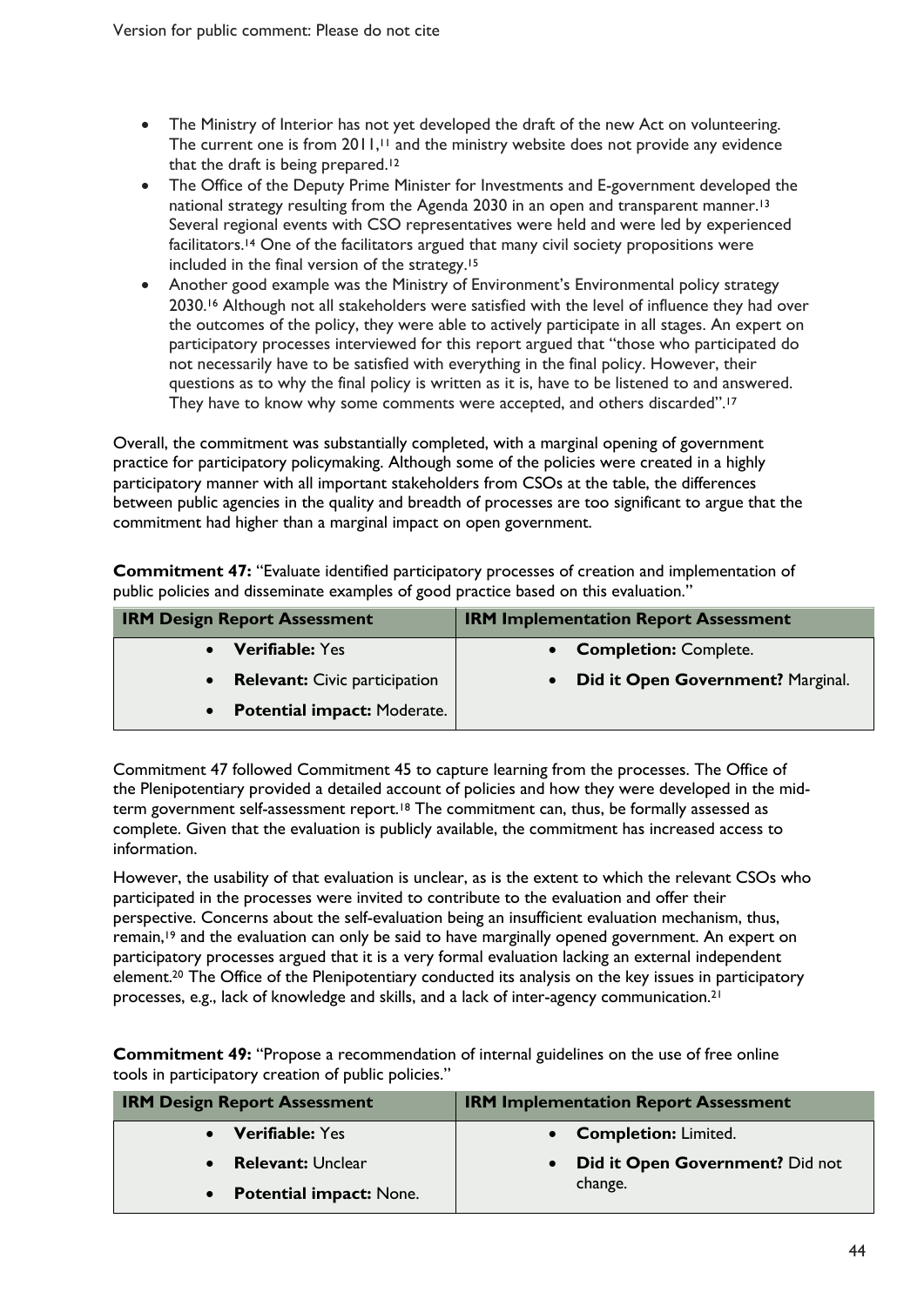- The Ministry of Interior has not yet developed the draft of the new Act on volunteering. The current one is from 2011,[11] and the ministry website does not provide any evidence that the draft is being prepared.[12]
- The Office of the Deputy Prime Minister for Investments and E-government developed the national strategy resulting from the Agenda 2030 in an open and transparent manner.[13] Several regional events with CSO representatives were held and were led by experienced facilitators.[14] One of the facilitators argued that many civil society propositions were included in the final version of the strategy.[15]
- Another good example was the Ministry of Environment's Environmental policy strategy 2030.[16] Although not all stakeholders were satisfied with the level of influence they had over the outcomes of the policy, they were able to actively participate in all stages. An expert on participatory processes interviewed for this report argued that "those who participated do not necessarily have to be satisfied with everything in the final policy. However, their questions as to why the final policy is written as it is, have to be listened to and answered. They have to know why some comments were accepted, and others discarded".[17]

Overall, the commitment was substantially completed, with a marginal opening of government practice for participatory policymaking. Although some of the policies were created in a highly participatory manner with all important stakeholders from CSOs at the table, the differences between public agencies in the quality and breadth of processes are too significant to argue that the commitment had higher than a marginal impact on open government.

**Commitment 47:** "Evaluate identified participatory processes of creation and implementation of public policies and disseminate examples of good practice based on this evaluation."

| IRM Design Report Assessment | IRM Implementation Report Assessment |
|---|---|
| • **Verifiable:** Yes<br>• **Relevant:** Civic participation<br>• **Potential impact:** Moderate. | • **Completion:** Complete.<br>• **Did it Open Government?** Marginal. |

Commitment 47 followed Commitment 45 to capture learning from the processes. The Office of the Plenipotentiary provided a detailed account of policies and how they were developed in the mid-term government self-assessment report.[18] The commitment can, thus, be formally assessed as complete. Given that the evaluation is publicly available, the commitment has increased access to information.

However, the usability of that evaluation is unclear, as is the extent to which the relevant CSOs who participated in the processes were invited to contribute to the evaluation and offer their perspective. Concerns about the self-evaluation being an insufficient evaluation mechanism, thus, remain,[19] and the evaluation can only be said to have marginally opened government. An expert on participatory processes argued that it is a very formal evaluation lacking an external independent element.[20] The Office of the Plenipotentiary conducted its analysis on the key issues in participatory processes, e.g., lack of knowledge and skills, and a lack of inter-agency communication.[21]

**Commitment 49:** "Propose a recommendation of internal guidelines on the use of free online tools in participatory creation of public policies."

| IRM Design Report Assessment | IRM Implementation Report Assessment |
|---|---|
| • **Verifiable:** Yes<br>• **Relevant:** Unclear<br>• **Potential impact:** None. | • **Completion:** Limited.<br>• **Did it Open Government?** Did not change. |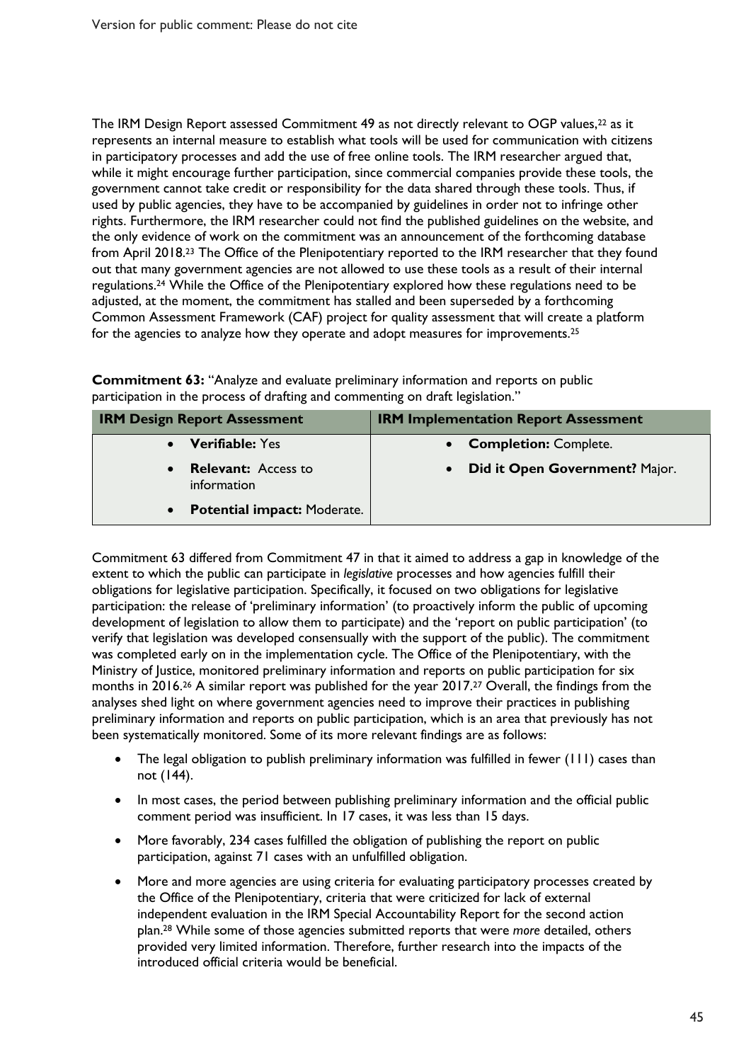The IRM Design Report assessed Commitment 49 as not directly relevant to OGP values,[22] as it represents an internal measure to establish what tools will be used for communication with citizens in participatory processes and add the use of free online tools. The IRM researcher argued that, while it might encourage further participation, since commercial companies provide these tools, the government cannot take credit or responsibility for the data shared through these tools. Thus, if used by public agencies, they have to be accompanied by guidelines in order not to infringe other rights. Furthermore, the IRM researcher could not find the published guidelines on the website, and the only evidence of work on the commitment was an announcement of the forthcoming database from April 2018.[23] The Office of the Plenipotentiary reported to the IRM researcher that they found out that many government agencies are not allowed to use these tools as a result of their internal regulations.[24] While the Office of the Plenipotentiary explored how these regulations need to be adjusted, at the moment, the commitment has stalled and been superseded by a forthcoming Common Assessment Framework (CAF) project for quality assessment that will create a platform for the agencies to analyze how they operate and adopt measures for improvements.[25]

**Commitment 63:** "Analyze and evaluate preliminary information and reports on public participation in the process of drafting and commenting on draft legislation."

| IRM Design Report Assessment | IRM Implementation Report Assessment |
|---|---|
| • **Verifiable:** Yes | • **Completion:** Complete. |
| • **Relevant:** Access to information | • **Did it Open Government?** Major. |
| • **Potential impact:** Moderate. | |

Commitment 63 differed from Commitment 47 in that it aimed to address a gap in knowledge of the extent to which the public can participate in *legislative* processes and how agencies fulfill their obligations for legislative participation. Specifically, it focused on two obligations for legislative participation: the release of 'preliminary information' (to proactively inform the public of upcoming development of legislation to allow them to participate) and the 'report on public participation' (to verify that legislation was developed consensually with the support of the public). The commitment was completed early on in the implementation cycle. The Office of the Plenipotentiary, with the Ministry of Justice, monitored preliminary information and reports on public participation for six months in 2016.[26] A similar report was published for the year 2017.[27] Overall, the findings from the analyses shed light on where government agencies need to improve their practices in publishing preliminary information and reports on public participation, which is an area that previously has not been systematically monitored. Some of its more relevant findings are as follows:

- The legal obligation to publish preliminary information was fulfilled in fewer (111) cases than not (144).
- In most cases, the period between publishing preliminary information and the official public comment period was insufficient. In 17 cases, it was less than 15 days.
- More favorably, 234 cases fulfilled the obligation of publishing the report on public participation, against 71 cases with an unfulfilled obligation.
- More and more agencies are using criteria for evaluating participatory processes created by the Office of the Plenipotentiary, criteria that were criticized for lack of external independent evaluation in the IRM Special Accountability Report for the second action plan.[28] While some of those agencies submitted reports that were *more* detailed, others provided very limited information. Therefore, further research into the impacts of the introduced official criteria would be beneficial.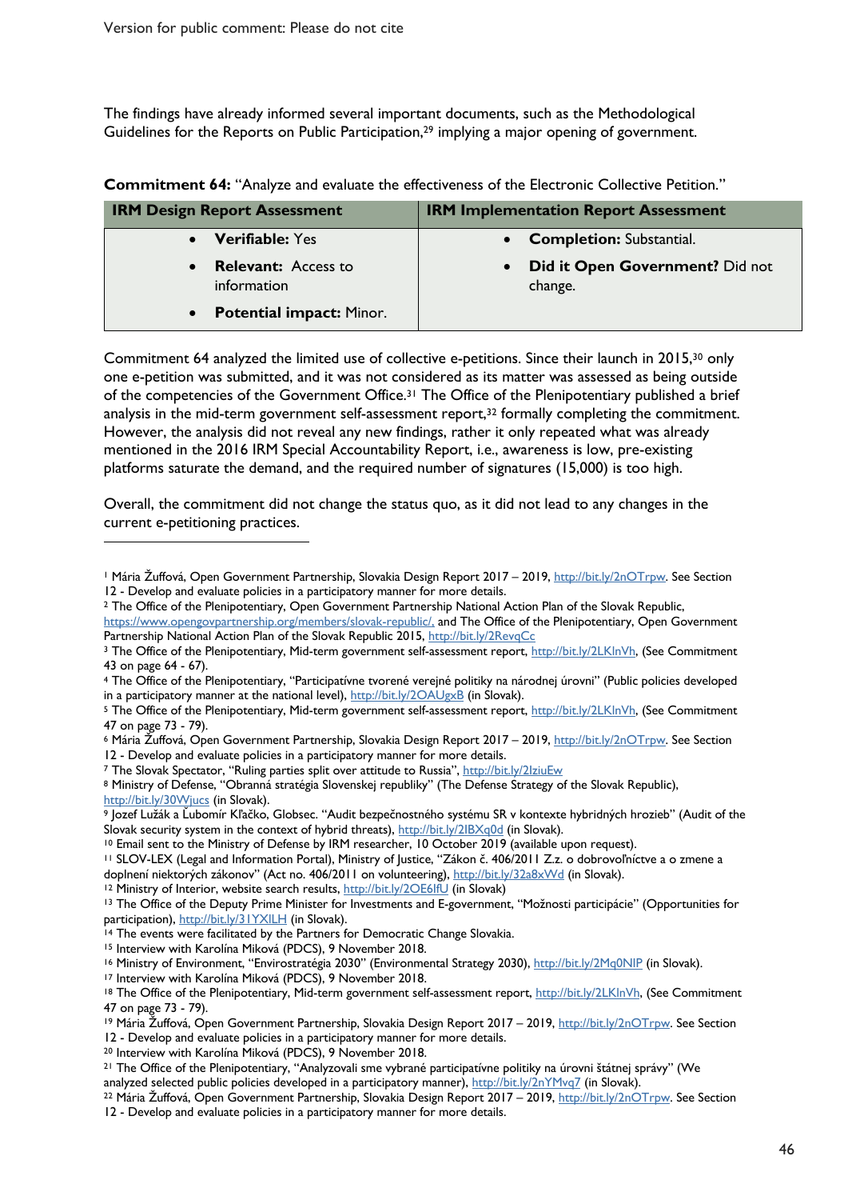The findings have already informed several important documents, such as the Methodological Guidelines for the Reports on Public Participation,[29] implying a major opening of government.

**Commitment 64:** "Analyze and evaluate the effectiveness of the Electronic Collective Petition."

| IRM Design Report Assessment | IRM Implementation Report Assessment |
|---|---|
| • **Verifiable:** Yes<br>• **Relevant:** Access to information<br>• **Potential impact:** Minor. | • **Completion:** Substantial.<br>• **Did it Open Government?** Did not change. |

Commitment 64 analyzed the limited use of collective e-petitions. Since their launch in 2015,[30] only one e-petition was submitted, and it was not considered as its matter was assessed as being outside of the competencies of the Government Office.[31] The Office of the Plenipotentiary published a brief analysis in the mid-term government self-assessment report,[32] formally completing the commitment. However, the analysis did not reveal any new findings, rather it only repeated what was already mentioned in the 2016 IRM Special Accountability Report, i.e., awareness is low, pre-existing platforms saturate the demand, and the required number of signatures (15,000) is too high.

Overall, the commitment did not change the status quo, as it did not lead to any changes in the current e-petitioning practices.

---

[1] Mária Žuffová, Open Government Partnership, Slovakia Design Report 2017 – 2019, http://bit.ly/2nOTrpw. See Section 12 - Develop and evaluate policies in a participatory manner for more details.

[2] The Office of the Plenipotentiary, Open Government Partnership National Action Plan of the Slovak Republic, https://www.opengovpartnership.org/members/slovak-republic/, and The Office of the Plenipotentiary, Open Government Partnership National Action Plan of the Slovak Republic 2015, http://bit.ly/2RevqCc

[3] The Office of the Plenipotentiary, Mid-term government self-assessment report, http://bit.ly/2LKlnVh, (See Commitment 43 on page 64 - 67).

[4] The Office of the Plenipotentiary, "Participatívne tvorené verejné politiky na národnej úrovni" (Public policies developed in a participatory manner at the national level), http://bit.ly/2OAUgxB (in Slovak).

[5] The Office of the Plenipotentiary, Mid-term government self-assessment report, http://bit.ly/2LKlnVh, (See Commitment 47 on page 73 - 79).

[6] Mária Žuffová, Open Government Partnership, Slovakia Design Report 2017 – 2019, http://bit.ly/2nOTrpw. See Section 12 - Develop and evaluate policies in a participatory manner for more details.

[7] The Slovak Spectator, "Ruling parties split over attitude to Russia", http://bit.ly/2IziuEw

[8] Ministry of Defense, "Obranná stratégia Slovenskej republiky" (The Defense Strategy of the Slovak Republic), http://bit.ly/30Wjucs (in Slovak).

[9] Jozef Lužák a Ľubomír Kľačko, Globsec. "Audit bezpečnostného systému SR v kontexte hybridných hrozieb" (Audit of the Slovak security system in the context of hybrid threats), http://bit.ly/2lBXq0d (in Slovak).

[10] Email sent to the Ministry of Defense by IRM researcher, 10 October 2019 (available upon request).

[11] SLOV-LEX (Legal and Information Portal), Ministry of Justice, "Zákon č. 406/2011 Z.z. o dobrovoľníctve a o zmene a doplnení niektorých zákonov" (Act no. 406/2011 on volunteering), http://bit.ly/32a8xWd (in Slovak).

[12] Ministry of Interior, website search results, http://bit.ly/2OE6lfU (in Slovak)

[13] The Office of the Deputy Prime Minister for Investments and E-government, "Možnosti participácie" (Opportunities for participation), http://bit.ly/31YXlLH (in Slovak).

[14] The events were facilitated by the Partners for Democratic Change Slovakia.

[15] Interview with Karolína Miková (PDCS), 9 November 2018.

[16] Ministry of Environment, "Envirostratégia 2030" (Environmental Strategy 2030), http://bit.ly/2Mq0NIP (in Slovak).

[17] Interview with Karolína Miková (PDCS), 9 November 2018.

[18] The Office of the Plenipotentiary, Mid-term government self-assessment report, http://bit.ly/2LKlnVh, (See Commitment 47 on page 73 - 79).

[19] Mária Žuffová, Open Government Partnership, Slovakia Design Report 2017 – 2019, http://bit.ly/2nOTrpw. See Section 12 - Develop and evaluate policies in a participatory manner for more details.

[20] Interview with Karolína Miková (PDCS), 9 November 2018.

[21] The Office of the Plenipotentiary, "Analyzovali sme vybrané participatívne politiky na úrovni štátnej správy" (We analyzed selected public policies developed in a participatory manner), http://bit.ly/2nYMvq7 (in Slovak).

[22] Mária Žuffová, Open Government Partnership, Slovakia Design Report 2017 – 2019, http://bit.ly/2nOTrpw. See Section 12 - Develop and evaluate policies in a participatory manner for more details.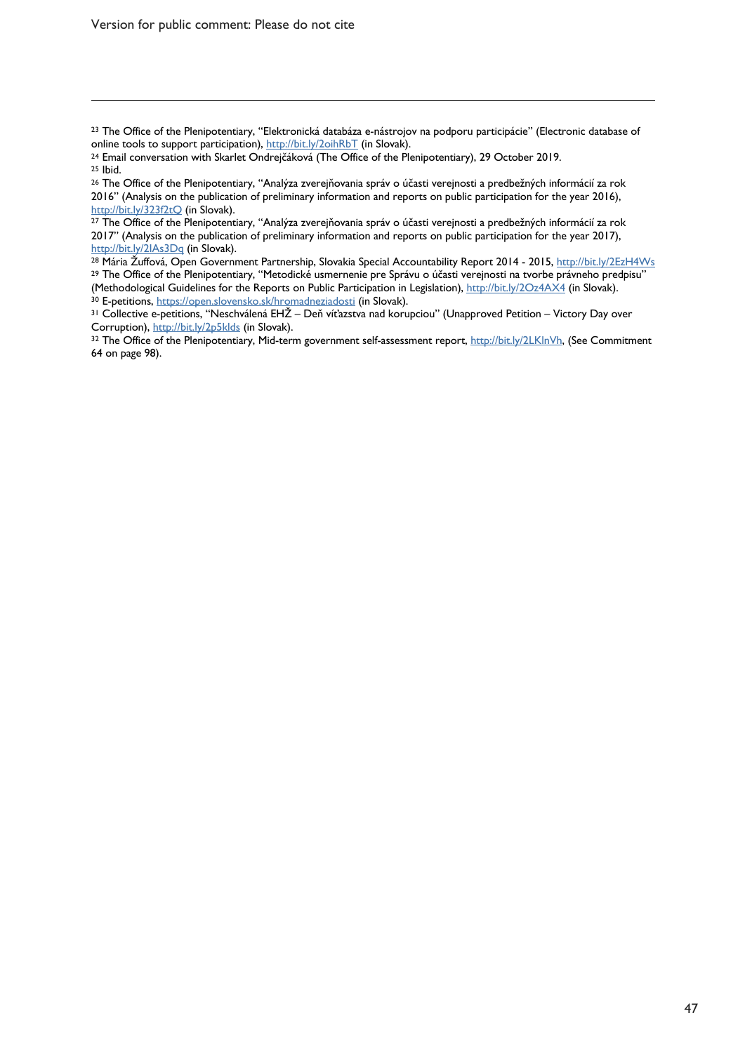[23] The Office of the Plenipotentiary, "Elektronická databáza e-nástrojov na podporu participácie" (Electronic database of online tools to support participation), http://bit.ly/2oihRbT (in Slovak).

[24] Email conversation with Skarlet Ondrejčáková (The Office of the Plenipotentiary), 29 October 2019.

[25] Ibid.

[26] The Office of the Plenipotentiary, "Analýza zverejňovania správ o účasti verejnosti a predbežných informácií za rok 2016" (Analysis on the publication of preliminary information and reports on public participation for the year 2016), http://bit.ly/323f2tQ (in Slovak).

[27] The Office of the Plenipotentiary, "Analýza zverejňovania správ o účasti verejnosti a predbežných informácií za rok 2017" (Analysis on the publication of preliminary information and reports on public participation for the year 2017), http://bit.ly/2IAs3Dq (in Slovak).

[28] Mária Žuffová, Open Government Partnership, Slovakia Special Accountability Report 2014 - 2015, http://bit.ly/2EzH4Ws

[29] The Office of the Plenipotentiary, "Metodické usmernenie pre Správu o účasti verejnosti na tvorbe právneho predpisu" (Methodological Guidelines for the Reports on Public Participation in Legislation), http://bit.ly/2Oz4AX4 (in Slovak).

[30] E-petitions, https://open.slovensko.sk/hromadneziadosti (in Slovak).

[31] Collective e-petitions, "Neschválená EHŽ – Deň víťazstva nad korupciou" (Unapproved Petition – Victory Day over Corruption), http://bit.ly/2p5klds (in Slovak).

[32] The Office of the Plenipotentiary, Mid-term government self-assessment report, http://bit.ly/2LKlnVh, (See Commitment 64 on page 98).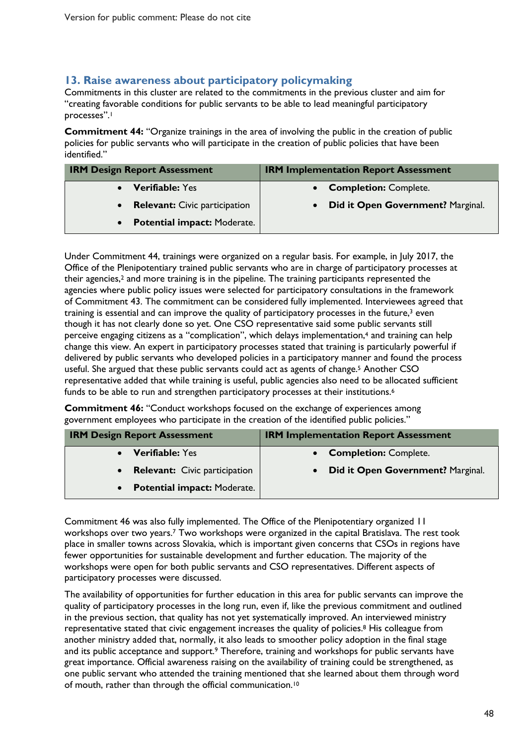## 13. Raise awareness about participatory policymaking

Commitments in this cluster are related to the commitments in the previous cluster and aim for "creating favorable conditions for public servants to be able to lead meaningful participatory processes".[1]

**Commitment 44:** "Organize trainings in the area of involving the public in the creation of public policies for public servants who will participate in the creation of public policies that have been identified."

| IRM Design Report Assessment | IRM Implementation Report Assessment |
|---|---|
| • **Verifiable:** Yes<br>• **Relevant:** Civic participation<br>• **Potential impact:** Moderate. | • **Completion:** Complete.<br>• **Did it Open Government?** Marginal. |

Under Commitment 44, trainings were organized on a regular basis. For example, in July 2017, the Office of the Plenipotentiary trained public servants who are in charge of participatory processes at their agencies,[2] and more training is in the pipeline. The training participants represented the agencies where public policy issues were selected for participatory consultations in the framework of Commitment 43. The commitment can be considered fully implemented. Interviewees agreed that training is essential and can improve the quality of participatory processes in the future,[3] even though it has not clearly done so yet. One CSO representative said some public servants still perceive engaging citizens as a "complication", which delays implementation,[4] and training can help change this view. An expert in participatory processes stated that training is particularly powerful if delivered by public servants who developed policies in a participatory manner and found the process useful. She argued that these public servants could act as agents of change.[5] Another CSO representative added that while training is useful, public agencies also need to be allocated sufficient funds to be able to run and strengthen participatory processes at their institutions.[6]

**Commitment 46:** "Conduct workshops focused on the exchange of experiences among government employees who participate in the creation of the identified public policies."

| IRM Design Report Assessment | IRM Implementation Report Assessment |
|---|---|
| • **Verifiable:** Yes<br>• **Relevant:** Civic participation<br>• **Potential impact:** Moderate. | • **Completion:** Complete.<br>• **Did it Open Government?** Marginal. |

Commitment 46 was also fully implemented. The Office of the Plenipotentiary organized 11 workshops over two years.[7] Two workshops were organized in the capital Bratislava. The rest took place in smaller towns across Slovakia, which is important given concerns that CSOs in regions have fewer opportunities for sustainable development and further education. The majority of the workshops were open for both public servants and CSO representatives. Different aspects of participatory processes were discussed.

The availability of opportunities for further education in this area for public servants can improve the quality of participatory processes in the long run, even if, like the previous commitment and outlined in the previous section, that quality has not yet systematically improved. An interviewed ministry representative stated that civic engagement increases the quality of policies.[8] His colleague from another ministry added that, normally, it also leads to smoother policy adoption in the final stage and its public acceptance and support.[9] Therefore, training and workshops for public servants have great importance. Official awareness raising on the availability of training could be strengthened, as one public servant who attended the training mentioned that she learned about them through word of mouth, rather than through the official communication.[10]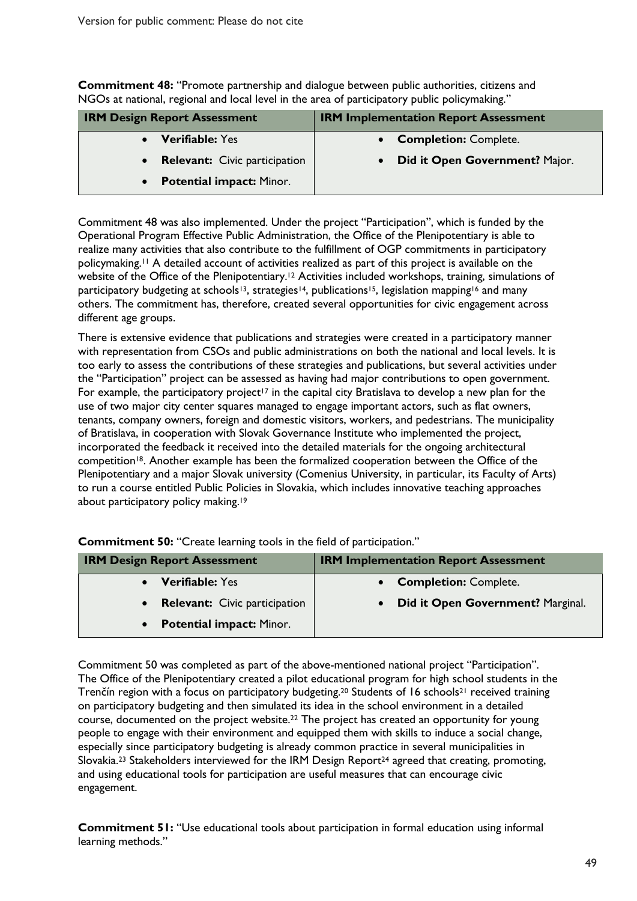**Commitment 48:** "Promote partnership and dialogue between public authorities, citizens and NGOs at national, regional and local level in the area of participatory public policymaking."

| IRM Design Report Assessment | IRM Implementation Report Assessment |
|---|---|
| • **Verifiable:** Yes<br>• **Relevant:** Civic participation<br>• **Potential impact:** Minor. | • **Completion:** Complete.<br>• **Did it Open Government?** Major. |

Commitment 48 was also implemented. Under the project "Participation", which is funded by the Operational Program Effective Public Administration, the Office of the Plenipotentiary is able to realize many activities that also contribute to the fulfillment of OGP commitments in participatory policymaking.[11] A detailed account of activities realized as part of this project is available on the website of the Office of the Plenipotentiary.[12] Activities included workshops, training, simulations of participatory budgeting at schools[13], strategies[14], publications[15], legislation mapping[16] and many others. The commitment has, therefore, created several opportunities for civic engagement across different age groups.

There is extensive evidence that publications and strategies were created in a participatory manner with representation from CSOs and public administrations on both the national and local levels. It is too early to assess the contributions of these strategies and publications, but several activities under the "Participation" project can be assessed as having had major contributions to open government. For example, the participatory project[17] in the capital city Bratislava to develop a new plan for the use of two major city center squares managed to engage important actors, such as flat owners, tenants, company owners, foreign and domestic visitors, workers, and pedestrians. The municipality of Bratislava, in cooperation with Slovak Governance Institute who implemented the project, incorporated the feedback it received into the detailed materials for the ongoing architectural competition[18]. Another example has been the formalized cooperation between the Office of the Plenipotentiary and a major Slovak university (Comenius University, in particular, its Faculty of Arts) to run a course entitled Public Policies in Slovakia, which includes innovative teaching approaches about participatory policy making.[19]

**Commitment 50:** "Create learning tools in the field of participation."

| IRM Design Report Assessment | IRM Implementation Report Assessment |
|---|---|
| • **Verifiable:** Yes<br>• **Relevant:** Civic participation<br>• **Potential impact:** Minor. | • **Completion:** Complete.<br>• **Did it Open Government?** Marginal. |

Commitment 50 was completed as part of the above-mentioned national project "Participation". The Office of the Plenipotentiary created a pilot educational program for high school students in the Trenčín region with a focus on participatory budgeting.[20] Students of 16 schools[21] received training on participatory budgeting and then simulated its idea in the school environment in a detailed course, documented on the project website.[22] The project has created an opportunity for young people to engage with their environment and equipped them with skills to induce a social change, especially since participatory budgeting is already common practice in several municipalities in Slovakia.[23] Stakeholders interviewed for the IRM Design Report[24] agreed that creating, promoting, and using educational tools for participation are useful measures that can encourage civic engagement.

**Commitment 51:** "Use educational tools about participation in formal education using informal learning methods."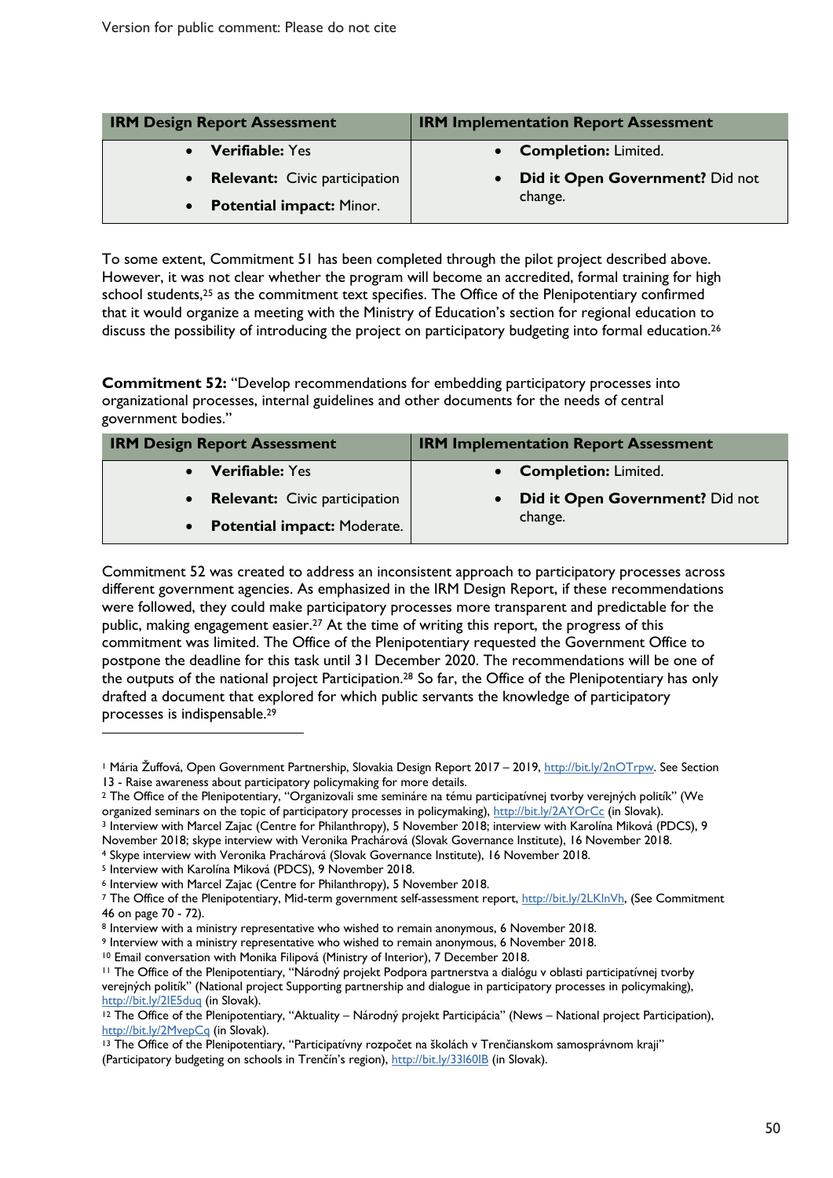| IRM Design Report Assessment | IRM Implementation Report Assessment |
|---|---|
| • **Verifiable:** Yes<br>• **Relevant:** Civic participation<br>• **Potential impact:** Minor. | • **Completion:** Limited.<br>• **Did it Open Government?** Did not change. |

To some extent, Commitment 51 has been completed through the pilot project described above. However, it was not clear whether the program will become an accredited, formal training for high school students,[25] as the commitment text specifies. The Office of the Plenipotentiary confirmed that it would organize a meeting with the Ministry of Education's section for regional education to discuss the possibility of introducing the project on participatory budgeting into formal education.[26]

**Commitment 52:** "Develop recommendations for embedding participatory processes into organizational processes, internal guidelines and other documents for the needs of central government bodies."

| IRM Design Report Assessment | IRM Implementation Report Assessment |
|---|---|
| • **Verifiable:** Yes<br>• **Relevant:** Civic participation<br>• **Potential impact:** Moderate. | • **Completion:** Limited.<br>• **Did it Open Government?** Did not change. |

Commitment 52 was created to address an inconsistent approach to participatory processes across different government agencies. As emphasized in the IRM Design Report, if these recommendations were followed, they could make participatory processes more transparent and predictable for the public, making engagement easier.[27] At the time of writing this report, the progress of this commitment was limited. The Office of the Plenipotentiary requested the Government Office to postpone the deadline for this task until 31 December 2020. The recommendations will be one of the outputs of the national project Participation.[28] So far, the Office of the Plenipotentiary has only drafted a document that explored for which public servants the knowledge of participatory processes is indispensable.[29]

---

[1] Mária Žuffová, Open Government Partnership, Slovakia Design Report 2017 – 2019, http://bit.ly/2nOTrpw. See Section 13 - Raise awareness about participatory policymaking for more details.

[2] The Office of the Plenipotentiary, "Organizovali sme semináre na tému participatívnej tvorby verejných politík" (We organized seminars on the topic of participatory processes in policymaking), http://bit.ly/2AYOrCc (in Slovak).

[3] Interview with Marcel Zajac (Centre for Philanthropy), 5 November 2018; interview with Karolína Miková (PDCS), 9 November 2018; skype interview with Veronika Prachárová (Slovak Governance Institute), 16 November 2018.

[4] Skype interview with Veronika Prachárová (Slovak Governance Institute), 16 November 2018.

[5] Interview with Karolína Miková (PDCS), 9 November 2018.

[6] Interview with Marcel Zajac (Centre for Philanthropy), 5 November 2018.

[7] The Office of the Plenipotentiary, Mid-term government self-assessment report, http://bit.ly/2LKlnVh, (See Commitment 46 on page 70 - 72).

[8] Interview with a ministry representative who wished to remain anonymous, 6 November 2018.

[9] Interview with a ministry representative who wished to remain anonymous, 6 November 2018.

[10] Email conversation with Monika Filipová (Ministry of Interior), 7 December 2018.

[11] The Office of the Plenipotentiary, "Národný projekt Podpora partnerstva a dialógu v oblasti participatívnej tvorby verejných politík" (National project Supporting partnership and dialogue in participatory processes in policymaking), http://bit.ly/2IE5duq (in Slovak).

[12] The Office of the Plenipotentiary, "Aktuality – Národný projekt Participácia" (News – National project Participation), http://bit.ly/2MvepCq (in Slovak).

[13] The Office of the Plenipotentiary, "Participatívny rozpočet na školách v Trenčianskom samosprávnom kraji" (Participatory budgeting on schools in Trenčín's region), http://bit.ly/33I60IB (in Slovak).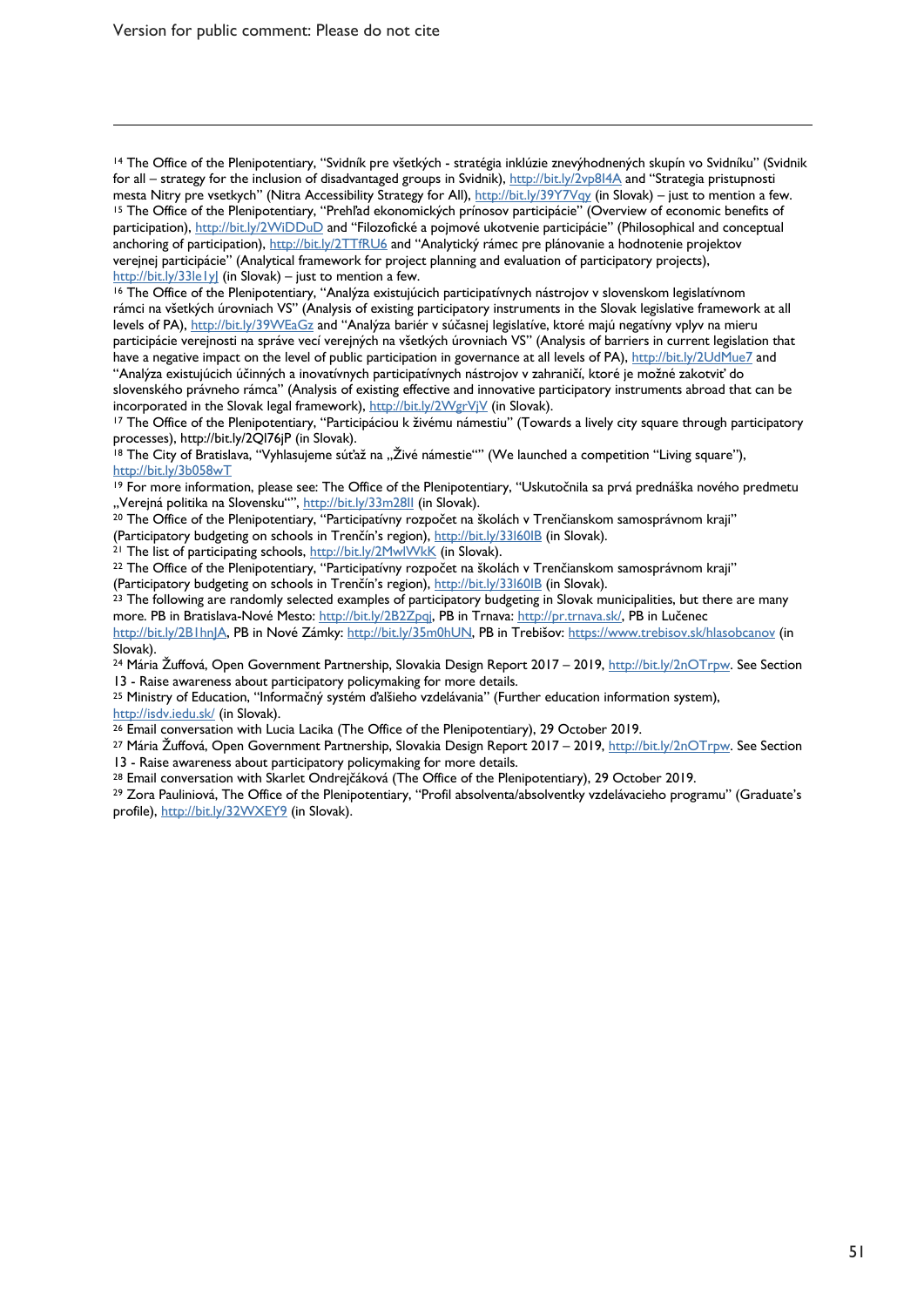[14] The Office of the Plenipotentiary, "Svidník pre všetkých - stratégia inklúzie znevýhodnených skupín vo Svidníku" (Svidnik for all – strategy for the inclusion of disadvantaged groups in Svidnik), http://bit.ly/2vp8l4A and "Strategia pristupnosti mesta Nitry pre vsetkych" (Nitra Accessibility Strategy for All), http://bit.ly/39Y7Vqy (in Slovak) – just to mention a few.

[15] The Office of the Plenipotentiary, "Prehľad ekonomických prínosov participácie" (Overview of economic benefits of participation), http://bit.ly/2WiDDuD and "Filozofické a pojmové ukotvenie participácie" (Philosophical and conceptual anchoring of participation), http://bit.ly/2TTfRU6 and "Analytický rámec pre plánovanie a hodnotenie projektov verejnej participácie" (Analytical framework for project planning and evaluation of participatory projects), http://bit.ly/33le1yJ (in Slovak) – just to mention a few.

[16] The Office of the Plenipotentiary, "Analýza existujúcich participatívnych nástrojov v slovenskom legislatívnom rámci na všetkých úrovniach VS" (Analysis of existing participatory instruments in the Slovak legislative framework at all levels of PA), http://bit.ly/39WEaGz and "Analýza bariér v súčasnej legislatíve, ktoré majú negatívny vplyv na mieru participácie verejnosti na správe vecí verejných na všetkých úrovniach VS" (Analysis of barriers in current legislation that have a negative impact on the level of public participation in governance at all levels of PA), http://bit.ly/2UdMue7 and "Analýza existujúcich účinných a inovatívnych participatívnych nástrojov v zahraničí, ktoré je možné zakotviť do slovenského právneho rámca" (Analysis of existing effective and innovative participatory instruments abroad that can be incorporated in the Slovak legal framework), http://bit.ly/2WgrVjV (in Slovak).

[17] The Office of the Plenipotentiary, "Participáciou k živému námestiu" (Towards a lively city square through participatory processes), http://bit.ly/2Ql76jP (in Slovak).

[18] The City of Bratislava, "Vyhlasujeme súťaž na „Živé námestie"" (We launched a competition "Living square"), http://bit.ly/3b058wT

[19] For more information, please see: The Office of the Plenipotentiary, "Uskutočnila sa prvá prednáška nového predmetu „Verejná politika na Slovensku"", http://bit.ly/33m28Il (in Slovak).

[20] The Office of the Plenipotentiary, "Participatívny rozpočet na školách v Trenčianskom samosprávnom kraji" (Participatory budgeting on schools in Trenčín's region), http://bit.ly/33l60lB (in Slovak).

[21] The list of participating schools, http://bit.ly/2MwlWkK (in Slovak).

[22] The Office of the Plenipotentiary, "Participatívny rozpočet na školách v Trenčianskom samosprávnom kraji" (Participatory budgeting on schools in Trenčín's region), http://bit.ly/33l60lB (in Slovak).

[23] The following are randomly selected examples of participatory budgeting in Slovak municipalities, but there are many more. PB in Bratislava-Nové Mesto: http://bit.ly/2B2Zpqj, PB in Trnava: http://pr.trnava.sk/, PB in Lučenec http://bit.ly/2B1hnJA, PB in Nové Zámky: http://bit.ly/35m0hUN, PB in Trebišov: https://www.trebisov.sk/hlasobcanov (in Slovak).

[24] Mária Žuffová, Open Government Partnership, Slovakia Design Report 2017 – 2019, http://bit.ly/2nOTrpw. See Section 13 - Raise awareness about participatory policymaking for more details.

[25] Ministry of Education, "Informačný systém ďalšieho vzdelávania" (Further education information system), http://isdv.iedu.sk/ (in Slovak).

[26] Email conversation with Lucia Lacika (The Office of the Plenipotentiary), 29 October 2019.

[27] Mária Žuffová, Open Government Partnership, Slovakia Design Report 2017 – 2019, http://bit.ly/2nOTrpw. See Section 13 - Raise awareness about participatory policymaking for more details.

[28] Email conversation with Skarlet Ondrejčáková (The Office of the Plenipotentiary), 29 October 2019.

[29] Zora Pauliniová, The Office of the Plenipotentiary, "Profil absolventa/absolventky vzdelávacieho programu" (Graduate's profile), http://bit.ly/32WXEY9 (in Slovak).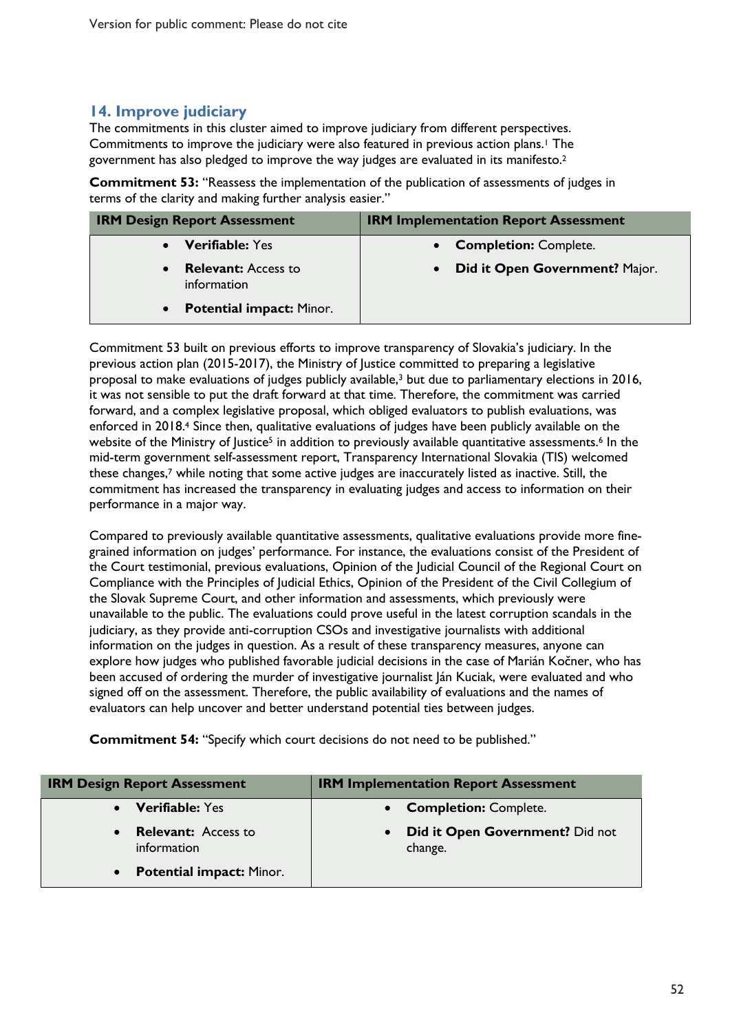## 14. Improve judiciary

The commitments in this cluster aimed to improve judiciary from different perspectives. Commitments to improve the judiciary were also featured in previous action plans.[1] The government has also pledged to improve the way judges are evaluated in its manifesto.[2]

**Commitment 53:** "Reassess the implementation of the publication of assessments of judges in terms of the clarity and making further analysis easier."

| IRM Design Report Assessment | IRM Implementation Report Assessment |
|---|---|
| • **Verifiable:** Yes<br>• **Relevant:** Access to information<br>• **Potential impact:** Minor. | • **Completion:** Complete.<br>• **Did it Open Government?** Major. |

Commitment 53 built on previous efforts to improve transparency of Slovakia's judiciary. In the previous action plan (2015-2017), the Ministry of Justice committed to preparing a legislative proposal to make evaluations of judges publicly available,[3] but due to parliamentary elections in 2016, it was not sensible to put the draft forward at that time. Therefore, the commitment was carried forward, and a complex legislative proposal, which obliged evaluators to publish evaluations, was enforced in 2018.[4] Since then, qualitative evaluations of judges have been publicly available on the website of the Ministry of Justice[5] in addition to previously available quantitative assessments.[6] In the mid-term government self-assessment report, Transparency International Slovakia (TIS) welcomed these changes,[7] while noting that some active judges are inaccurately listed as inactive. Still, the commitment has increased the transparency in evaluating judges and access to information on their performance in a major way.

Compared to previously available quantitative assessments, qualitative evaluations provide more fine-grained information on judges' performance. For instance, the evaluations consist of the President of the Court testimonial, previous evaluations, Opinion of the Judicial Council of the Regional Court on Compliance with the Principles of Judicial Ethics, Opinion of the President of the Civil Collegium of the Slovak Supreme Court, and other information and assessments, which previously were unavailable to the public. The evaluations could prove useful in the latest corruption scandals in the judiciary, as they provide anti-corruption CSOs and investigative journalists with additional information on the judges in question. As a result of these transparency measures, anyone can explore how judges who published favorable judicial decisions in the case of Marián Kočner, who has been accused of ordering the murder of investigative journalist Ján Kuciak, were evaluated and who signed off on the assessment. Therefore, the public availability of evaluations and the names of evaluators can help uncover and better understand potential ties between judges.

**Commitment 54:** "Specify which court decisions do not need to be published."

| IRM Design Report Assessment | IRM Implementation Report Assessment |
|---|---|
| • **Verifiable:** Yes<br>• **Relevant:** Access to information<br>• **Potential impact:** Minor. | • **Completion:** Complete.<br>• **Did it Open Government?** Did not change. |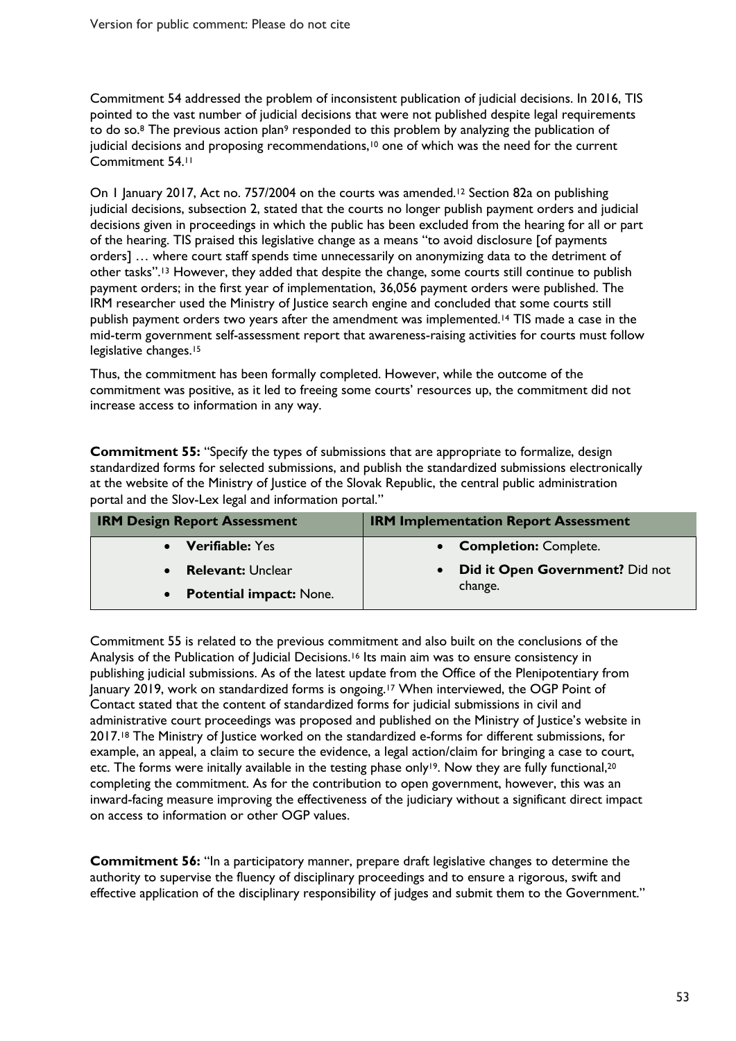Commitment 54 addressed the problem of inconsistent publication of judicial decisions. In 2016, TIS pointed to the vast number of judicial decisions that were not published despite legal requirements to do so.[8] The previous action plan[9] responded to this problem by analyzing the publication of judicial decisions and proposing recommendations,[10] one of which was the need for the current Commitment 54.[11]

On 1 January 2017, Act no. 757/2004 on the courts was amended.[12] Section 82a on publishing judicial decisions, subsection 2, stated that the courts no longer publish payment orders and judicial decisions given in proceedings in which the public has been excluded from the hearing for all or part of the hearing. TIS praised this legislative change as a means "to avoid disclosure [of payments orders] … where court staff spends time unnecessarily on anonymizing data to the detriment of other tasks".[13] However, they added that despite the change, some courts still continue to publish payment orders; in the first year of implementation, 36,056 payment orders were published. The IRM researcher used the Ministry of Justice search engine and concluded that some courts still publish payment orders two years after the amendment was implemented.[14] TIS made a case in the mid-term government self-assessment report that awareness-raising activities for courts must follow legislative changes.[15]

Thus, the commitment has been formally completed. However, while the outcome of the commitment was positive, as it led to freeing some courts' resources up, the commitment did not increase access to information in any way.

**Commitment 55:** "Specify the types of submissions that are appropriate to formalize, design standardized forms for selected submissions, and publish the standardized submissions electronically at the website of the Ministry of Justice of the Slovak Republic, the central public administration portal and the Slov-Lex legal and information portal."

| IRM Design Report Assessment | IRM Implementation Report Assessment |
|---|---|
| • **Verifiable:** Yes<br>• **Relevant:** Unclear<br>• **Potential impact:** None. | • **Completion:** Complete.<br>• **Did it Open Government?** Did not change. |

Commitment 55 is related to the previous commitment and also built on the conclusions of the Analysis of the Publication of Judicial Decisions.[16] Its main aim was to ensure consistency in publishing judicial submissions. As of the latest update from the Office of the Plenipotentiary from January 2019, work on standardized forms is ongoing.[17] When interviewed, the OGP Point of Contact stated that the content of standardized forms for judicial submissions in civil and administrative court proceedings was proposed and published on the Ministry of Justice's website in 2017.[18] The Ministry of Justice worked on the standardized e-forms for different submissions, for example, an appeal, a claim to secure the evidence, a legal action/claim for bringing a case to court, etc. The forms were initally available in the testing phase only[19]. Now they are fully functional,[20] completing the commitment. As for the contribution to open government, however, this was an inward-facing measure improving the effectiveness of the judiciary without a significant direct impact on access to information or other OGP values.

**Commitment 56:** "In a participatory manner, prepare draft legislative changes to determine the authority to supervise the fluency of disciplinary proceedings and to ensure a rigorous, swift and effective application of the disciplinary responsibility of judges and submit them to the Government."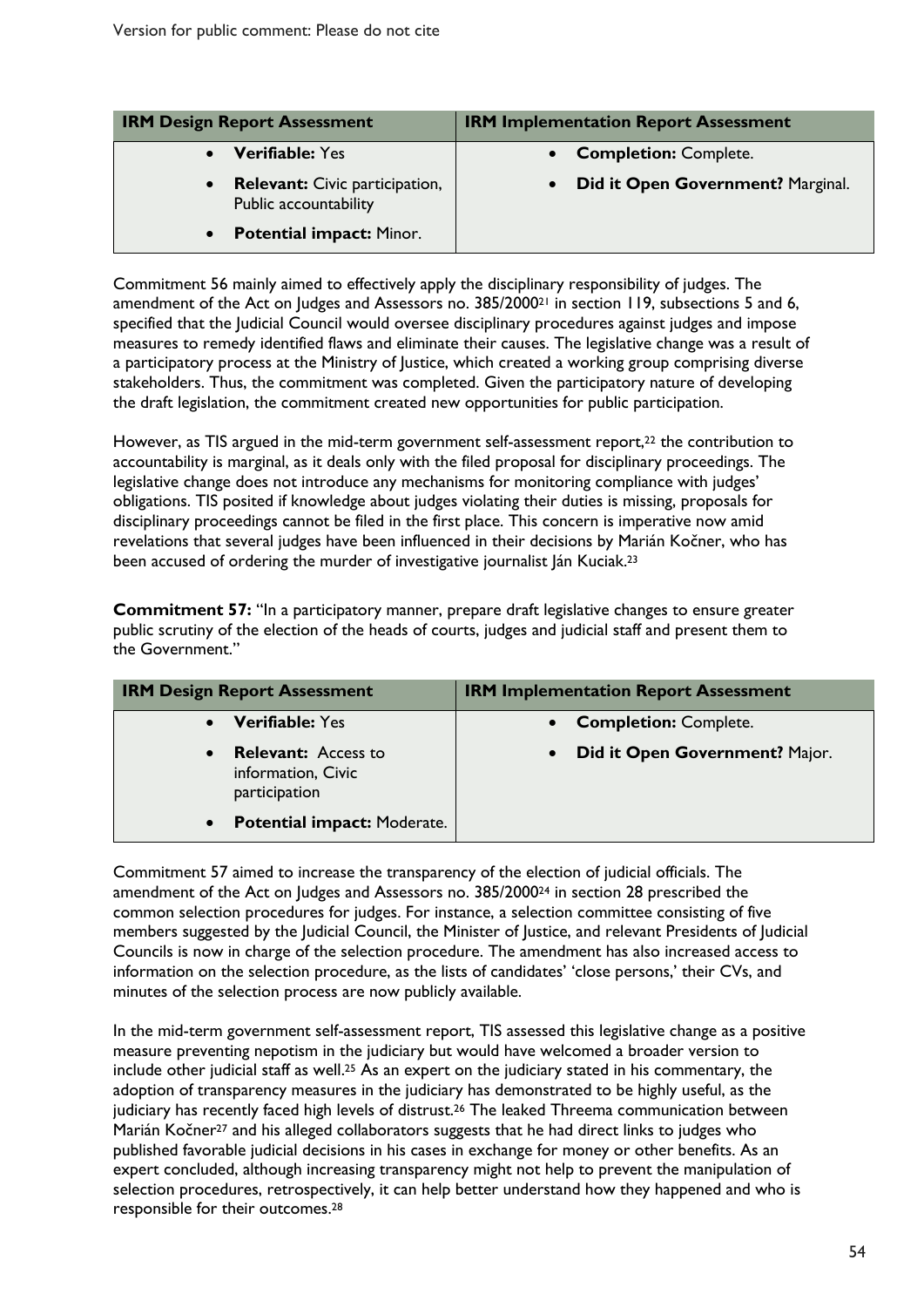| IRM Design Report Assessment | IRM Implementation Report Assessment |
|---|---|
| • **Verifiable:** Yes<br>• **Relevant:** Civic participation, Public accountability<br>• **Potential impact:** Minor. | • **Completion:** Complete.<br>• **Did it Open Government?** Marginal. |

Commitment 56 mainly aimed to effectively apply the disciplinary responsibility of judges. The amendment of the Act on Judges and Assessors no. 385/2000[21] in section 119, subsections 5 and 6, specified that the Judicial Council would oversee disciplinary procedures against judges and impose measures to remedy identified flaws and eliminate their causes. The legislative change was a result of a participatory process at the Ministry of Justice, which created a working group comprising diverse stakeholders. Thus, the commitment was completed. Given the participatory nature of developing the draft legislation, the commitment created new opportunities for public participation.

However, as TIS argued in the mid-term government self-assessment report,[22] the contribution to accountability is marginal, as it deals only with the filed proposal for disciplinary proceedings. The legislative change does not introduce any mechanisms for monitoring compliance with judges' obligations. TIS posited if knowledge about judges violating their duties is missing, proposals for disciplinary proceedings cannot be filed in the first place. This concern is imperative now amid revelations that several judges have been influenced in their decisions by Marián Kočner, who has been accused of ordering the murder of investigative journalist Ján Kuciak.[23]

**Commitment 57:** "In a participatory manner, prepare draft legislative changes to ensure greater public scrutiny of the election of the heads of courts, judges and judicial staff and present them to the Government."

| IRM Design Report Assessment | IRM Implementation Report Assessment |
|---|---|
| • **Verifiable:** Yes<br>• **Relevant:** Access to information, Civic participation<br>• **Potential impact:** Moderate. | • **Completion:** Complete.<br>• **Did it Open Government?** Major. |

Commitment 57 aimed to increase the transparency of the election of judicial officials. The amendment of the Act on Judges and Assessors no. 385/2000[24] in section 28 prescribed the common selection procedures for judges. For instance, a selection committee consisting of five members suggested by the Judicial Council, the Minister of Justice, and relevant Presidents of Judicial Councils is now in charge of the selection procedure. The amendment has also increased access to information on the selection procedure, as the lists of candidates' 'close persons,' their CVs, and minutes of the selection process are now publicly available.

In the mid-term government self-assessment report, TIS assessed this legislative change as a positive measure preventing nepotism in the judiciary but would have welcomed a broader version to include other judicial staff as well.[25] As an expert on the judiciary stated in his commentary, the adoption of transparency measures in the judiciary has demonstrated to be highly useful, as the judiciary has recently faced high levels of distrust.[26] The leaked Threema communication between Marián Kočner[27] and his alleged collaborators suggests that he had direct links to judges who published favorable judicial decisions in his cases in exchange for money or other benefits. As an expert concluded, although increasing transparency might not help to prevent the manipulation of selection procedures, retrospectively, it can help better understand how they happened and who is responsible for their outcomes.[28]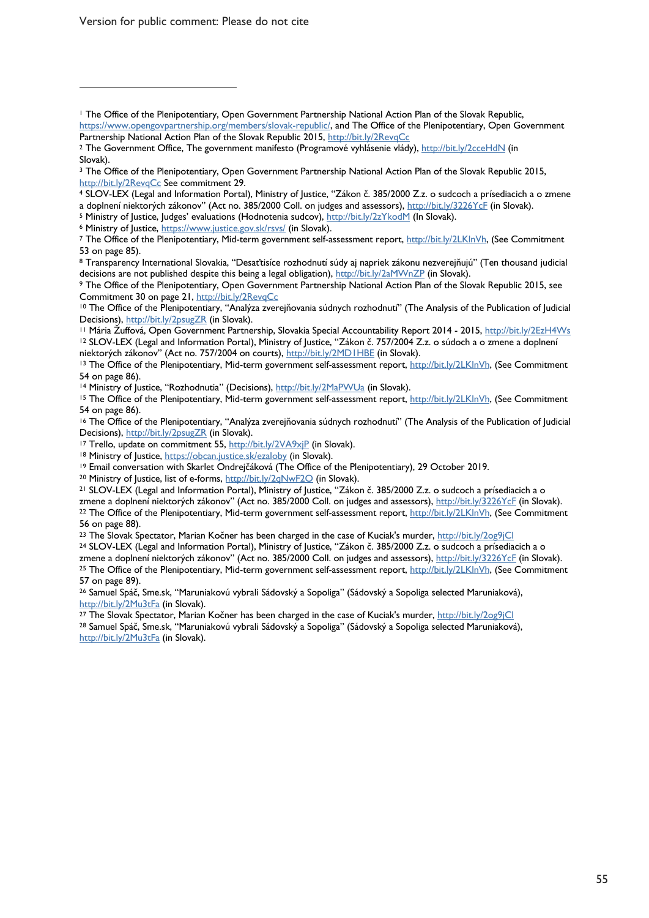[1] The Office of the Plenipotentiary, Open Government Partnership National Action Plan of the Slovak Republic, https://www.opengovpartnership.org/members/slovak-republic/, and The Office of the Plenipotentiary, Open Government Partnership National Action Plan of the Slovak Republic 2015, http://bit.ly/2RevqCc

[2] The Government Office, The government manifesto (Programové vyhlásenie vlády), http://bit.ly/2cceHdN (in Slovak).

[3] The Office of the Plenipotentiary, Open Government Partnership National Action Plan of the Slovak Republic 2015, http://bit.ly/2RevqCc See commitment 29.

[4] SLOV-LEX (Legal and Information Portal), Ministry of Justice, "Zákon č. 385/2000 Z.z. o sudcoch a prísediacich a o zmene a doplnení niektorých zákonov" (Act no. 385/2000 Coll. on judges and assessors), http://bit.ly/3226YcF (in Slovak).

[5] Ministry of Justice, Judges' evaluations (Hodnotenia sudcov), http://bit.ly/2zYkodM (In Slovak).

[6] Ministry of Justice, https://www.justice.gov.sk/rsvs/ (in Slovak).

[7] The Office of the Plenipotentiary, Mid-term government self-assessment report, http://bit.ly/2LKlnVh, (See Commitment 53 on page 85).

[8] Transparency International Slovakia, "Desaťtisíce rozhodnutí súdy aj napriek zákonu nezverejňujú" (Ten thousand judicial decisions are not published despite this being a legal obligation), http://bit.ly/2aMWnZP (in Slovak).

[9] The Office of the Plenipotentiary, Open Government Partnership National Action Plan of the Slovak Republic 2015, see Commitment 30 on page 21, http://bit.ly/2RevqCc

[10] The Office of the Plenipotentiary, "Analýza zverejňovania súdnych rozhodnutí" (The Analysis of the Publication of Judicial Decisions), http://bit.ly/2psugZR (in Slovak).

[11] Mária Žuffová, Open Government Partnership, Slovakia Special Accountability Report 2014 - 2015, http://bit.ly/2EzH4Ws

[12] SLOV-LEX (Legal and Information Portal), Ministry of Justice, "Zákon č. 757/2004 Z.z. o súdoch a o zmene a doplnení niektorých zákonov" (Act no. 757/2004 on courts), http://bit.ly/2MD1HBE (in Slovak).

[13] The Office of the Plenipotentiary, Mid-term government self-assessment report, http://bit.ly/2LKlnVh, (See Commitment 54 on page 86).

[14] Ministry of Justice, "Rozhodnutia" (Decisions), http://bit.ly/2MaPWUa (in Slovak).

[15] The Office of the Plenipotentiary, Mid-term government self-assessment report, http://bit.ly/2LKlnVh, (See Commitment 54 on page 86).

[16] The Office of the Plenipotentiary, "Analýza zverejňovania súdnych rozhodnutí" (The Analysis of the Publication of Judicial Decisions), http://bit.ly/2psugZR (in Slovak).

[17] Trello, update on commitment 55, http://bit.ly/2VA9xjP (in Slovak).

[18] Ministry of Justice, https://obcan.justice.sk/ezaloby (in Slovak).

[19] Email conversation with Skarlet Ondrejčáková (The Office of the Plenipotentiary), 29 October 2019.

[20] Ministry of Justice, list of e-forms, http://bit.ly/2qNwF2O (in Slovak).

[21] SLOV-LEX (Legal and Information Portal), Ministry of Justice, "Zákon č. 385/2000 Z.z. o sudcoch a prísediacich a o zmene a doplnení niektorých zákonov" (Act no. 385/2000 Coll. on judges and assessors), http://bit.ly/3226YcF (in Slovak).

[22] The Office of the Plenipotentiary, Mid-term government self-assessment report, http://bit.ly/2LKlnVh, (See Commitment 56 on page 88).

[23] The Slovak Spectator, Marian Kočner has been charged in the case of Kuciak's murder, http://bit.ly/2og9jCl

[24] SLOV-LEX (Legal and Information Portal), Ministry of Justice, "Zákon č. 385/2000 Z.z. o sudcoch a prísediacich a o zmene a doplnení niektorých zákonov" (Act no. 385/2000 Coll. on judges and assessors), http://bit.ly/3226YcF (in Slovak).

[25] The Office of the Plenipotentiary, Mid-term government self-assessment report, http://bit.ly/2LKlnVh, (See Commitment 57 on page 89).

[26] Samuel Spáč, Sme.sk, "Maruniakovú vybrali Sádovský a Sopoliga" (Sádovský a Sopoliga selected Maruniaková), http://bit.ly/2Mu3tFa (in Slovak).

[27] The Slovak Spectator, Marian Kočner has been charged in the case of Kuciak's murder, http://bit.ly/2og9jCl

[28] Samuel Spáč, Sme.sk, "Maruniakovú vybrali Sádovský a Sopoliga" (Sádovský a Sopoliga selected Maruniaková), http://bit.ly/2Mu3tFa (in Slovak).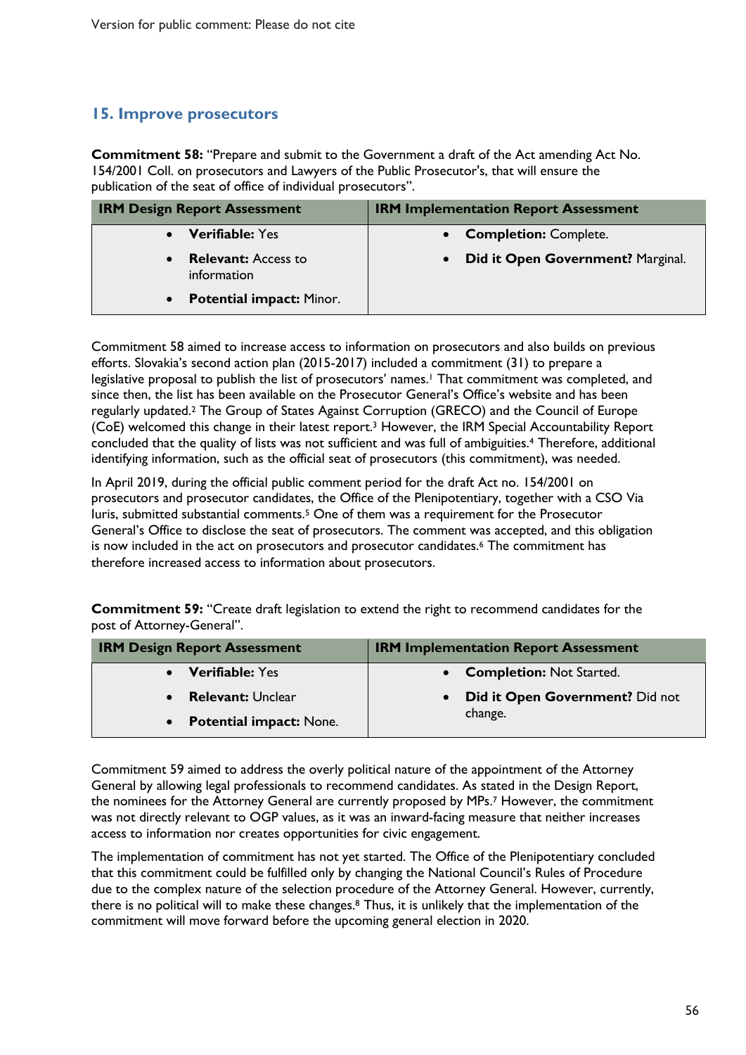## 15. Improve prosecutors

**Commitment 58:** "Prepare and submit to the Government a draft of the Act amending Act No. 154/2001 Coll. on prosecutors and Lawyers of the Public Prosecutor's, that will ensure the publication of the seat of office of individual prosecutors".

| IRM Design Report Assessment | IRM Implementation Report Assessment |
|---|---|
| • **Verifiable:** Yes<br>• **Relevant:** Access to information<br>• **Potential impact:** Minor. | • **Completion:** Complete.<br>• **Did it Open Government?** Marginal. |

Commitment 58 aimed to increase access to information on prosecutors and also builds on previous efforts. Slovakia's second action plan (2015-2017) included a commitment (31) to prepare a legislative proposal to publish the list of prosecutors' names.[1] That commitment was completed, and since then, the list has been available on the Prosecutor General's Office's website and has been regularly updated.[2] The Group of States Against Corruption (GRECO) and the Council of Europe (CoE) welcomed this change in their latest report.[3] However, the IRM Special Accountability Report concluded that the quality of lists was not sufficient and was full of ambiguities.[4] Therefore, additional identifying information, such as the official seat of prosecutors (this commitment), was needed.

In April 2019, during the official public comment period for the draft Act no. 154/2001 on prosecutors and prosecutor candidates, the Office of the Plenipotentiary, together with a CSO Via Iuris, submitted substantial comments.[5] One of them was a requirement for the Prosecutor General's Office to disclose the seat of prosecutors. The comment was accepted, and this obligation is now included in the act on prosecutors and prosecutor candidates.[6] The commitment has therefore increased access to information about prosecutors.

**Commitment 59:** "Create draft legislation to extend the right to recommend candidates for the post of Attorney-General".

| IRM Design Report Assessment | IRM Implementation Report Assessment |
|---|---|
| • **Verifiable:** Yes<br>• **Relevant:** Unclear<br>• **Potential impact:** None. | • **Completion:** Not Started.<br>• **Did it Open Government?** Did not change. |

Commitment 59 aimed to address the overly political nature of the appointment of the Attorney General by allowing legal professionals to recommend candidates. As stated in the Design Report, the nominees for the Attorney General are currently proposed by MPs.[7] However, the commitment was not directly relevant to OGP values, as it was an inward-facing measure that neither increases access to information nor creates opportunities for civic engagement.

The implementation of commitment has not yet started. The Office of the Plenipotentiary concluded that this commitment could be fulfilled only by changing the National Council's Rules of Procedure due to the complex nature of the selection procedure of the Attorney General. However, currently, there is no political will to make these changes.[8] Thus, it is unlikely that the implementation of the commitment will move forward before the upcoming general election in 2020.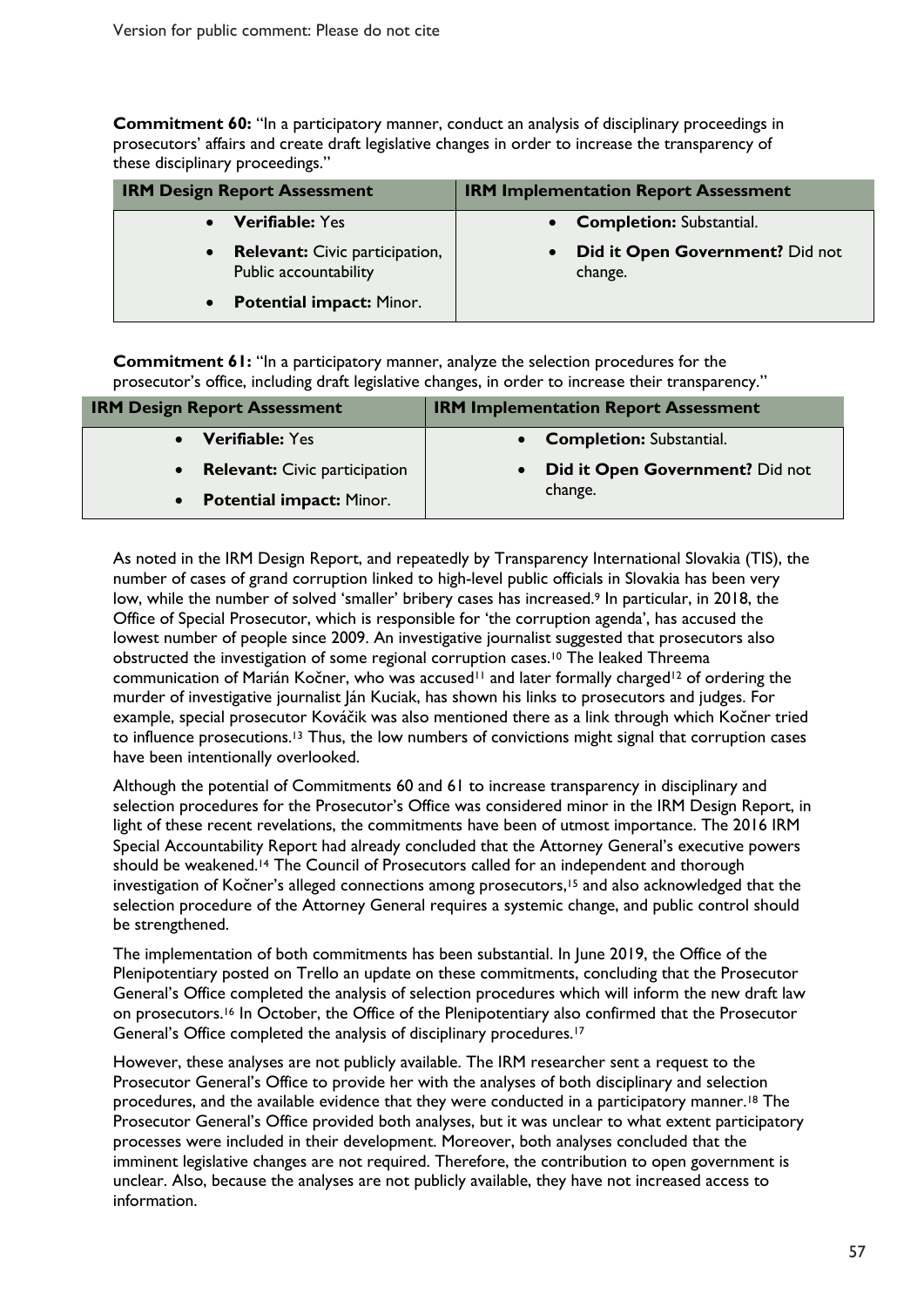**Commitment 60:** "In a participatory manner, conduct an analysis of disciplinary proceedings in prosecutors' affairs and create draft legislative changes in order to increase the transparency of these disciplinary proceedings."

| IRM Design Report Assessment | IRM Implementation Report Assessment |
|---|---|
| • **Verifiable:** Yes<br>• **Relevant:** Civic participation, Public accountability<br>• **Potential impact:** Minor. | • **Completion:** Substantial.<br>• **Did it Open Government?** Did not change. |

**Commitment 61:** "In a participatory manner, analyze the selection procedures for the prosecutor's office, including draft legislative changes, in order to increase their transparency."

| IRM Design Report Assessment | IRM Implementation Report Assessment |
|---|---|
| • **Verifiable:** Yes<br>• **Relevant:** Civic participation<br>• **Potential impact:** Minor. | • **Completion:** Substantial.<br>• **Did it Open Government?** Did not change. |

As noted in the IRM Design Report, and repeatedly by Transparency International Slovakia (TIS), the number of cases of grand corruption linked to high-level public officials in Slovakia has been very low, while the number of solved 'smaller' bribery cases has increased.[9] In particular, in 2018, the Office of Special Prosecutor, which is responsible for 'the corruption agenda', has accused the lowest number of people since 2009. An investigative journalist suggested that prosecutors also obstructed the investigation of some regional corruption cases.[10] The leaked Threema communication of Marián Kočner, who was accused[11] and later formally charged[12] of ordering the murder of investigative journalist Ján Kuciak, has shown his links to prosecutors and judges. For example, special prosecutor Kováčik was also mentioned there as a link through which Kočner tried to influence prosecutions.[13] Thus, the low numbers of convictions might signal that corruption cases have been intentionally overlooked.

Although the potential of Commitments 60 and 61 to increase transparency in disciplinary and selection procedures for the Prosecutor's Office was considered minor in the IRM Design Report, in light of these recent revelations, the commitments have been of utmost importance. The 2016 IRM Special Accountability Report had already concluded that the Attorney General's executive powers should be weakened.[14] The Council of Prosecutors called for an independent and thorough investigation of Kočner's alleged connections among prosecutors,[15] and also acknowledged that the selection procedure of the Attorney General requires a systemic change, and public control should be strengthened.

The implementation of both commitments has been substantial. In June 2019, the Office of the Plenipotentiary posted on Trello an update on these commitments, concluding that the Prosecutor General's Office completed the analysis of selection procedures which will inform the new draft law on prosecutors.[16] In October, the Office of the Plenipotentiary also confirmed that the Prosecutor General's Office completed the analysis of disciplinary procedures.[17]

However, these analyses are not publicly available. The IRM researcher sent a request to the Prosecutor General's Office to provide her with the analyses of both disciplinary and selection procedures, and the available evidence that they were conducted in a participatory manner.[18] The Prosecutor General's Office provided both analyses, but it was unclear to what extent participatory processes were included in their development. Moreover, both analyses concluded that the imminent legislative changes are not required. Therefore, the contribution to open government is unclear. Also, because the analyses are not publicly available, they have not increased access to information.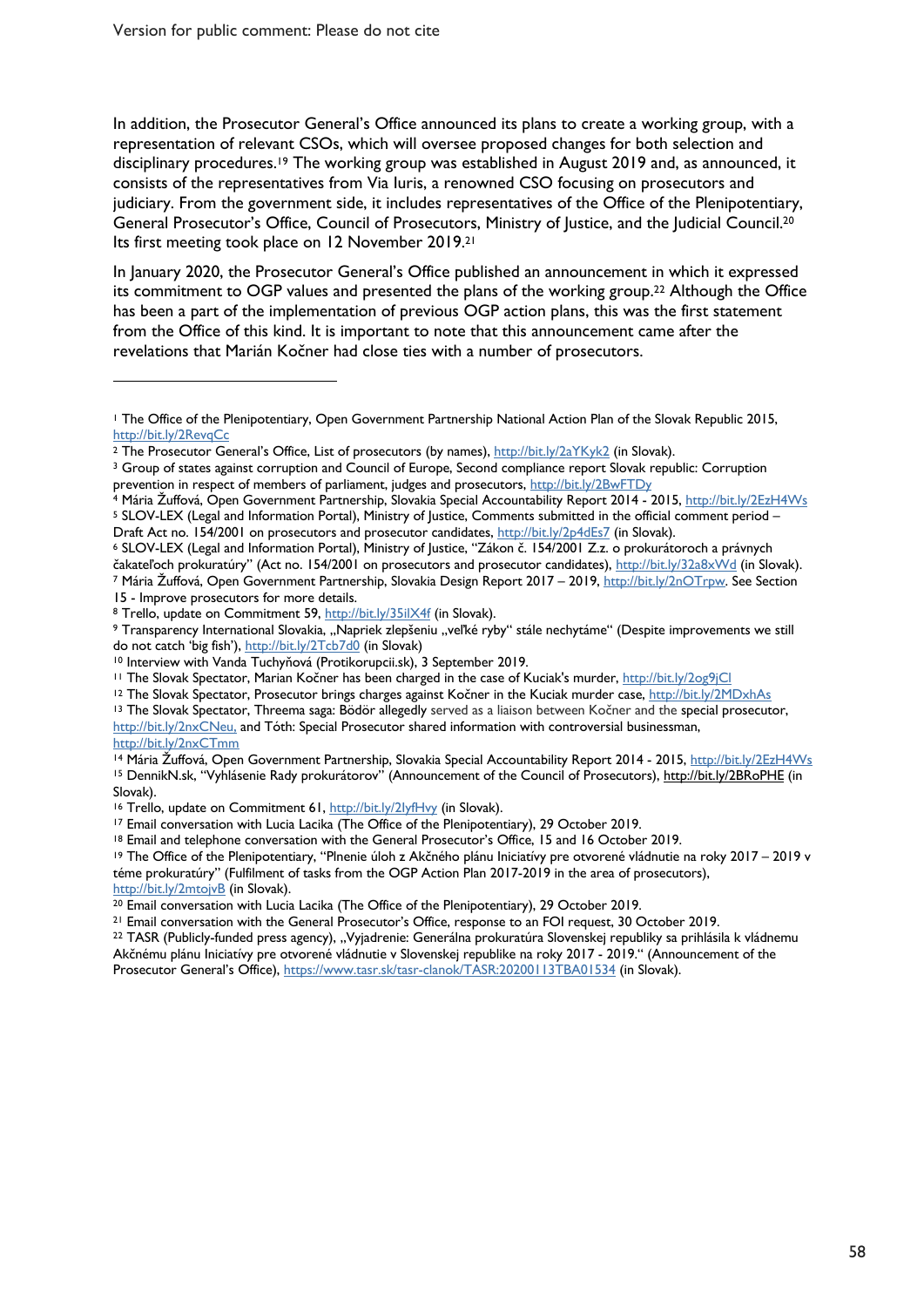In addition, the Prosecutor General's Office announced its plans to create a working group, with a representation of relevant CSOs, which will oversee proposed changes for both selection and disciplinary procedures.[19] The working group was established in August 2019 and, as announced, it consists of the representatives from Via Iuris, a renowned CSO focusing on prosecutors and judiciary. From the government side, it includes representatives of the Office of the Plenipotentiary, General Prosecutor's Office, Council of Prosecutors, Ministry of Justice, and the Judicial Council.[20] Its first meeting took place on 12 November 2019.[21]

In January 2020, the Prosecutor General's Office published an announcement in which it expressed its commitment to OGP values and presented the plans of the working group.[22] Although the Office has been a part of the implementation of previous OGP action plans, this was the first statement from the Office of this kind. It is important to note that this announcement came after the revelations that Marián Kočner had close ties with a number of prosecutors.

---

[1] The Office of the Plenipotentiary, Open Government Partnership National Action Plan of the Slovak Republic 2015, http://bit.ly/2RevqCc

[2] The Prosecutor General's Office, List of prosecutors (by names), http://bit.ly/2aYKyk2 (in Slovak).

[3] Group of states against corruption and Council of Europe, Second compliance report Slovak republic: Corruption prevention in respect of members of parliament, judges and prosecutors, http://bit.ly/2BwFTDy

[4] Mária Žuffová, Open Government Partnership, Slovakia Special Accountability Report 2014 - 2015, http://bit.ly/2EzH4Ws

[5] SLOV-LEX (Legal and Information Portal), Ministry of Justice, Comments submitted in the official comment period – Draft Act no. 154/2001 on prosecutors and prosecutor candidates, http://bit.ly/2p4dEs7 (in Slovak).

[6] SLOV-LEX (Legal and Information Portal), Ministry of Justice, "Zákon č. 154/2001 Z.z. o prokurátoroch a právnych čakateľoch prokuratúry" (Act no. 154/2001 on prosecutors and prosecutor candidates), http://bit.ly/32a8xWd (in Slovak).

[7] Mária Žuffová, Open Government Partnership, Slovakia Design Report 2017 – 2019, http://bit.ly/2nOTrpw. See Section 15 - Improve prosecutors for more details.

[8] Trello, update on Commitment 59, http://bit.ly/35ilX4f (in Slovak).

[9] Transparency International Slovakia, „Napriek zlepšeniu „veľké ryby" stále nechytáme" (Despite improvements we still do not catch 'big fish'), http://bit.ly/2Tcb7d0 (in Slovak)

[10] Interview with Vanda Tuchyňová (Protikorupcii.sk), 3 September 2019.

[11] The Slovak Spectator, Marian Kočner has been charged in the case of Kuciak's murder, http://bit.ly/2og9jCl

[12] The Slovak Spectator, Prosecutor brings charges against Kočner in the Kuciak murder case, http://bit.ly/2MDxhAs

[13] The Slovak Spectator, Threema saga: Bödör allegedly served as a liaison between Kočner and the special prosecutor, http://bit.ly/2nxCNeu, and Tóth: Special Prosecutor shared information with controversial businessman, http://bit.ly/2nxCTmm

[14] Mária Žuffová, Open Government Partnership, Slovakia Special Accountability Report 2014 - 2015, http://bit.ly/2EzH4Ws

[15] DennikN.sk, "Vyhlásenie Rady prokurátorov" (Announcement of the Council of Prosecutors), http://bit.ly/2BRoPHE (in Slovak).

[16] Trello, update on Commitment 61, http://bit.ly/2IyfHvy (in Slovak).

[17] Email conversation with Lucia Lacika (The Office of the Plenipotentiary), 29 October 2019.

[18] Email and telephone conversation with the General Prosecutor's Office, 15 and 16 October 2019.

[19] The Office of the Plenipotentiary, "Plnenie úloh z Akčného plánu Iniciatívy pre otvorené vládnutie na roky 2017 – 2019 v téme prokuratúry" (Fulfilment of tasks from the OGP Action Plan 2017-2019 in the area of prosecutors), http://bit.ly/2mtojvB (in Slovak).

[20] Email conversation with Lucia Lacika (The Office of the Plenipotentiary), 29 October 2019.

[21] Email conversation with the General Prosecutor's Office, response to an FOI request, 30 October 2019.

[22] TASR (Publicly-funded press agency), „Vyjadrenie: Generálna prokuratúra Slovenskej republiky sa prihlásila k vládnemu Akčnému plánu Iniciatívy pre otvorené vládnutie v Slovenskej republike na roky 2017 - 2019." (Announcement of the Prosecutor General's Office), https://www.tasr.sk/tasr-clanok/TASR:20200113TBA01534 (in Slovak).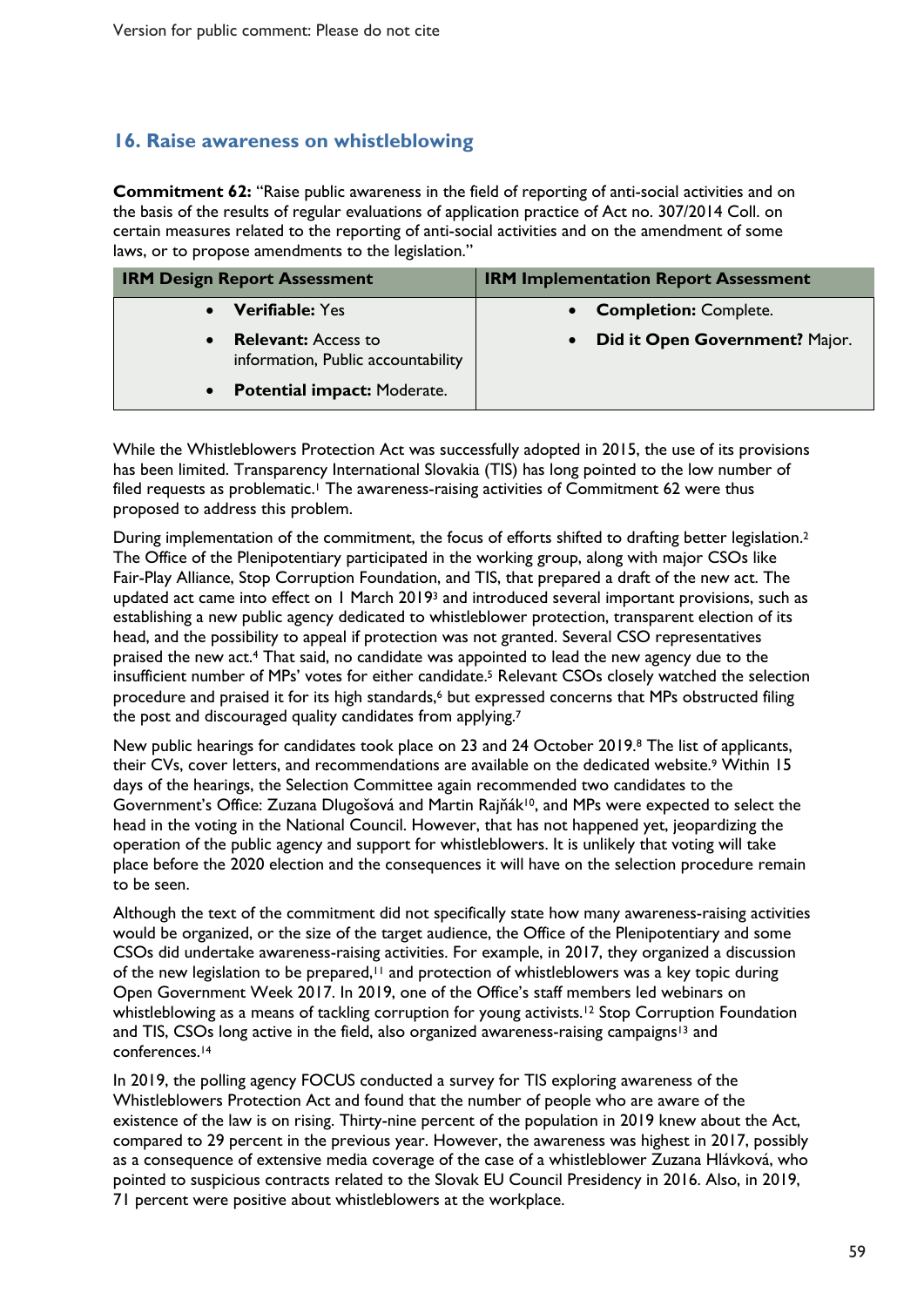## 16. Raise awareness on whistleblowing

**Commitment 62:** "Raise public awareness in the field of reporting of anti-social activities and on the basis of the results of regular evaluations of application practice of Act no. 307/2014 Coll. on certain measures related to the reporting of anti-social activities and on the amendment of some laws, or to propose amendments to the legislation."

| IRM Design Report Assessment | IRM Implementation Report Assessment |
|---|---|
| • **Verifiable:** Yes<br>• **Relevant:** Access to information, Public accountability<br>• **Potential impact:** Moderate. | • **Completion:** Complete.<br>• **Did it Open Government?** Major. |

While the Whistleblowers Protection Act was successfully adopted in 2015, the use of its provisions has been limited. Transparency International Slovakia (TIS) has long pointed to the low number of filed requests as problematic.[1] The awareness-raising activities of Commitment 62 were thus proposed to address this problem.

During implementation of the commitment, the focus of efforts shifted to drafting better legislation.[2] The Office of the Plenipotentiary participated in the working group, along with major CSOs like Fair-Play Alliance, Stop Corruption Foundation, and TIS, that prepared a draft of the new act. The updated act came into effect on 1 March 2019[3] and introduced several important provisions, such as establishing a new public agency dedicated to whistleblower protection, transparent election of its head, and the possibility to appeal if protection was not granted. Several CSO representatives praised the new act.[4] That said, no candidate was appointed to lead the new agency due to the insufficient number of MPs' votes for either candidate.[5] Relevant CSOs closely watched the selection procedure and praised it for its high standards,[6] but expressed concerns that MPs obstructed filing the post and discouraged quality candidates from applying.[7]

New public hearings for candidates took place on 23 and 24 October 2019.[8] The list of applicants, their CVs, cover letters, and recommendations are available on the dedicated website.[9] Within 15 days of the hearings, the Selection Committee again recommended two candidates to the Government's Office: Zuzana Dlugošová and Martin Rajňák[10], and MPs were expected to select the head in the voting in the National Council. However, that has not happened yet, jeopardizing the operation of the public agency and support for whistleblowers. It is unlikely that voting will take place before the 2020 election and the consequences it will have on the selection procedure remain to be seen.

Although the text of the commitment did not specifically state how many awareness-raising activities would be organized, or the size of the target audience, the Office of the Plenipotentiary and some CSOs did undertake awareness-raising activities. For example, in 2017, they organized a discussion of the new legislation to be prepared,[11] and protection of whistleblowers was a key topic during Open Government Week 2017. In 2019, one of the Office's staff members led webinars on whistleblowing as a means of tackling corruption for young activists.[12] Stop Corruption Foundation and TIS, CSOs long active in the field, also organized awareness-raising campaigns[13] and conferences.[14]

In 2019, the polling agency FOCUS conducted a survey for TIS exploring awareness of the Whistleblowers Protection Act and found that the number of people who are aware of the existence of the law is on rising. Thirty-nine percent of the population in 2019 knew about the Act, compared to 29 percent in the previous year. However, the awareness was highest in 2017, possibly as a consequence of extensive media coverage of the case of a whistleblower Zuzana Hlávková, who pointed to suspicious contracts related to the Slovak EU Council Presidency in 2016. Also, in 2019, 71 percent were positive about whistleblowers at the workplace.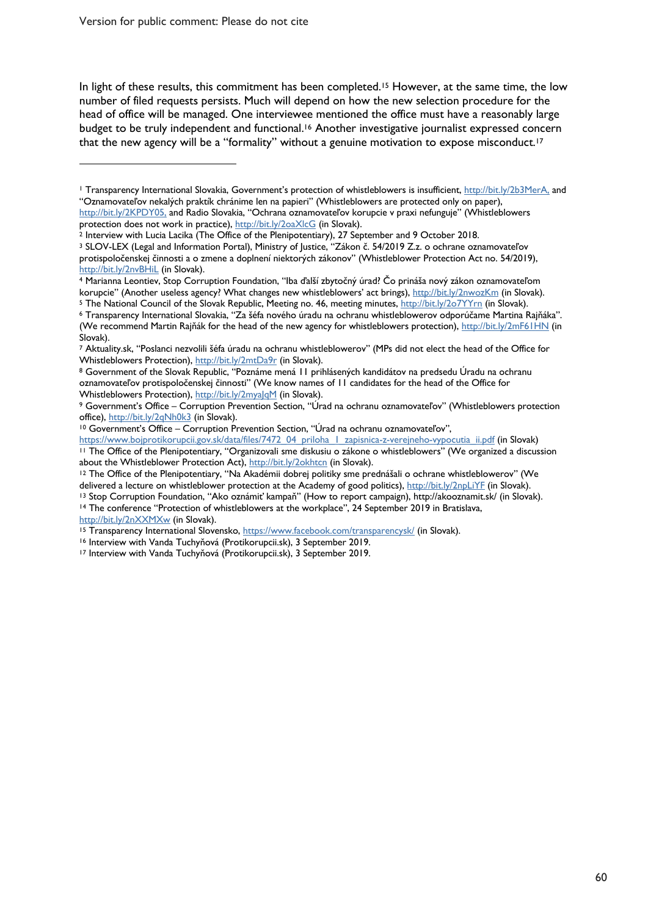In light of these results, this commitment has been completed.[15] However, at the same time, the low number of filed requests persists. Much will depend on how the new selection procedure for the head of office will be managed. One interviewee mentioned the office must have a reasonably large budget to be truly independent and functional.[16] Another investigative journalist expressed concern that the new agency will be a "formality" without a genuine motivation to expose misconduct.[17]

---

[1] Transparency International Slovakia, Government's protection of whistleblowers is insufficient, http://bit.ly/2b3MerA, and "Oznamovateľov nekalých praktík chránime len na papieri" (Whistleblowers are protected only on paper), http://bit.ly/2KPDY05, and Radio Slovakia, "Ochrana oznamovateľov korupcie v praxi nefunguje" (Whistleblowers protection does not work in practice), http://bit.ly/2oaXlcG (in Slovak).

[2] Interview with Lucia Lacika (The Office of the Plenipotentiary), 27 September and 9 October 2018.

[3] SLOV-LEX (Legal and Information Portal), Ministry of Justice, "Zákon č. 54/2019 Z.z. o ochrane oznamovateľov protispoločenskej činnosti a o zmene a doplnení niektorých zákonov" (Whistleblower Protection Act no. 54/2019), http://bit.ly/2nvBHiL (in Slovak).

[4] Marianna Leontiev, Stop Corruption Foundation, "Iba ďalší zbytočný úrad? Čo prináša nový zákon oznamovateľom korupcie" (Another useless agency? What changes new whistleblowers' act brings), http://bit.ly/2nwozKm (in Slovak).

[5] The National Council of the Slovak Republic, Meeting no. 46, meeting minutes, http://bit.ly/2o7YYrn (in Slovak).

[6] Transparency International Slovakia, "Za šéfa nového úradu na ochranu whistleblowerov odporúčame Martina Rajňáka". (We recommend Martin Rajňák for the head of the new agency for whistleblowers protection), http://bit.ly/2mF61HN (in Slovak).

[7] Aktuality.sk, "Poslanci nezvolili šéfa úradu na ochranu whistleblowerov" (MPs did not elect the head of the Office for Whistleblowers Protection), http://bit.ly/2mtDa9r (in Slovak).

[8] Government of the Slovak Republic, "Poznáme mená 11 prihlásených kandidátov na predsedu Úradu na ochranu oznamovateľov protispoločenskej činnosti" (We know names of 11 candidates for the head of the Office for Whistleblowers Protection), http://bit.ly/2myaJqM (in Slovak).

[9] Government's Office – Corruption Prevention Section, "Úrad na ochranu oznamovateľov" (Whistleblowers protection office), http://bit.ly/2qNh0k3 (in Slovak).

[10] Government's Office – Corruption Prevention Section, "Úrad na ochranu oznamovateľov", https://www.bojprotikorupcii.gov.sk/data/files/7472_04_priloha_1_zapisnica-z-verejneho-vypocutia_ii.pdf (in Slovak)

[11] The Office of the Plenipotentiary, "Organizovali sme diskusiu o zákone o whistleblowers" (We organized a discussion about the Whistleblower Protection Act), http://bit.ly/2okhtcn (in Slovak).

[12] The Office of the Plenipotentiary, "Na Akadémii dobrej politiky sme prednášali o ochrane whistleblowerov" (We delivered a lecture on whistleblower protection at the Academy of good politics), http://bit.ly/2npLiYF (in Slovak).

[13] Stop Corruption Foundation, "Ako oznámiť kampaň" (How to report campaign), http://akooznamit.sk/ (in Slovak).

[14] The conference "Protection of whistleblowers at the workplace", 24 September 2019 in Bratislava, http://bit.ly/2nXXMXw (in Slovak).

[15] Transparency International Slovensko, https://www.facebook.com/transparencysk/ (in Slovak).

[16] Interview with Vanda Tuchyňová (Protikorupcii.sk), 3 September 2019.

[17] Interview with Vanda Tuchyňová (Protikorupcii.sk), 3 September 2019.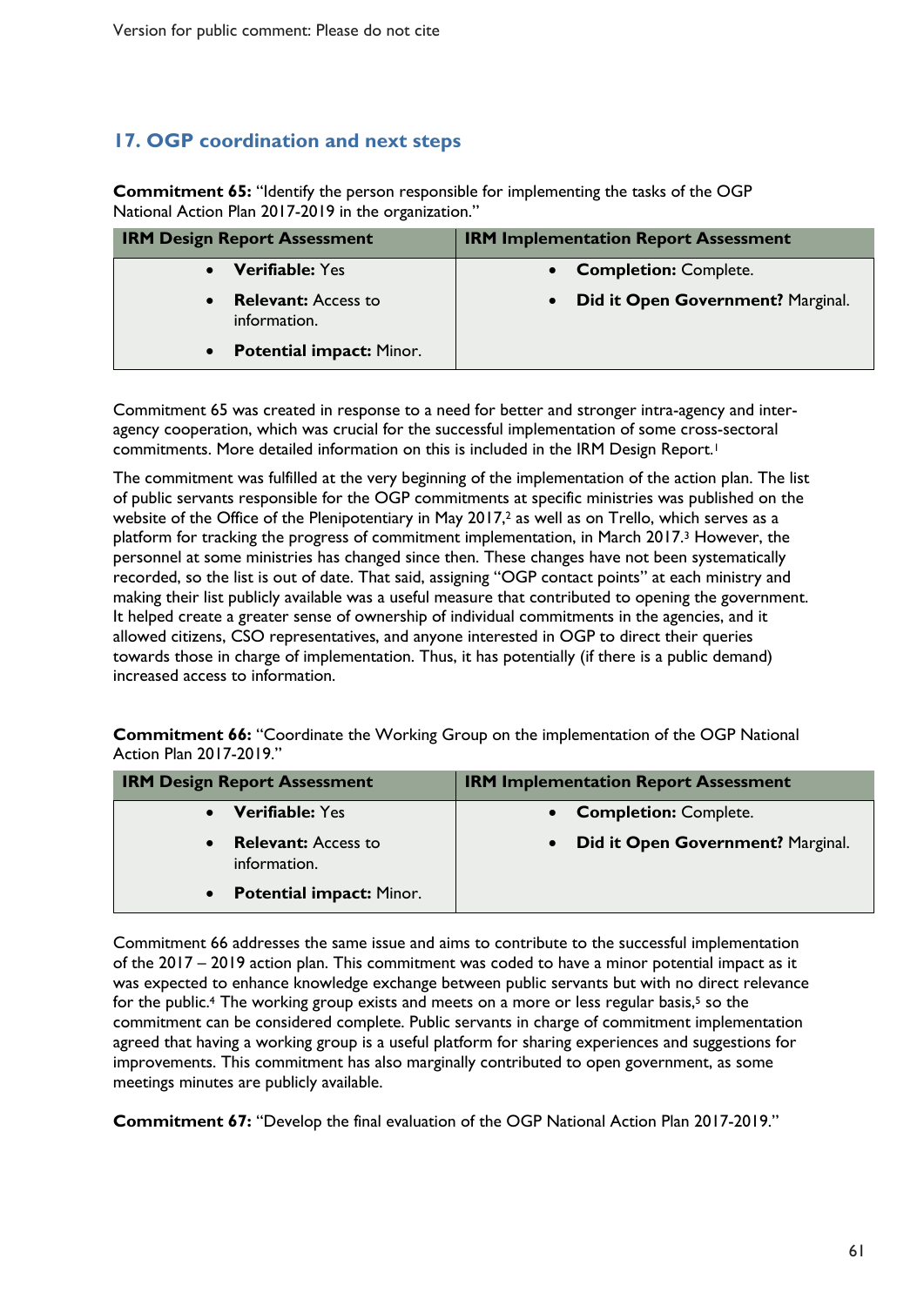## 17. OGP coordination and next steps

**Commitment 65:** "Identify the person responsible for implementing the tasks of the OGP National Action Plan 2017-2019 in the organization."

| IRM Design Report Assessment | IRM Implementation Report Assessment |
|---|---|
| • **Verifiable:** Yes<br>• **Relevant:** Access to information.<br>• **Potential impact:** Minor. | • **Completion:** Complete.<br>• **Did it Open Government?** Marginal. |

Commitment 65 was created in response to a need for better and stronger intra-agency and inter-agency cooperation, which was crucial for the successful implementation of some cross-sectoral commitments. More detailed information on this is included in the IRM Design Report.[1]

The commitment was fulfilled at the very beginning of the implementation of the action plan. The list of public servants responsible for the OGP commitments at specific ministries was published on the website of the Office of the Plenipotentiary in May 2017,[2] as well as on Trello, which serves as a platform for tracking the progress of commitment implementation, in March 2017.[3] However, the personnel at some ministries has changed since then. These changes have not been systematically recorded, so the list is out of date. That said, assigning "OGP contact points" at each ministry and making their list publicly available was a useful measure that contributed to opening the government. It helped create a greater sense of ownership of individual commitments in the agencies, and it allowed citizens, CSO representatives, and anyone interested in OGP to direct their queries towards those in charge of implementation. Thus, it has potentially (if there is a public demand) increased access to information.

**Commitment 66:** "Coordinate the Working Group on the implementation of the OGP National Action Plan 2017-2019."

| IRM Design Report Assessment | IRM Implementation Report Assessment |
|---|---|
| • **Verifiable:** Yes<br>• **Relevant:** Access to information.<br>• **Potential impact:** Minor. | • **Completion:** Complete.<br>• **Did it Open Government?** Marginal. |

Commitment 66 addresses the same issue and aims to contribute to the successful implementation of the 2017 – 2019 action plan. This commitment was coded to have a minor potential impact as it was expected to enhance knowledge exchange between public servants but with no direct relevance for the public.[4] The working group exists and meets on a more or less regular basis,[5] so the commitment can be considered complete. Public servants in charge of commitment implementation agreed that having a working group is a useful platform for sharing experiences and suggestions for improvements. This commitment has also marginally contributed to open government, as some meetings minutes are publicly available.

**Commitment 67:** "Develop the final evaluation of the OGP National Action Plan 2017-2019."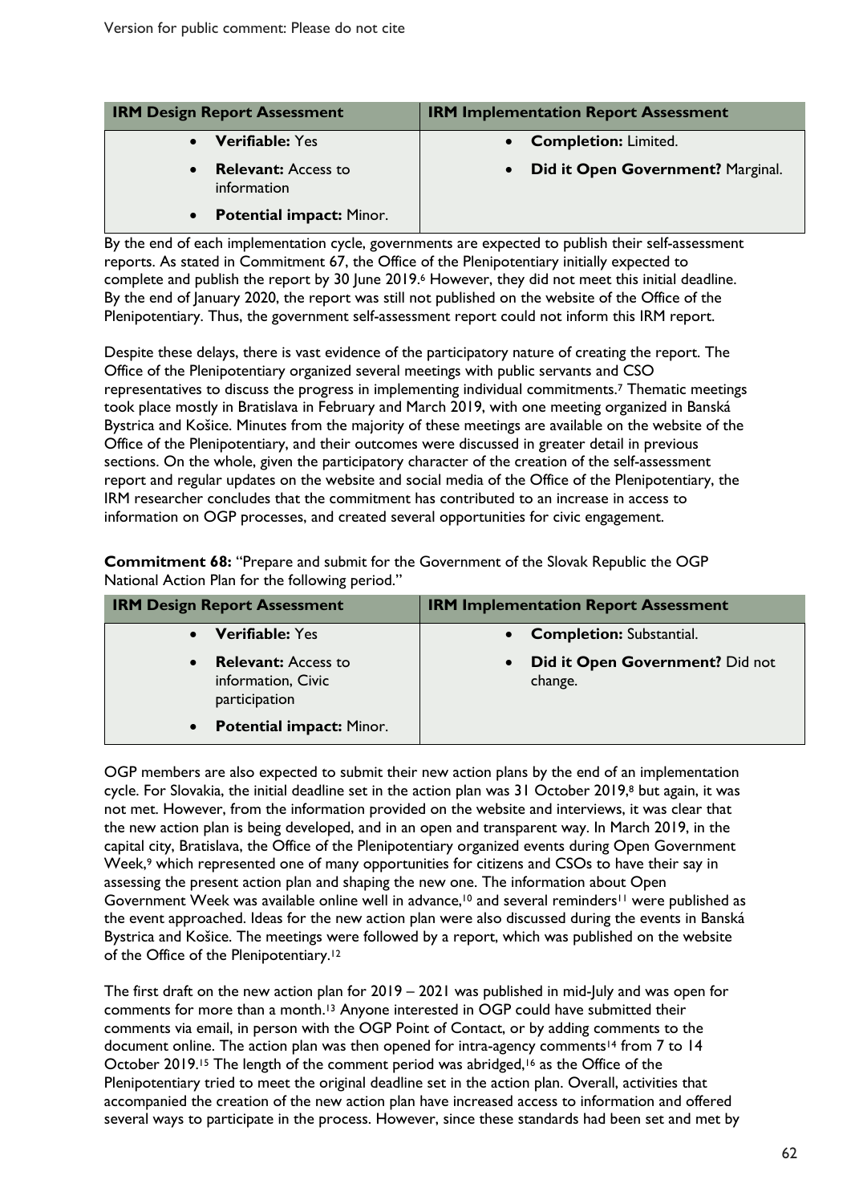Version for public comment: Please do not cite

| IRM Design Report Assessment | IRM Implementation Report Assessment |
| --- | --- |
| • **Verifiable:** Yes<br>• **Relevant:** Access to information<br>• **Potential impact:** Minor. | • **Completion:** Limited.<br>• **Did it Open Government?** Marginal. |

By the end of each implementation cycle, governments are expected to publish their self-assessment reports. As stated in Commitment 67, the Office of the Plenipotentiary initially expected to complete and publish the report by 30 June 2019.[6] However, they did not meet this initial deadline. By the end of January 2020, the report was still not published on the website of the Office of the Plenipotentiary. Thus, the government self-assessment report could not inform this IRM report.

Despite these delays, there is vast evidence of the participatory nature of creating the report. The Office of the Plenipotentiary organized several meetings with public servants and CSO representatives to discuss the progress in implementing individual commitments.[7] Thematic meetings took place mostly in Bratislava in February and March 2019, with one meeting organized in Banská Bystrica and Košice. Minutes from the majority of these meetings are available on the website of the Office of the Plenipotentiary, and their outcomes were discussed in greater detail in previous sections. On the whole, given the participatory character of the creation of the self-assessment report and regular updates on the website and social media of the Office of the Plenipotentiary, the IRM researcher concludes that the commitment has contributed to an increase in access to information on OGP processes, and created several opportunities for civic engagement.

**Commitment 68:** "Prepare and submit for the Government of the Slovak Republic the OGP National Action Plan for the following period."

| IRM Design Report Assessment | IRM Implementation Report Assessment |
| --- | --- |
| • **Verifiable:** Yes<br>• **Relevant:** Access to information, Civic participation<br>• **Potential impact:** Minor. | • **Completion:** Substantial.<br>• **Did it Open Government?** Did not change. |

OGP members are also expected to submit their new action plans by the end of an implementation cycle. For Slovakia, the initial deadline set in the action plan was 31 October 2019,[8] but again, it was not met. However, from the information provided on the website and interviews, it was clear that the new action plan is being developed, and in an open and transparent way. In March 2019, in the capital city, Bratislava, the Office of the Plenipotentiary organized events during Open Government Week,[9] which represented one of many opportunities for citizens and CSOs to have their say in assessing the present action plan and shaping the new one. The information about Open Government Week was available online well in advance,[10] and several reminders[11] were published as the event approached. Ideas for the new action plan were also discussed during the events in Banská Bystrica and Košice. The meetings were followed by a report, which was published on the website of the Office of the Plenipotentiary.[12]

The first draft on the new action plan for 2019 – 2021 was published in mid-July and was open for comments for more than a month.[13] Anyone interested in OGP could have submitted their comments via email, in person with the OGP Point of Contact, or by adding comments to the document online. The action plan was then opened for intra-agency comments[14] from 7 to 14 October 2019.[15] The length of the comment period was abridged,[16] as the Office of the Plenipotentiary tried to meet the original deadline set in the action plan. Overall, activities that accompanied the creation of the new action plan have increased access to information and offered several ways to participate in the process. However, since these standards had been set and met by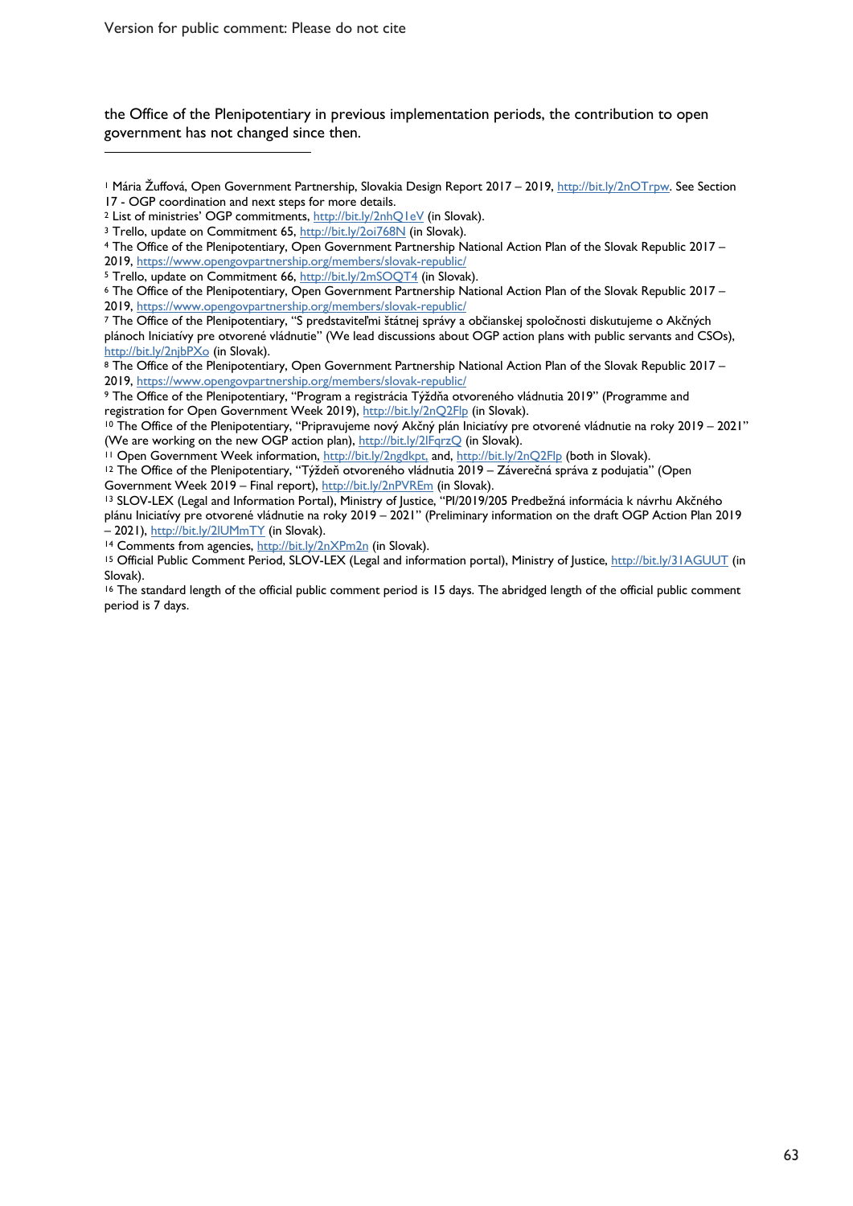the Office of the Plenipotentiary in previous implementation periods, the contribution to open government has not changed since then.

---

[1] Mária Žuffová, Open Government Partnership, Slovakia Design Report 2017 – 2019, http://bit.ly/2nOTrpw. See Section 17 - OGP coordination and next steps for more details.

[2] List of ministries' OGP commitments, http://bit.ly/2nhQ1eV (in Slovak).

[3] Trello, update on Commitment 65, http://bit.ly/2oi768N (in Slovak).

[4] The Office of the Plenipotentiary, Open Government Partnership National Action Plan of the Slovak Republic 2017 – 2019, https://www.opengovpartnership.org/members/slovak-republic/

[5] Trello, update on Commitment 66, http://bit.ly/2mSOQT4 (in Slovak).

[6] The Office of the Plenipotentiary, Open Government Partnership National Action Plan of the Slovak Republic 2017 – 2019, https://www.opengovpartnership.org/members/slovak-republic/

[7] The Office of the Plenipotentiary, "S predstaviteľmi štátnej správy a občianskej spoločnosti diskutujeme o Akčných plánoch Iniciatívy pre otvorené vládnutie" (We lead discussions about OGP action plans with public servants and CSOs), http://bit.ly/2njbPXo (in Slovak).

[8] The Office of the Plenipotentiary, Open Government Partnership National Action Plan of the Slovak Republic 2017 – 2019, https://www.opengovpartnership.org/members/slovak-republic/

[9] The Office of the Plenipotentiary, "Program a registrácia Týždňa otvoreného vládnutia 2019" (Programme and registration for Open Government Week 2019), http://bit.ly/2nQ2Flp (in Slovak).

[10] The Office of the Plenipotentiary, "Pripravujeme nový Akčný plán Iniciatívy pre otvorené vládnutie na roky 2019 – 2021" (We are working on the new OGP action plan), http://bit.ly/2lFqrzQ (in Slovak).

[11] Open Government Week information, http://bit.ly/2ngdkpt, and, http://bit.ly/2nQ2Flp (both in Slovak).

[12] The Office of the Plenipotentiary, "Týždeň otvoreného vládnutia 2019 – Záverečná správa z podujatia" (Open Government Week 2019 – Final report), http://bit.ly/2nPVREm (in Slovak).

[13] SLOV-LEX (Legal and Information Portal), Ministry of Justice, "PI/2019/205 Predbežná informácia k návrhu Akčného plánu Iniciatívy pre otvorené vládnutie na roky 2019 – 2021" (Preliminary information on the draft OGP Action Plan 2019 – 2021), http://bit.ly/2lUMmTY (in Slovak).

[14] Comments from agencies, http://bit.ly/2nXPm2n (in Slovak).

[15] Official Public Comment Period, SLOV-LEX (Legal and information portal), Ministry of Justice, http://bit.ly/31AGUUT (in Slovak).

[16] The standard length of the official public comment period is 15 days. The abridged length of the official public comment period is 7 days.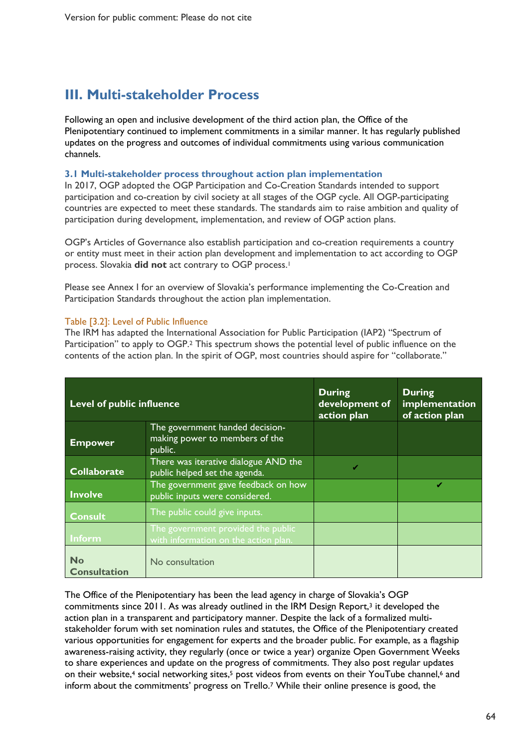## III. Multi-stakeholder Process

Following an open and inclusive development of the third action plan, the Office of the Plenipotentiary continued to implement commitments in a similar manner. It has regularly published updates on the progress and outcomes of individual commitments using various communication channels.

### 3.1 Multi-stakeholder process throughout action plan implementation

In 2017, OGP adopted the OGP Participation and Co-Creation Standards intended to support participation and co-creation by civil society at all stages of the OGP cycle. All OGP-participating countries are expected to meet these standards. The standards aim to raise ambition and quality of participation during development, implementation, and review of OGP action plans.

OGP's Articles of Governance also establish participation and co-creation requirements a country or entity must meet in their action plan development and implementation to act according to OGP process. Slovakia **did not** act contrary to OGP process.[1]

Please see Annex I for an overview of Slovakia's performance implementing the Co-Creation and Participation Standards throughout the action plan implementation.

Table [3.2]: Level of Public Influence

The IRM has adapted the International Association for Public Participation (IAP2) "Spectrum of Participation" to apply to OGP.[2] This spectrum shows the potential level of public influence on the contents of the action plan. In the spirit of OGP, most countries should aspire for "collaborate."

| Level of public influence | | During development of action plan | During implementation of action plan |
|---|---|---|---|
| **Empower** | The government handed decision-making power to members of the public. | | |
| **Collaborate** | There was iterative dialogue AND the public helped set the agenda. | ✔ | |
| **Involve** | The government gave feedback on how public inputs were considered. | | ✔ |
| **Consult** | The public could give inputs. | | |
| **Inform** | The government provided the public with information on the action plan. | | |
| **No Consultation** | No consultation | | |

The Office of the Plenipotentiary has been the lead agency in charge of Slovakia's OGP commitments since 2011. As was already outlined in the IRM Design Report,[3] it developed the action plan in a transparent and participatory manner. Despite the lack of a formalized multi-stakeholder forum with set nomination rules and statutes, the Office of the Plenipotentiary created various opportunities for engagement for experts and the broader public. For example, as a flagship awareness-raising activity, they regularly (once or twice a year) organize Open Government Weeks to share experiences and update on the progress of commitments. They also post regular updates on their website,[4] social networking sites,[5] post videos from events on their YouTube channel,[6] and inform about the commitments' progress on Trello.[7] While their online presence is good, the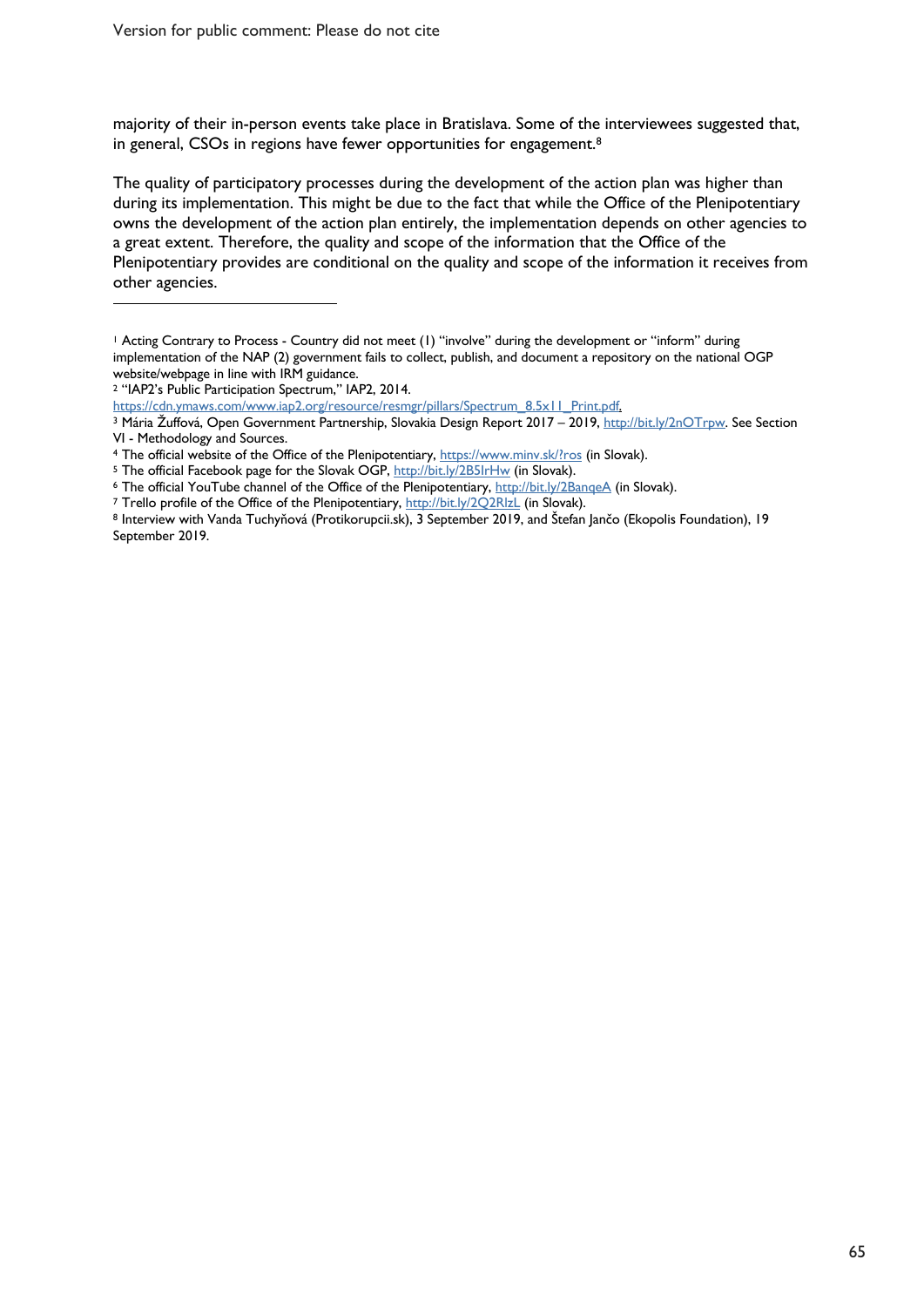majority of their in-person events take place in Bratislava. Some of the interviewees suggested that, in general, CSOs in regions have fewer opportunities for engagement.[8]

The quality of participatory processes during the development of the action plan was higher than during its implementation. This might be due to the fact that while the Office of the Plenipotentiary owns the development of the action plan entirely, the implementation depends on other agencies to a great extent. Therefore, the quality and scope of the information that the Office of the Plenipotentiary provides are conditional on the quality and scope of the information it receives from other agencies.

---

[1] Acting Contrary to Process - Country did not meet (1) "involve" during the development or "inform" during implementation of the NAP (2) government fails to collect, publish, and document a repository on the national OGP website/webpage in line with IRM guidance.

[2] "IAP2's Public Participation Spectrum," IAP2, 2014. https://cdn.ymaws.com/www.iap2.org/resource/resmgr/pillars/Spectrum_8.5x11_Print.pdf.

[3] Mária Žuffová, Open Government Partnership, Slovakia Design Report 2017 – 2019, http://bit.ly/2nOTrpw. See Section VI - Methodology and Sources.

[4] The official website of the Office of the Plenipotentiary, https://www.minv.sk/?ros (in Slovak).

[5] The official Facebook page for the Slovak OGP, http://bit.ly/2B5IrHw (in Slovak).

[6] The official YouTube channel of the Office of the Plenipotentiary, http://bit.ly/2BanqeA (in Slovak).

[7] Trello profile of the Office of the Plenipotentiary, http://bit.ly/2Q2RlzL (in Slovak).

[8] Interview with Vanda Tuchyňová (Protikorupcii.sk), 3 September 2019, and Štefan Jančo (Ekopolis Foundation), 19 September 2019.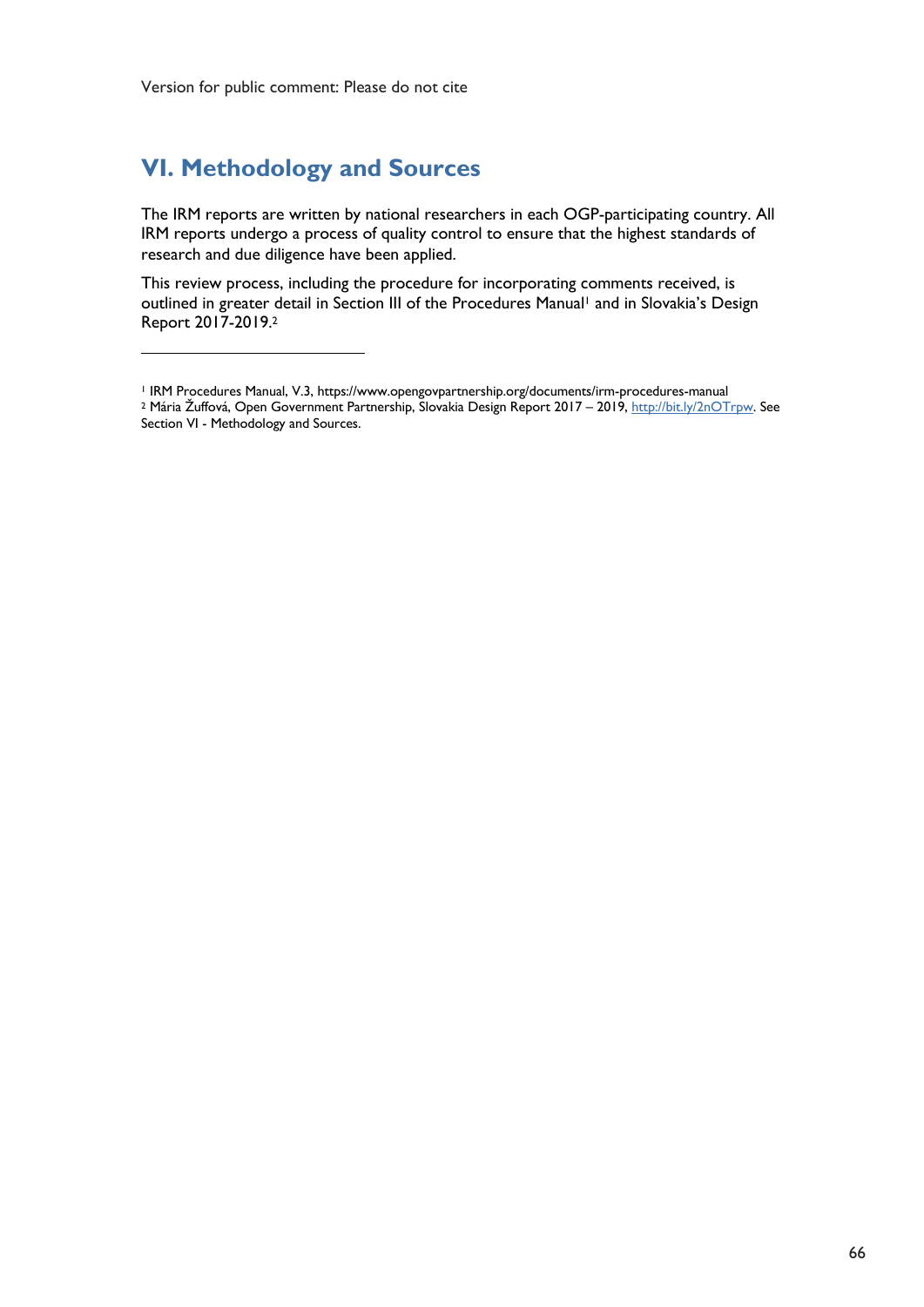Version for public comment: Please do not cite

## VI. Methodology and Sources

The IRM reports are written by national researchers in each OGP-participating country. All IRM reports undergo a process of quality control to ensure that the highest standards of research and due diligence have been applied.

This review process, including the procedure for incorporating comments received, is outlined in greater detail in Section III of the Procedures Manual[1] and in Slovakia's Design Report 2017-2019.[2]

---

[1] IRM Procedures Manual, V.3, https://www.opengovpartnership.org/documents/irm-procedures-manual

[2] Mária Žuffová, Open Government Partnership, Slovakia Design Report 2017 – 2019, http://bit.ly/2nOTrpw. See Section VI - Methodology and Sources.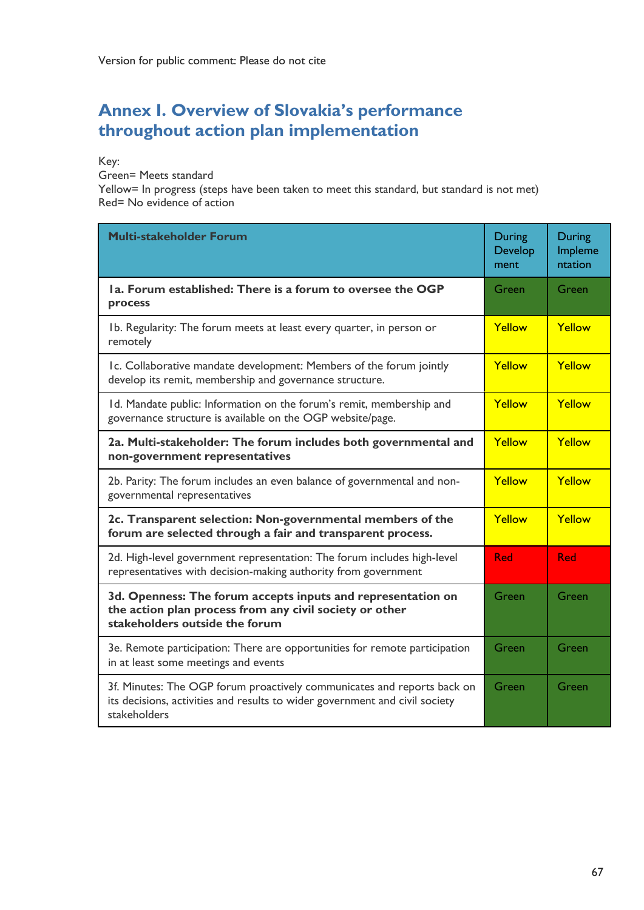Version for public comment: Please do not cite

# Annex I. Overview of Slovakia's performance throughout action plan implementation

Key:
Green= Meets standard
Yellow= In progress (steps have been taken to meet this standard, but standard is not met)
Red= No evidence of action

| Multi-stakeholder Forum | During Development | During Implementation |
|---|---|---|
| **1a. Forum established: There is a forum to oversee the OGP process** | Green | Green |
| 1b. Regularity: The forum meets at least every quarter, in person or remotely | Yellow | Yellow |
| 1c. Collaborative mandate development: Members of the forum jointly develop its remit, membership and governance structure. | Yellow | Yellow |
| 1d. Mandate public: Information on the forum's remit, membership and governance structure is available on the OGP website/page. | Yellow | Yellow |
| **2a. Multi-stakeholder: The forum includes both governmental and non-government representatives** | Yellow | Yellow |
| 2b. Parity: The forum includes an even balance of governmental and non-governmental representatives | Yellow | Yellow |
| **2c. Transparent selection: Non-governmental members of the forum are selected through a fair and transparent process.** | Yellow | Yellow |
| 2d. High-level government representation: The forum includes high-level representatives with decision-making authority from government | Red | Red |
| **3d. Openness: The forum accepts inputs and representation on the action plan process from any civil society or other stakeholders outside the forum** | Green | Green |
| 3e. Remote participation: There are opportunities for remote participation in at least some meetings and events | Green | Green |
| 3f. Minutes: The OGP forum proactively communicates and reports back on its decisions, activities and results to wider government and civil society stakeholders | Green | Green |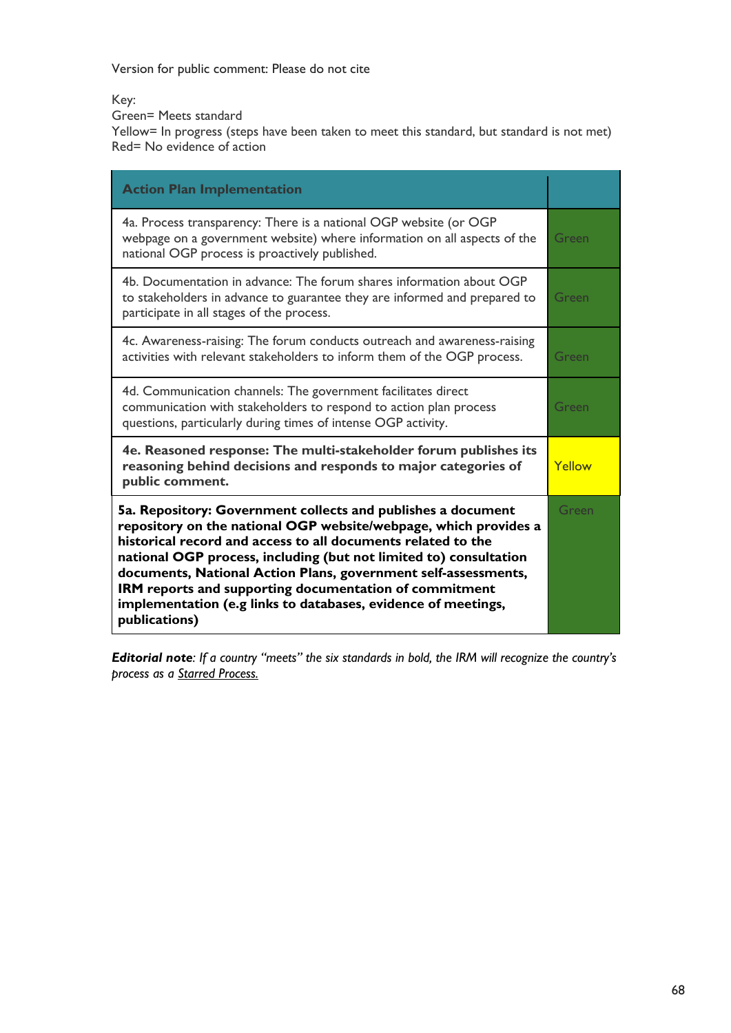Version for public comment: Please do not cite

Key:
Green= Meets standard
Yellow= In progress (steps have been taken to meet this standard, but standard is not met)
Red= No evidence of action

| Action Plan Implementation | |
|---|---|
| 4a. Process transparency: There is a national OGP website (or OGP webpage on a government website) where information on all aspects of the national OGP process is proactively published. | Green |
| 4b. Documentation in advance: The forum shares information about OGP to stakeholders in advance to guarantee they are informed and prepared to participate in all stages of the process. | Green |
| 4c. Awareness-raising: The forum conducts outreach and awareness-raising activities with relevant stakeholders to inform them of the OGP process. | Green |
| 4d. Communication channels: The government facilitates direct communication with stakeholders to respond to action plan process questions, particularly during times of intense OGP activity. | Green |
| **4e. Reasoned response: The multi-stakeholder forum publishes its reasoning behind decisions and responds to major categories of public comment.** | Yellow |
| **5a. Repository: Government collects and publishes a document repository on the national OGP website/webpage, which provides a historical record and access to all documents related to the national OGP process, including (but not limited to) consultation documents, National Action Plans, government self-assessments, IRM reports and supporting documentation of commitment implementation (e.g links to databases, evidence of meetings, publications)** | Green |

***Editorial note****: If a country "meets" the six standards in bold, the IRM will recognize the country's process as a* *Starred Process.*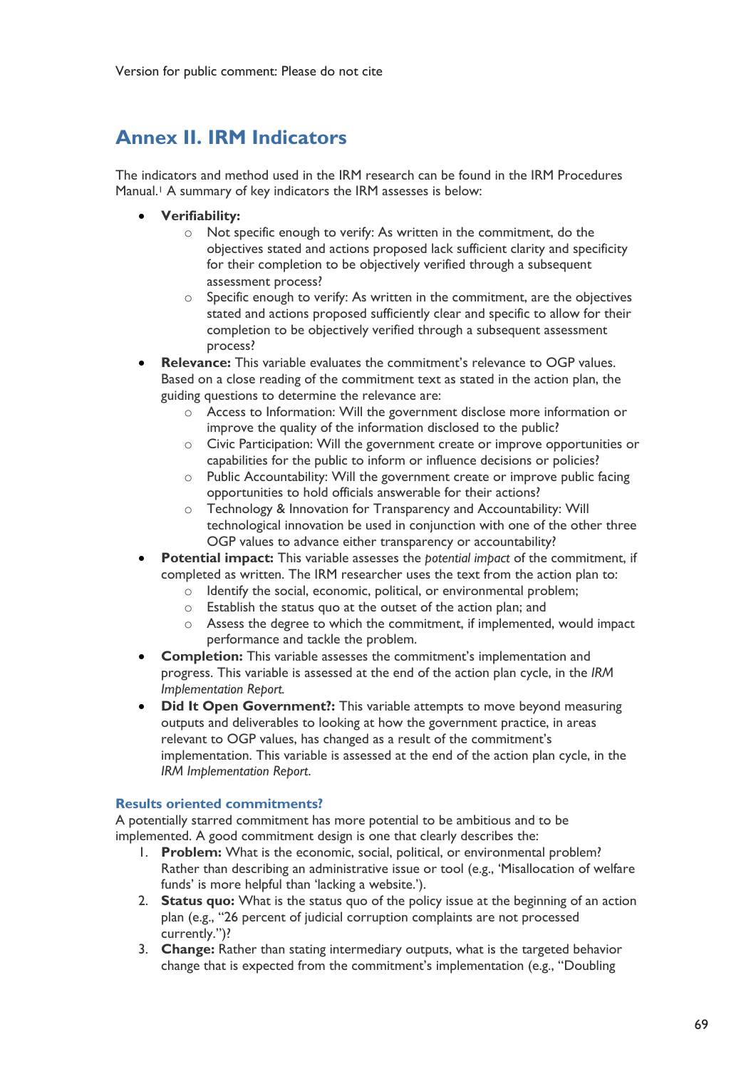Version for public comment: Please do not cite

## Annex II. IRM Indicators

The indicators and method used in the IRM research can be found in the IRM Procedures Manual.[1] A summary of key indicators the IRM assesses is below:

- **Verifiability:**
  - Not specific enough to verify: As written in the commitment, do the objectives stated and actions proposed lack sufficient clarity and specificity for their completion to be objectively verified through a subsequent assessment process?
  - Specific enough to verify: As written in the commitment, are the objectives stated and actions proposed sufficiently clear and specific to allow for their completion to be objectively verified through a subsequent assessment process?
- **Relevance:** This variable evaluates the commitment's relevance to OGP values. Based on a close reading of the commitment text as stated in the action plan, the guiding questions to determine the relevance are:
  - Access to Information: Will the government disclose more information or improve the quality of the information disclosed to the public?
  - Civic Participation: Will the government create or improve opportunities or capabilities for the public to inform or influence decisions or policies?
  - Public Accountability: Will the government create or improve public facing opportunities to hold officials answerable for their actions?
  - Technology & Innovation for Transparency and Accountability: Will technological innovation be used in conjunction with one of the other three OGP values to advance either transparency or accountability?
- **Potential impact:** This variable assesses the *potential impact* of the commitment, if completed as written. The IRM researcher uses the text from the action plan to:
  - Identify the social, economic, political, or environmental problem;
  - Establish the status quo at the outset of the action plan; and
  - Assess the degree to which the commitment, if implemented, would impact performance and tackle the problem.
- **Completion:** This variable assesses the commitment's implementation and progress. This variable is assessed at the end of the action plan cycle, in the *IRM Implementation Report*.
- **Did It Open Government?:** This variable attempts to move beyond measuring outputs and deliverables to looking at how the government practice, in areas relevant to OGP values, has changed as a result of the commitment's implementation. This variable is assessed at the end of the action plan cycle, in the *IRM Implementation Report*.

### Results oriented commitments?

A potentially starred commitment has more potential to be ambitious and to be implemented. A good commitment design is one that clearly describes the:

1. **Problem:** What is the economic, social, political, or environmental problem? Rather than describing an administrative issue or tool (e.g., 'Misallocation of welfare funds' is more helpful than 'lacking a website.').
2. **Status quo:** What is the status quo of the policy issue at the beginning of an action plan (e.g., "26 percent of judicial corruption complaints are not processed currently.")?
3. **Change:** Rather than stating intermediary outputs, what is the targeted behavior change that is expected from the commitment's implementation (e.g., "Doubling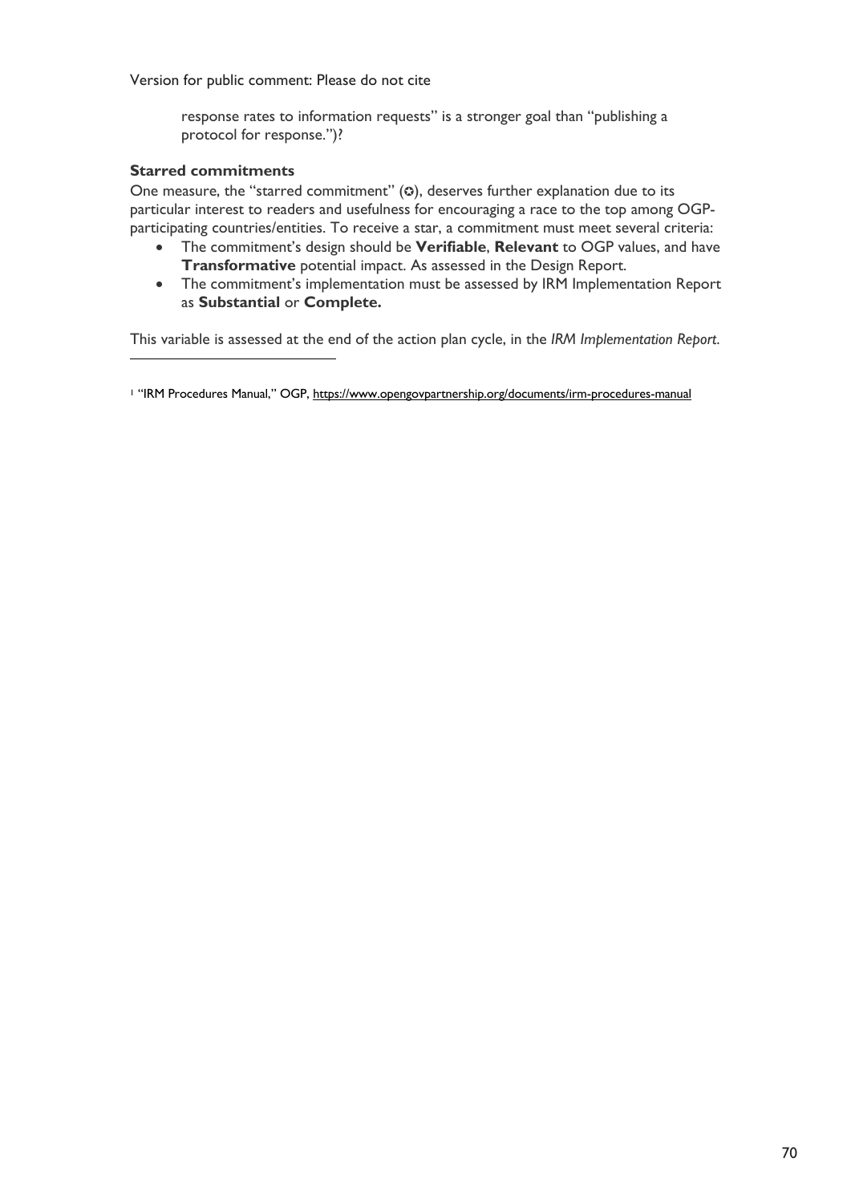Version for public comment: Please do not cite

response rates to information requests" is a stronger goal than "publishing a protocol for response.")?

**Starred commitments**

One measure, the "starred commitment" (✪), deserves further explanation due to its particular interest to readers and usefulness for encouraging a race to the top among OGP-participating countries/entities. To receive a star, a commitment must meet several criteria:

- The commitment's design should be **Verifiable**, **Relevant** to OGP values, and have **Transformative** potential impact. As assessed in the Design Report.
- The commitment's implementation must be assessed by IRM Implementation Report as **Substantial** or **Complete.**

This variable is assessed at the end of the action plan cycle, in the *IRM Implementation Report*.

---

[1] "IRM Procedures Manual," OGP, https://www.opengovpartnership.org/documents/irm-procedures-manual